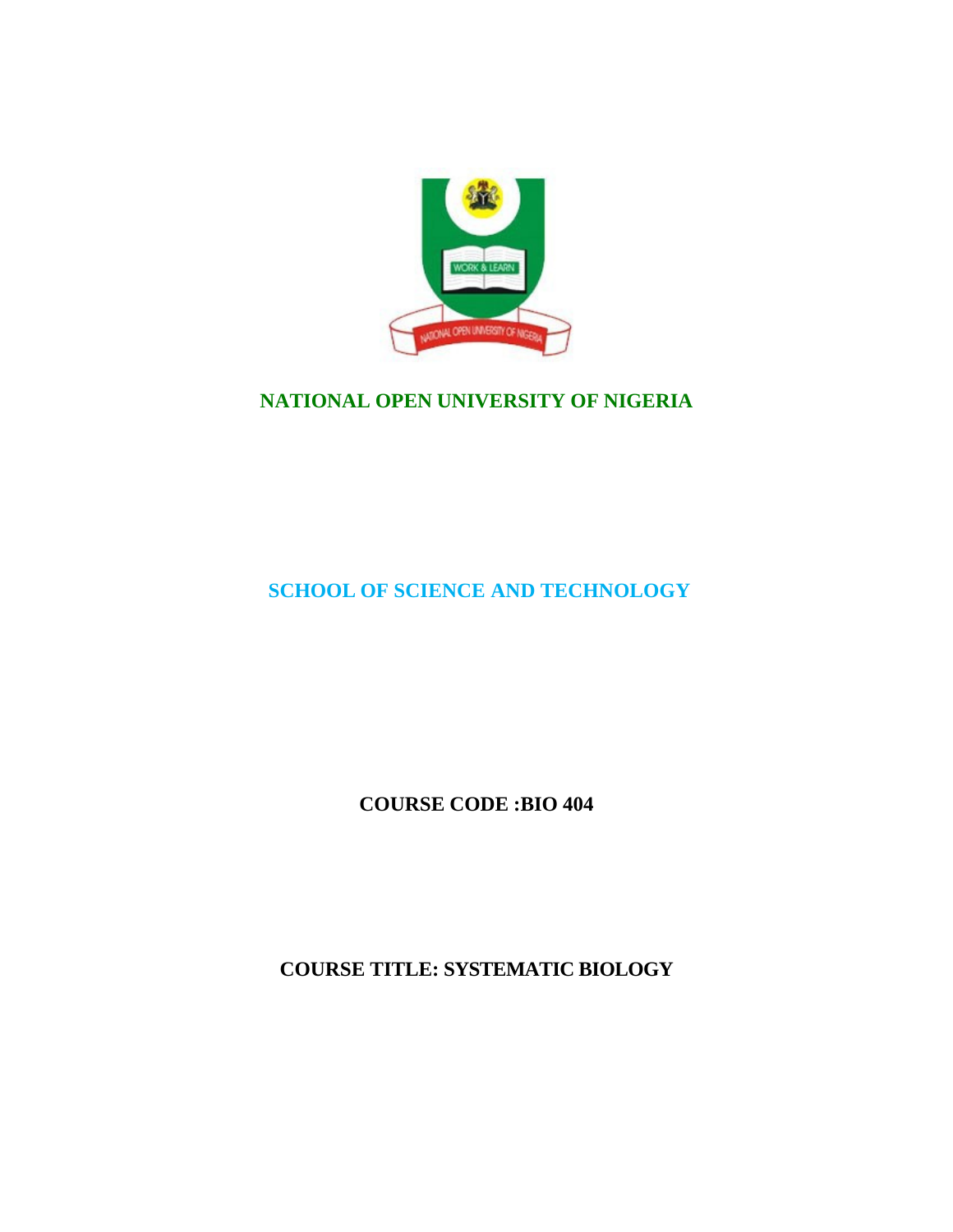**NATIONAL OPEN UNIVERSITY OF NIGERIA**

**SCHOOL OF SCIENCE AND TECHNOLOGY**

**COURSE CODE :BIO 404**

**COURSE TITLE: SYSTEMATIC BIOLOGY**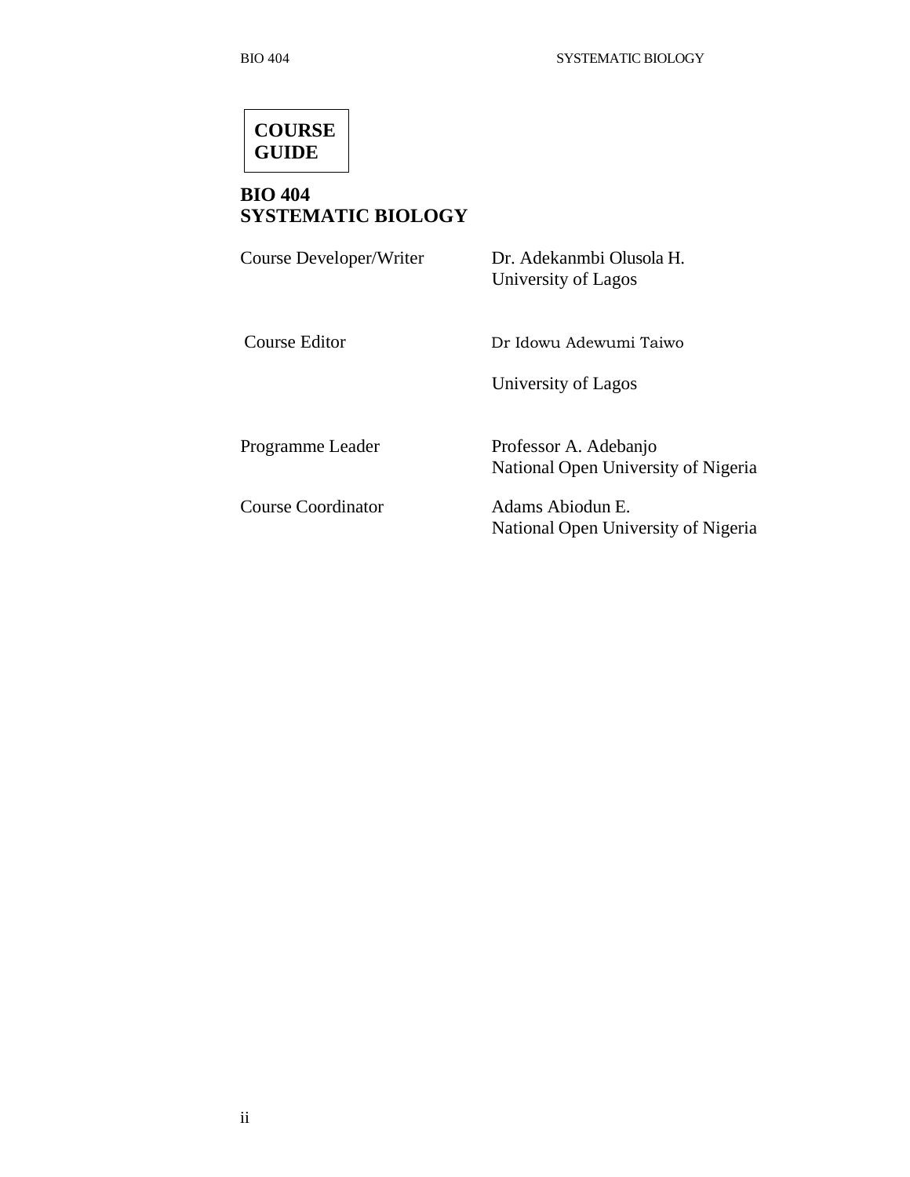**COURSE GUIDE**

# BIO 404
# SYSTEMATIC BIOLOGY

| | |
|---|---|
| Course Developer/Writer | Dr. Adekanmbi Olusola H.<br>University of Lagos |
| Course Editor | Dr Idowu Adewumi Taiwo<br>University of Lagos |
| Programme Leader | Professor A. Adebanjo<br>National Open University of Nigeria |
| Course Coordinator | Adams Abiodun E.<br>National Open University of Nigeria |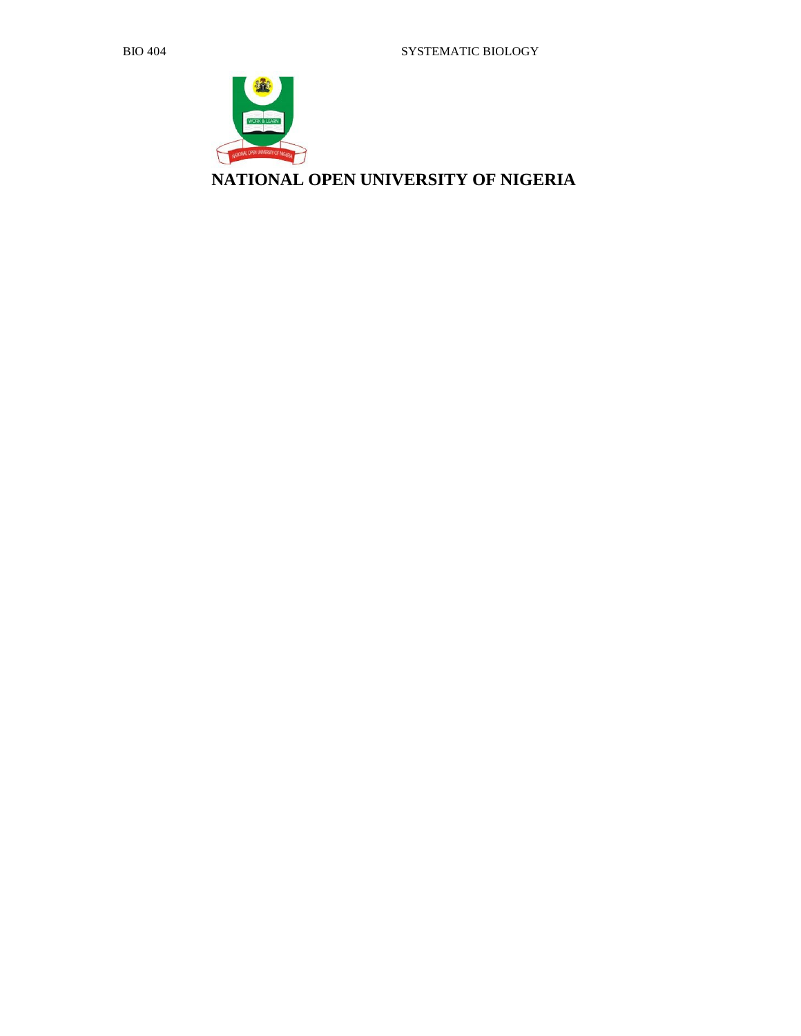**NATIONAL OPEN UNIVERSITY OF NIGERIA**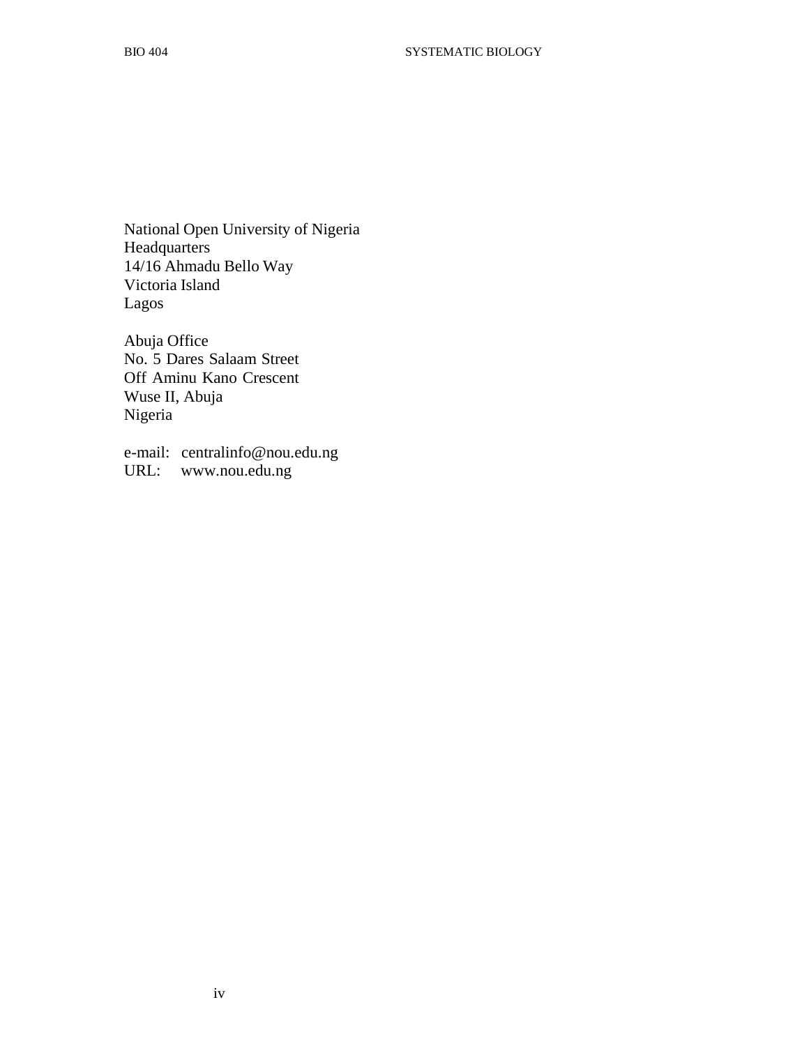National Open University of Nigeria
Headquarters
14/16 Ahmadu Bello Way
Victoria Island
Lagos

Abuja Office
No. 5 Dares Salaam Street
Off Aminu Kano Crescent
Wuse II, Abuja
Nigeria

e-mail: centralinfo@nou.edu.ng
URL: www.nou.edu.ng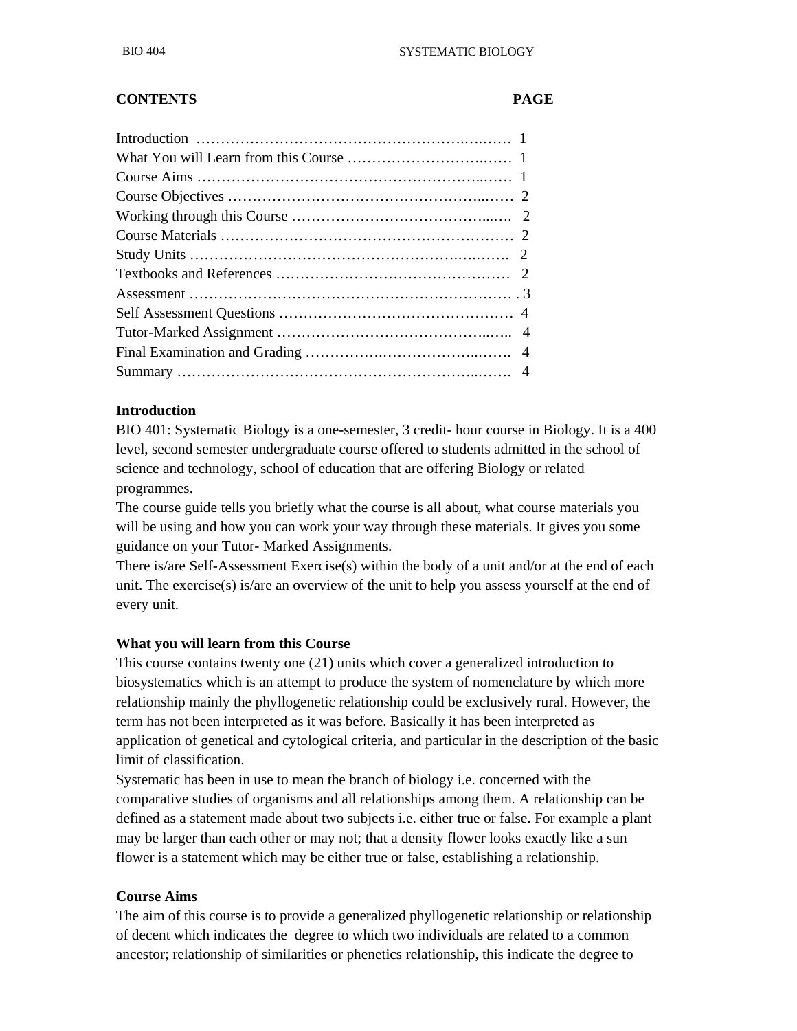**CONTENTS** **PAGE**

Introduction …………………………………………………….….…… 1
What You will Learn from this Course ……………………….…… 1
Course Aims ………………………………………………...…… 1
Course Objectives …………………………………………..…… 2
Working through this Course ………………………………...…. 2
Course Materials …………………………….…………………… 2
Study Units …………………………………………….….……. 2
Textbooks and References ………………………………………… 2
Assessment ………………………………………………………… . 3
Self Assessment Questions ………………………………………… 4
Tutor-Marked Assignment ……………………………………..….. 4
Final Examination and Grading …………….……………...……. 4
Summary ……………………………………………………..……. 4

## Introduction

BIO 401: Systematic Biology is a one-semester, 3 credit- hour course in Biology. It is a 400 level, second semester undergraduate course offered to students admitted in the school of science and technology, school of education that are offering Biology or related programmes.

The course guide tells you briefly what the course is all about, what course materials you will be using and how you can work your way through these materials. It gives you some guidance on your Tutor- Marked Assignments.

There is/are Self-Assessment Exercise(s) within the body of a unit and/or at the end of each unit. The exercise(s) is/are an overview of the unit to help you assess yourself at the end of every unit.

## What you will learn from this Course

This course contains twenty one (21) units which cover a generalized introduction to biosystematics which is an attempt to produce the system of nomenclature by which more relationship mainly the phyllogenetic relationship could be exclusively rural. However, the term has not been interpreted as it was before. Basically it has been interpreted as application of genetical and cytological criteria, and particular in the description of the basic limit of classification.

Systematic has been in use to mean the branch of biology i.e. concerned with the comparative studies of organisms and all relationships among them. A relationship can be defined as a statement made about two subjects i.e. either true or false. For example a plant may be larger than each other or may not; that a density flower looks exactly like a sun flower is a statement which may be either true or false, establishing a relationship.

## Course Aims

The aim of this course is to provide a generalized phyllogenetic relationship or relationship of decent which indicates the degree to which two individuals are related to a common ancestor; relationship of similarities or phenetics relationship, this indicate the degree to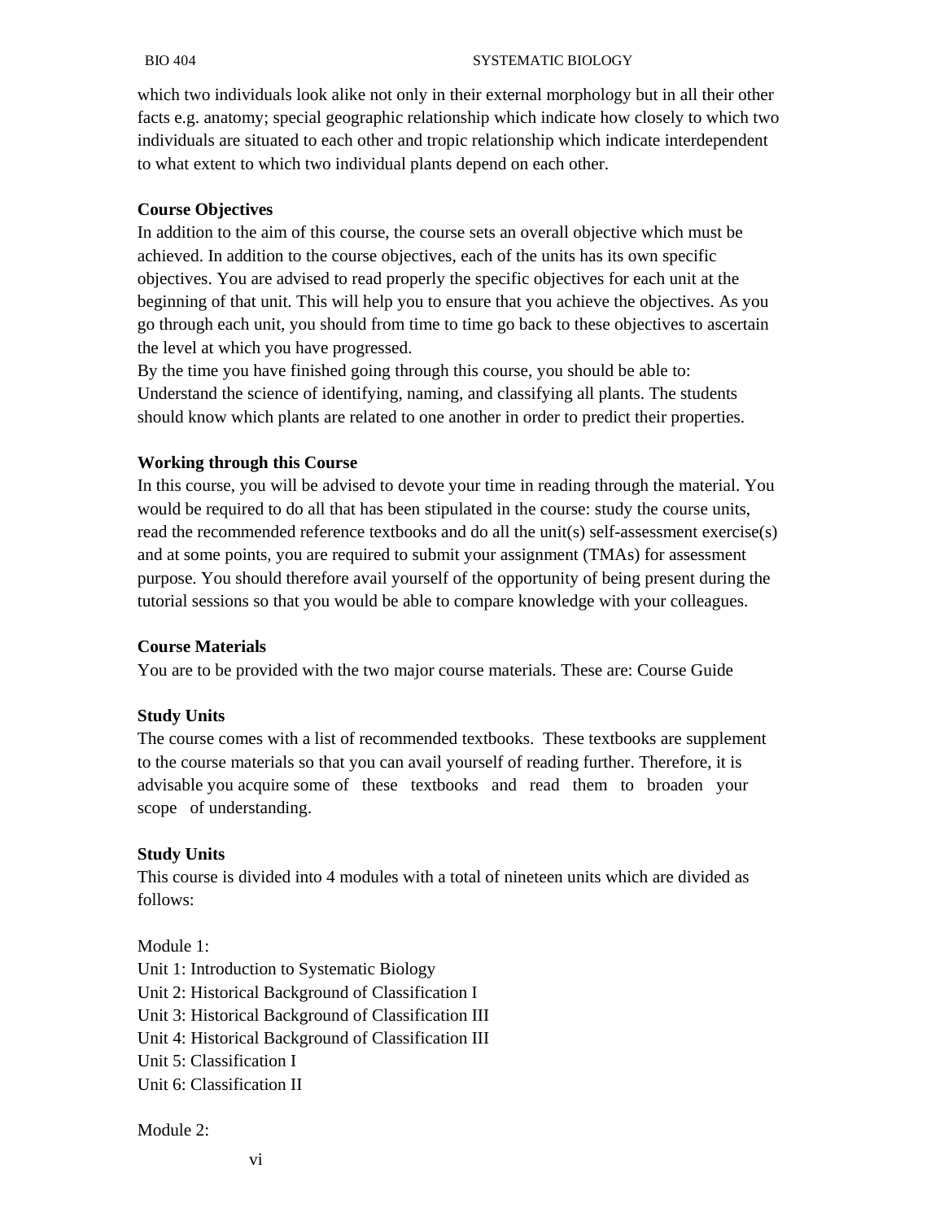which two individuals look alike not only in their external morphology but in all their other facts e.g. anatomy; special geographic relationship which indicate how closely to which two individuals are situated to each other and tropic relationship which indicate interdependent to what extent to which two individual plants depend on each other.

**Course Objectives**

In addition to the aim of this course, the course sets an overall objective which must be achieved. In addition to the course objectives, each of the units has its own specific objectives. You are advised to read properly the specific objectives for each unit at the beginning of that unit. This will help you to ensure that you achieve the objectives. As you go through each unit, you should from time to time go back to these objectives to ascertain the level at which you have progressed.

By the time you have finished going through this course, you should be able to:

Understand the science of identifying, naming, and classifying all plants. The students should know which plants are related to one another in order to predict their properties.

**Working through this Course**

In this course, you will be advised to devote your time in reading through the material. You would be required to do all that has been stipulated in the course: study the course units, read the recommended reference textbooks and do all the unit(s) self-assessment exercise(s) and at some points, you are required to submit your assignment (TMAs) for assessment purpose. You should therefore avail yourself of the opportunity of being present during the tutorial sessions so that you would be able to compare knowledge with your colleagues.

**Course Materials**

You are to be provided with the two major course materials. These are: Course Guide

**Study Units**

The course comes with a list of recommended textbooks. These textbooks are supplement to the course materials so that you can avail yourself of reading further. Therefore, it is advisable you acquire some of these textbooks and read them to broaden your scope of understanding.

**Study Units**

This course is divided into 4 modules with a total of nineteen units which are divided as follows:

Module 1:

Unit 1: Introduction to Systematic Biology

Unit 2: Historical Background of Classification I

Unit 3: Historical Background of Classification III

Unit 4: Historical Background of Classification III

Unit 5: Classification I

Unit 6: Classification II

Module 2: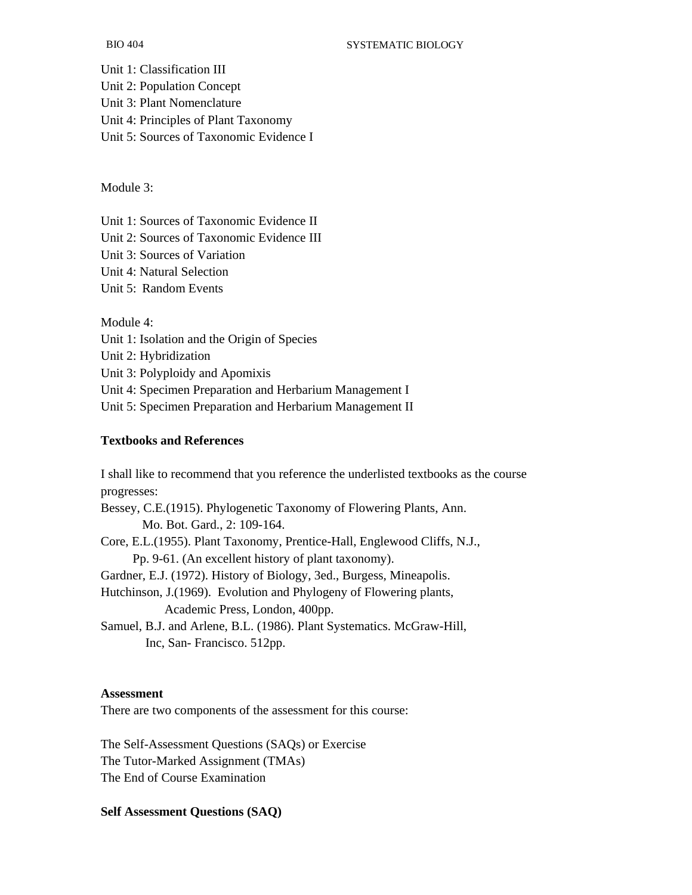Unit 1: Classification III
Unit 2: Population Concept
Unit 3: Plant Nomenclature
Unit 4: Principles of Plant Taxonomy
Unit 5: Sources of Taxonomic Evidence I

Module 3:

Unit 1: Sources of Taxonomic Evidence II
Unit 2: Sources of Taxonomic Evidence III
Unit 3: Sources of Variation
Unit 4: Natural Selection
Unit 5: Random Events

Module 4:
Unit 1: Isolation and the Origin of Species
Unit 2: Hybridization
Unit 3: Polyploidy and Apomixis
Unit 4: Specimen Preparation and Herbarium Management I
Unit 5: Specimen Preparation and Herbarium Management II

**Textbooks and References**

I shall like to recommend that you reference the underlisted textbooks as the course progresses:

Bessey, C.E.(1915). Phylogenetic Taxonomy of Flowering Plants, Ann. Mo. Bot. Gard., 2: 109-164.

Core, E.L.(1955). Plant Taxonomy, Prentice-Hall, Englewood Cliffs, N.J., Pp. 9-61. (An excellent history of plant taxonomy).

Gardner, E.J. (1972). History of Biology, 3ed., Burgess, Mineapolis.

Hutchinson, J.(1969). Evolution and Phylogeny of Flowering plants, Academic Press, London, 400pp.

Samuel, B.J. and Arlene, B.L. (1986). Plant Systematics. McGraw-Hill, Inc, San- Francisco. 512pp.

**Assessment**

There are two components of the assessment for this course:

The Self-Assessment Questions (SAQs) or Exercise
The Tutor-Marked Assignment (TMAs)
The End of Course Examination

**Self Assessment Questions (SAQ)**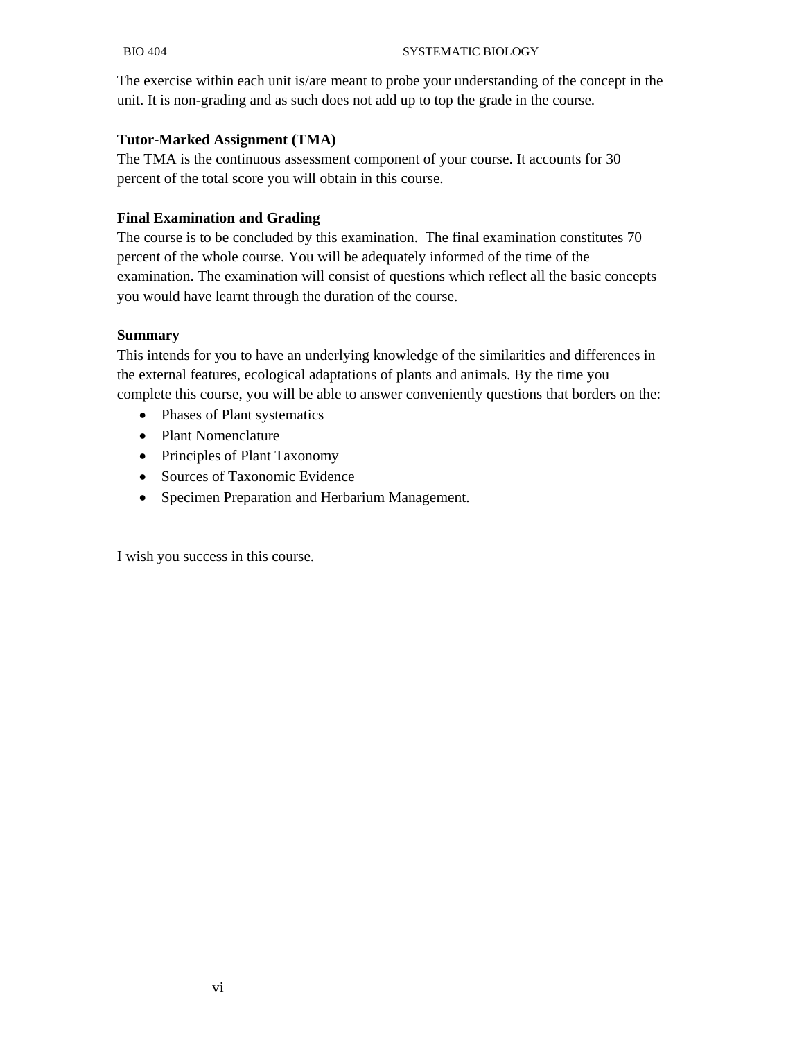The exercise within each unit is/are meant to probe your understanding of the concept in the unit. It is non-grading and as such does not add up to top the grade in the course.

**Tutor-Marked Assignment (TMA)**

The TMA is the continuous assessment component of your course. It accounts for 30 percent of the total score you will obtain in this course.

**Final Examination and Grading**

The course is to be concluded by this examination. The final examination constitutes 70 percent of the whole course. You will be adequately informed of the time of the examination. The examination will consist of questions which reflect all the basic concepts you would have learnt through the duration of the course.

**Summary**

This intends for you to have an underlying knowledge of the similarities and differences in the external features, ecological adaptations of plants and animals. By the time you complete this course, you will be able to answer conveniently questions that borders on the:

- Phases of Plant systematics
- Plant Nomenclature
- Principles of Plant Taxonomy
- Sources of Taxonomic Evidence
- Specimen Preparation and Herbarium Management.

I wish you success in this course.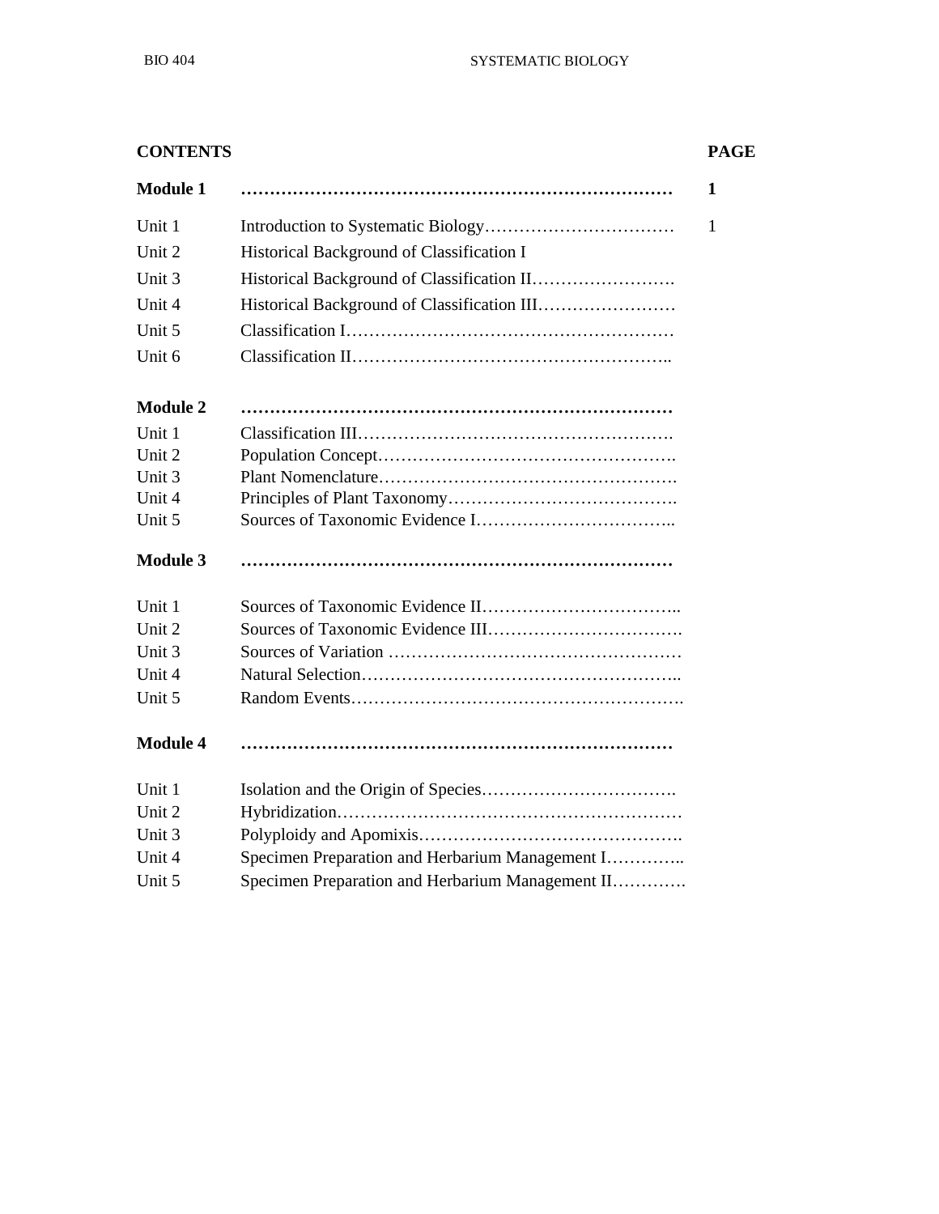**CONTENTS** **PAGE**

| | | |
|---|---|---|
| **Module 1** | **……………………………………………………………………** | **1** |
| Unit 1 | Introduction to Systematic Biology…………………………… | 1 |
| Unit 2 | Historical Background of Classification I | |
| Unit 3 | Historical Background of Classification II……………………. | |
| Unit 4 | Historical Background of Classification III…………………… | |
| Unit 5 | Classification I………………………………………………… | |
| Unit 6 | Classification II……………………………………………….. | |
| **Module 2** | **……………………………………………………………………** | |
| Unit 1 | Classification III………………………………………………. | |
| Unit 2 | Population Concept……………………………………………. | |
| Unit 3 | Plant Nomenclature……………………………………………. | |
| Unit 4 | Principles of Plant Taxonomy…………………………………. | |
| Unit 5 | Sources of Taxonomic Evidence I…………………………….. | |
| **Module 3** | **……………………………………………………………………** | |
| Unit 1 | Sources of Taxonomic Evidence II…………………………….. | |
| Unit 2 | Sources of Taxonomic Evidence III……………………………. | |
| Unit 3 | Sources of Variation …………………………………………… | |
| Unit 4 | Natural Selection……………………………………………….. | |
| Unit 5 | Random Events…………………………………………………. | |
| **Module 4** | **……………………………………………………………………** | |
| Unit 1 | Isolation and the Origin of Species……………………………. | |
| Unit 2 | Hybridization…………………………………………………… | |
| Unit 3 | Polyploidy and Apomixis………………………………………. | |
| Unit 4 | Specimen Preparation and Herbarium Management I………….. | |
| Unit 5 | Specimen Preparation and Herbarium Management II…………. | |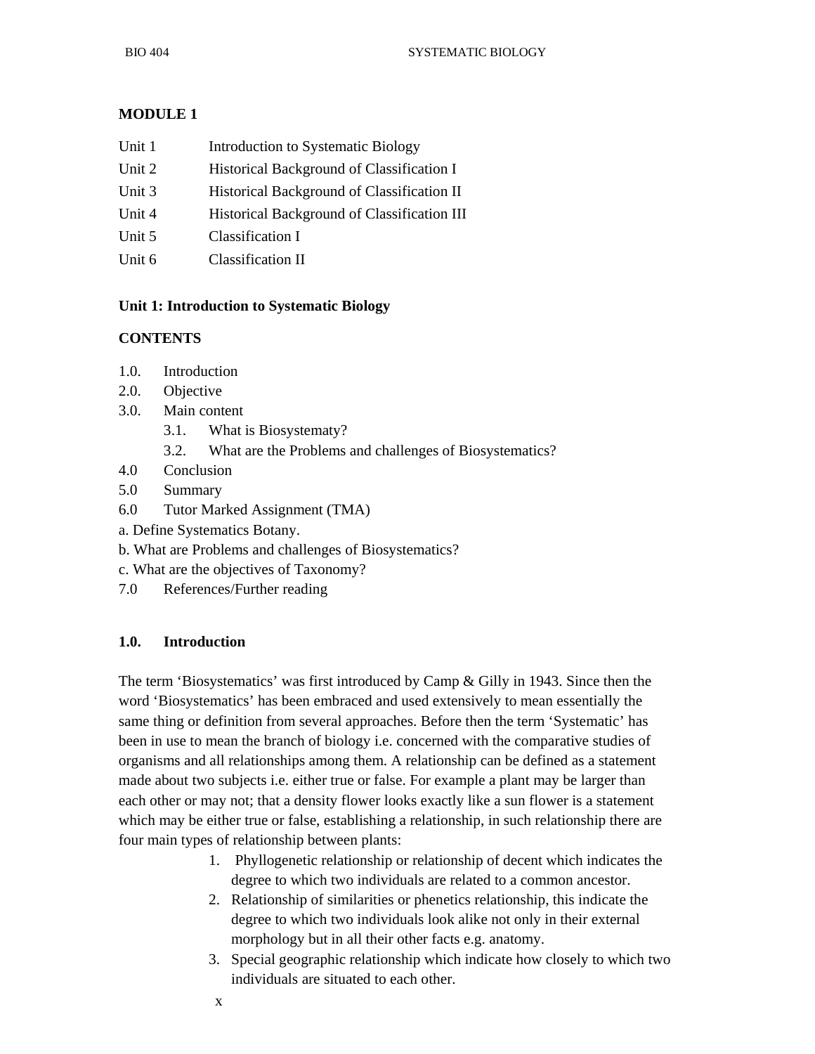## MODULE 1

| | |
|---|---|
| Unit 1 | Introduction to Systematic Biology |
| Unit 2 | Historical Background of Classification I |
| Unit 3 | Historical Background of Classification II |
| Unit 4 | Historical Background of Classification III |
| Unit 5 | Classification I |
| Unit 6 | Classification II |

### Unit 1: Introduction to Systematic Biology

**CONTENTS**

1.0. Introduction
2.0. Objective
3.0. Main content
  3.1. What is Biosystematy?
  3.2. What are the Problems and challenges of Biosystematics?
4.0 Conclusion
5.0 Summary
6.0 Tutor Marked Assignment (TMA)
a. Define Systematics Botany.
b. What are Problems and challenges of Biosystematics?
c. What are the objectives of Taxonomy?
7.0 References/Further reading

### 1.0. Introduction

The term 'Biosystematics' was first introduced by Camp & Gilly in 1943. Since then the word 'Biosystematics' has been embraced and used extensively to mean essentially the same thing or definition from several approaches. Before then the term 'Systematic' has been in use to mean the branch of biology i.e. concerned with the comparative studies of organisms and all relationships among them. A relationship can be defined as a statement made about two subjects i.e. either true or false. For example a plant may be larger than each other or may not; that a density flower looks exactly like a sun flower is a statement which may be either true or false, establishing a relationship, in such relationship there are four main types of relationship between plants:

1. Phyllogenetic relationship or relationship of decent which indicates the degree to which two individuals are related to a common ancestor.
2. Relationship of similarities or phenetics relationship, this indicate the degree to which two individuals look alike not only in their external morphology but in all their other facts e.g. anatomy.
3. Special geographic relationship which indicate how closely to which two individuals are situated to each other.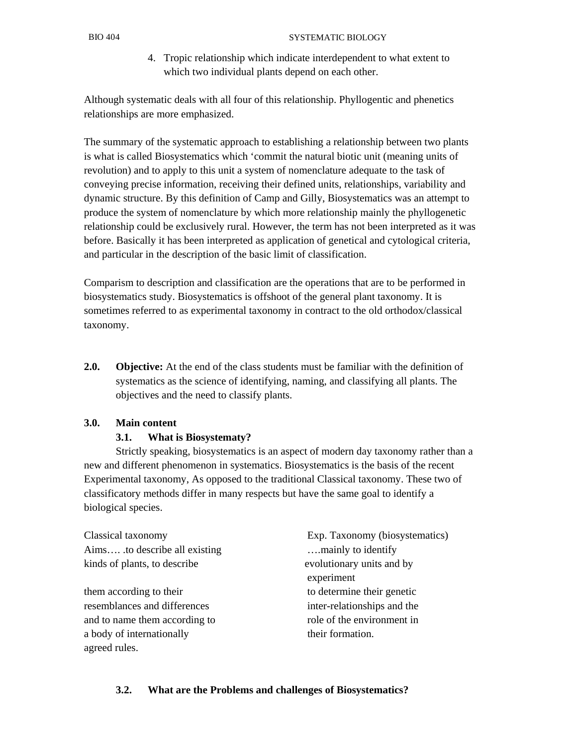4. Tropic relationship which indicate interdependent to what extent to which two individual plants depend on each other.

Although systematic deals with all four of this relationship. Phyllogentic and phenetics relationships are more emphasized.

The summary of the systematic approach to establishing a relationship between two plants is what is called Biosystematics which 'commit the natural biotic unit (meaning units of revolution) and to apply to this unit a system of nomenclature adequate to the task of conveying precise information, receiving their defined units, relationships, variability and dynamic structure. By this definition of Camp and Gilly, Biosystematics was an attempt to produce the system of nomenclature by which more relationship mainly the phyllogenetic relationship could be exclusively rural. However, the term has not been interpreted as it was before. Basically it has been interpreted as application of genetical and cytological criteria, and particular in the description of the basic limit of classification.

Comparism to description and classification are the operations that are to be performed in biosystematics study. Biosystematics is offshoot of the general plant taxonomy. It is sometimes referred to as experimental taxonomy in contract to the old orthodox/classical taxonomy.

**2.0. Objective:** At the end of the class students must be familiar with the definition of systematics as the science of identifying, naming, and classifying all plants. The objectives and the need to classify plants.

## 3.0. Main content

### 3.1. What is Biosystematy?

Strictly speaking, biosystematics is an aspect of modern day taxonomy rather than a new and different phenomenon in systematics. Biosystematics is the basis of the recent Experimental taxonomy, As opposed to the traditional Classical taxonomy. These two of classificatory methods differ in many respects but have the same goal to identify a biological species.

| Classical taxonomy | Exp. Taxonomy (biosystematics) |
| --- | --- |
| Aims…. .to describe all existing kinds of plants, to describe them according to their resemblances and differences and to name them according to a body of internationally agreed rules. | ….mainly to identify evolutionary units and by experiment to determine their genetic inter-relationships and the role of the environment in their formation. |

### 3.2. What are the Problems and challenges of Biosystematics?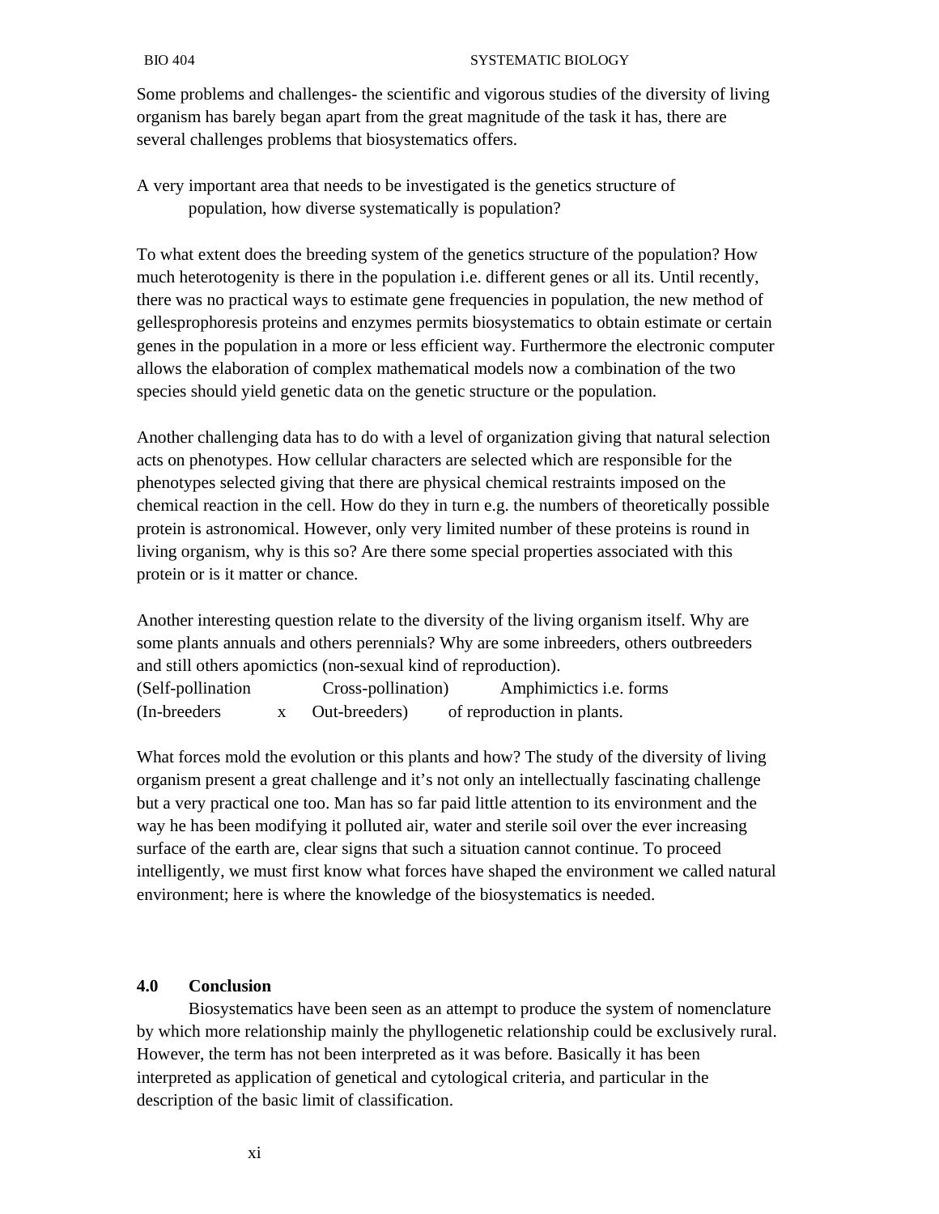Some problems and challenges- the scientific and vigorous studies of the diversity of living organism has barely began apart from the great magnitude of the task it has, there are several challenges problems that biosystematics offers.

A very important area that needs to be investigated is the genetics structure of population, how diverse systematically is population?

To what extent does the breeding system of the genetics structure of the population? How much heterotogenity is there in the population i.e. different genes or all its. Until recently, there was no practical ways to estimate gene frequencies in population, the new method of gellesprophoresis proteins and enzymes permits biosystematics to obtain estimate or certain genes in the population in a more or less efficient way. Furthermore the electronic computer allows the elaboration of complex mathematical models now a combination of the two species should yield genetic data on the genetic structure or the population.

Another challenging data has to do with a level of organization giving that natural selection acts on phenotypes. How cellular characters are selected which are responsible for the phenotypes selected giving that there are physical chemical restraints imposed on the chemical reaction in the cell. How do they in turn e.g. the numbers of theoretically possible protein is astronomical. However, only very limited number of these proteins is round in living organism, why is this so? Are there some special properties associated with this protein or is it matter or chance.

Another interesting question relate to the diversity of the living organism itself. Why are some plants annuals and others perennials? Why are some inbreeders, others outbreeders and still others apomictics (non-sexual kind of reproduction).

(Self-pollination Cross-pollination) Amphimictics i.e. forms
(In-breeders x Out-breeders) of reproduction in plants.

What forces mold the evolution or this plants and how? The study of the diversity of living organism present a great challenge and it's not only an intellectually fascinating challenge but a very practical one too. Man has so far paid little attention to its environment and the way he has been modifying it polluted air, water and sterile soil over the ever increasing surface of the earth are, clear signs that such a situation cannot continue. To proceed intelligently, we must first know what forces have shaped the environment we called natural environment; here is where the knowledge of the biosystematics is needed.

## 4.0 Conclusion

Biosystematics have been seen as an attempt to produce the system of nomenclature by which more relationship mainly the phyllogenetic relationship could be exclusively rural. However, the term has not been interpreted as it was before. Basically it has been interpreted as application of genetical and cytological criteria, and particular in the description of the basic limit of classification.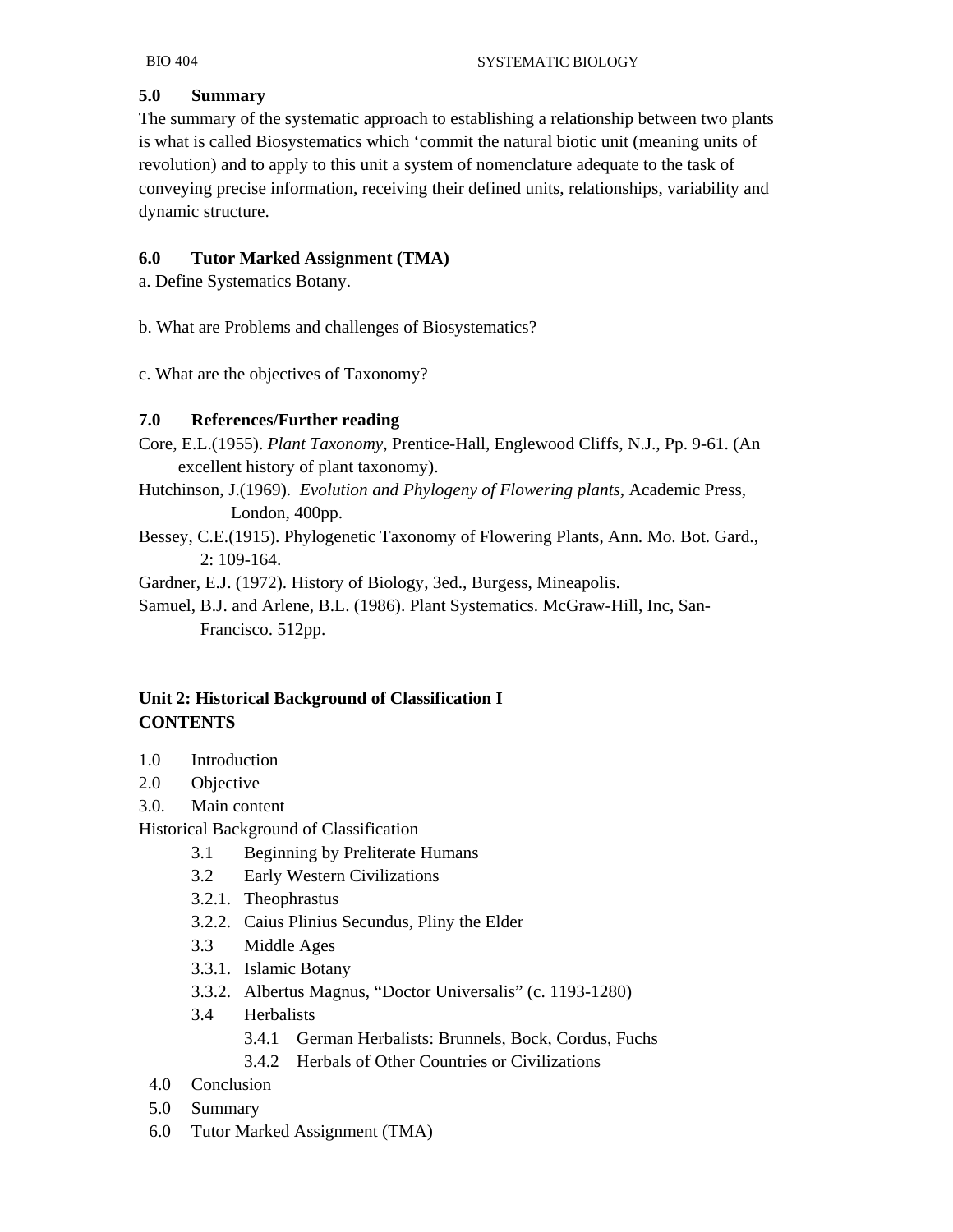## 5.0 Summary

The summary of the systematic approach to establishing a relationship between two plants is what is called Biosystematics which 'commit the natural biotic unit (meaning units of revolution) and to apply to this unit a system of nomenclature adequate to the task of conveying precise information, receiving their defined units, relationships, variability and dynamic structure.

## 6.0 Tutor Marked Assignment (TMA)

a. Define Systematics Botany.

b. What are Problems and challenges of Biosystematics?

c. What are the objectives of Taxonomy?

## 7.0 References/Further reading

Core, E.L.(1955). *Plant Taxonomy*, Prentice-Hall, Englewood Cliffs, N.J., Pp. 9-61. (An excellent history of plant taxonomy).

Hutchinson, J.(1969). *Evolution and Phylogeny of Flowering plants*, Academic Press, London, 400pp.

Bessey, C.E.(1915). Phylogenetic Taxonomy of Flowering Plants, Ann. Mo. Bot. Gard., 2: 109-164.

Gardner, E.J. (1972). History of Biology, 3ed., Burgess, Mineapolis.

Samuel, B.J. and Arlene, B.L. (1986). Plant Systematics. McGraw-Hill, Inc, San-Francisco. 512pp.

# Unit 2: Historical Background of Classification I

**CONTENTS**

1.0 Introduction
2.0 Objective
3.0. Main content

Historical Background of Classification

- 3.1 Beginning by Preliterate Humans
- 3.2 Early Western Civilizations
- 3.2.1. Theophrastus
- 3.2.2. Caius Plinius Secundus, Pliny the Elder
- 3.3 Middle Ages
- 3.3.1. Islamic Botany
- 3.3.2. Albertus Magnus, "Doctor Universalis" (c. 1193-1280)
- 3.4 Herbalists
  - 3.4.1 German Herbalists: Brunnels, Bock, Cordus, Fuchs
  - 3.4.2 Herbals of Other Countries or Civilizations

4.0 Conclusion
5.0 Summary
6.0 Tutor Marked Assignment (TMA)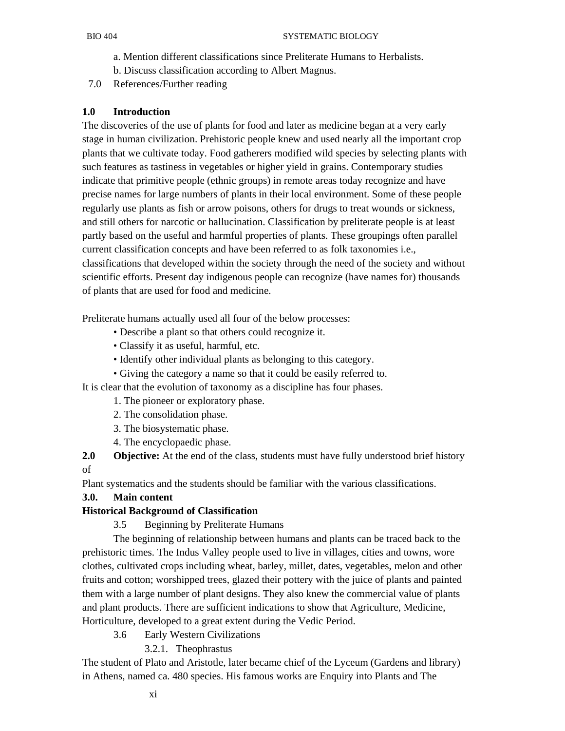a. Mention different classifications since Preliterate Humans to Herbalists.

b. Discuss classification according to Albert Magnus.

7.0 References/Further reading

## 1.0 Introduction

The discoveries of the use of plants for food and later as medicine began at a very early stage in human civilization. Prehistoric people knew and used nearly all the important crop plants that we cultivate today. Food gatherers modified wild species by selecting plants with such features as tastiness in vegetables or higher yield in grains. Contemporary studies indicate that primitive people (ethnic groups) in remote areas today recognize and have precise names for large numbers of plants in their local environment. Some of these people regularly use plants as fish or arrow poisons, others for drugs to treat wounds or sickness, and still others for narcotic or hallucination. Classification by preliterate people is at least partly based on the useful and harmful properties of plants. These groupings often parallel current classification concepts and have been referred to as folk taxonomies i.e., classifications that developed within the society through the need of the society and without scientific efforts. Present day indigenous people can recognize (have names for) thousands of plants that are used for food and medicine.

Preliterate humans actually used all four of the below processes:

- Describe a plant so that others could recognize it.
- Classify it as useful, harmful, etc.
- Identify other individual plants as belonging to this category.
- Giving the category a name so that it could be easily referred to.

It is clear that the evolution of taxonomy as a discipline has four phases.

1. The pioneer or exploratory phase.
2. The consolidation phase.
3. The biosystematic phase.
4. The encyclopaedic phase.

**2.0 Objective:** At the end of the class, students must have fully understood brief history of

Plant systematics and the students should be familiar with the various classifications.

## 3.0. Main content

### Historical Background of Classification

3.5 Beginning by Preliterate Humans

The beginning of relationship between humans and plants can be traced back to the prehistoric times. The Indus Valley people used to live in villages, cities and towns, wore clothes, cultivated crops including wheat, barley, millet, dates, vegetables, melon and other fruits and cotton; worshipped trees, glazed their pottery with the juice of plants and painted them with a large number of plant designs. They also knew the commercial value of plants and plant products. There are sufficient indications to show that Agriculture, Medicine, Horticulture, developed to a great extent during the Vedic Period.

3.6 Early Western Civilizations

3.2.1. Theophrastus

The student of Plato and Aristotle, later became chief of the Lyceum (Gardens and library) in Athens, named ca. 480 species. His famous works are Enquiry into Plants and The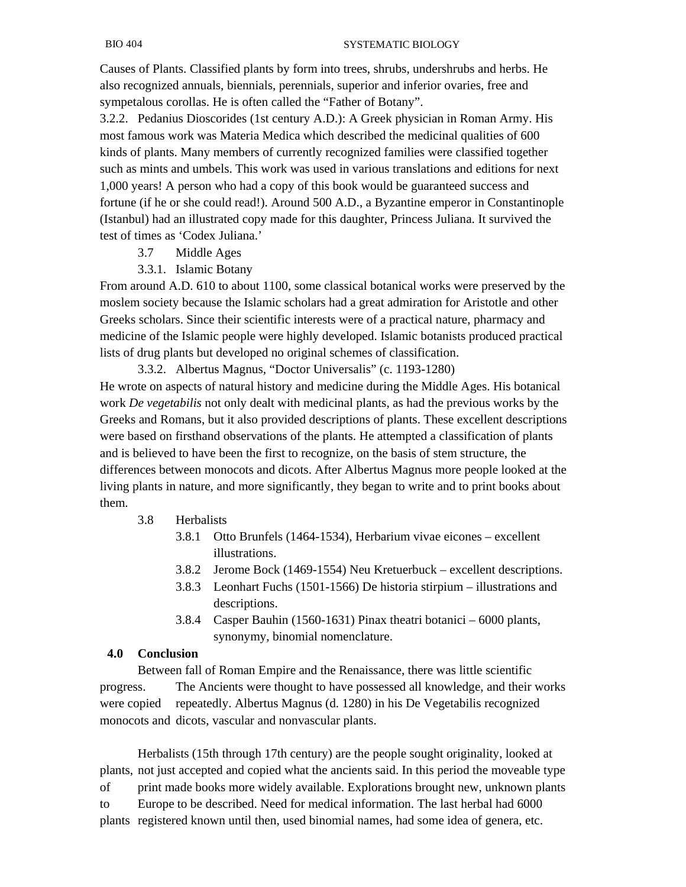Causes of Plants. Classified plants by form into trees, shrubs, undershrubs and herbs. He also recognized annuals, biennials, perennials, superior and inferior ovaries, free and sympetalous corollas. He is often called the "Father of Botany".

3.2.2. Pedanius Dioscorides (1st century A.D.): A Greek physician in Roman Army. His most famous work was Materia Medica which described the medicinal qualities of 600 kinds of plants. Many members of currently recognized families were classified together such as mints and umbels. This work was used in various translations and editions for next 1,000 years! A person who had a copy of this book would be guaranteed success and fortune (if he or she could read!). Around 500 A.D., a Byzantine emperor in Constantinople (Istanbul) had an illustrated copy made for this daughter, Princess Juliana. It survived the test of times as 'Codex Juliana.'

### 3.7 Middle Ages

#### 3.3.1. Islamic Botany

From around A.D. 610 to about 1100, some classical botanical works were preserved by the moslem society because the Islamic scholars had a great admiration for Aristotle and other Greeks scholars. Since their scientific interests were of a practical nature, pharmacy and medicine of the Islamic people were highly developed. Islamic botanists produced practical lists of drug plants but developed no original schemes of classification.

#### 3.3.2. Albertus Magnus, "Doctor Universalis" (c. 1193-1280)

He wrote on aspects of natural history and medicine during the Middle Ages. His botanical work *De vegetabilis* not only dealt with medicinal plants, as had the previous works by the Greeks and Romans, but it also provided descriptions of plants. These excellent descriptions were based on firsthand observations of the plants. He attempted a classification of plants and is believed to have been the first to recognize, on the basis of stem structure, the differences between monocots and dicots. After Albertus Magnus more people looked at the living plants in nature, and more significantly, they began to write and to print books about them.

### 3.8 Herbalists

- 3.8.1 Otto Brunfels (1464-1534), Herbarium vivae eicones – excellent illustrations.
- 3.8.2 Jerome Bock (1469-1554) Neu Kretuerbuck – excellent descriptions.
- 3.8.3 Leonhart Fuchs (1501-1566) De historia stirpium – illustrations and descriptions.
- 3.8.4 Casper Bauhin (1560-1631) Pinax theatri botanici – 6000 plants, synonymy, binomial nomenclature.

## 4.0 Conclusion

Between fall of Roman Empire and the Renaissance, there was little scientific progress. The Ancients were thought to have possessed all knowledge, and their works were copied repeatedly. Albertus Magnus (d. 1280) in his De Vegetabilis recognized monocots and dicots, vascular and nonvascular plants.

Herbalists (15th through 17th century) are the people sought originality, looked at plants, not just accepted and copied what the ancients said. In this period the moveable type of print made books more widely available. Explorations brought new, unknown plants to Europe to be described. Need for medical information. The last herbal had 6000 plants registered known until then, used binomial names, had some idea of genera, etc.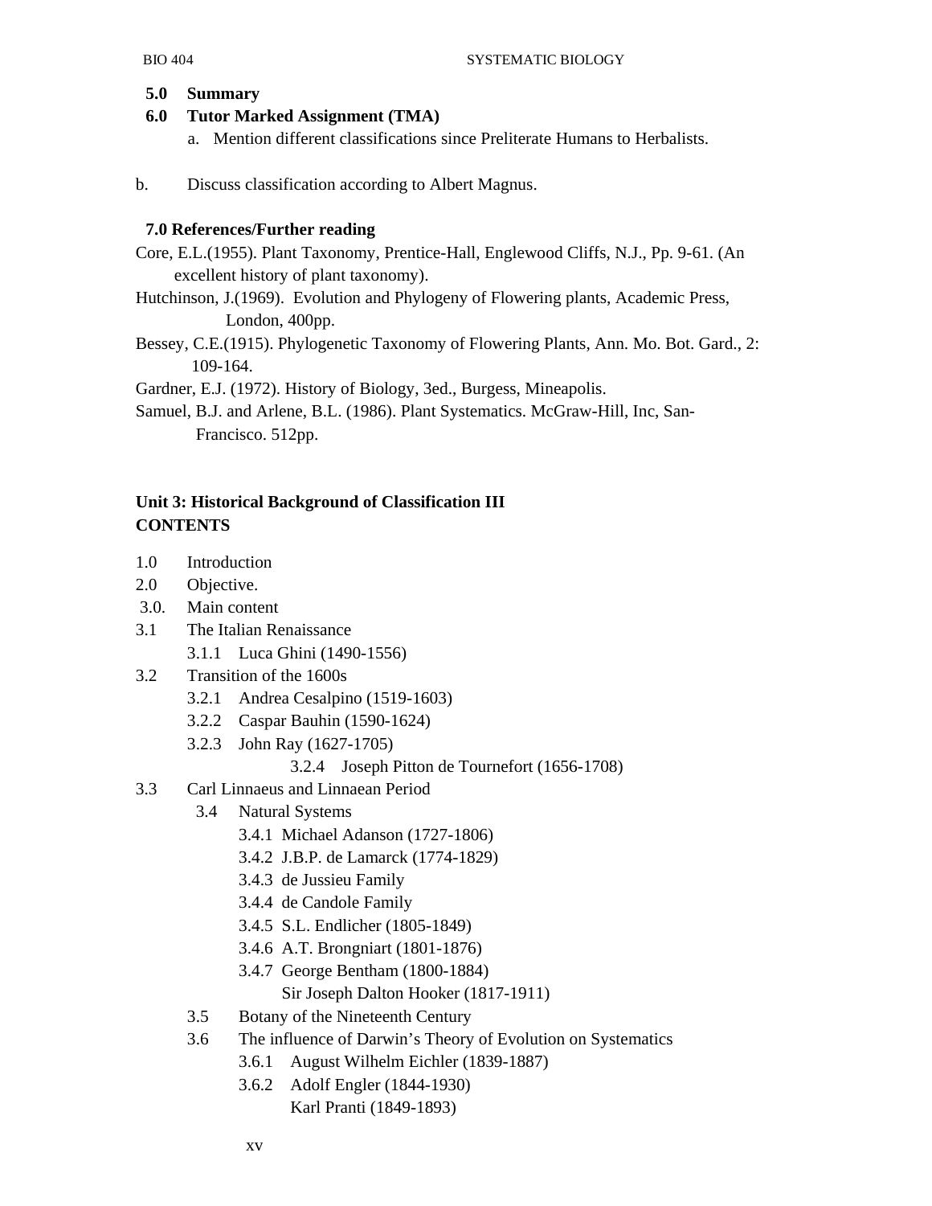**5.0 Summary**

**6.0 Tutor Marked Assignment (TMA)**

a. Mention different classifications since Preliterate Humans to Herbalists.

b. Discuss classification according to Albert Magnus.

**7.0 References/Further reading**

Core, E.L.(1955). Plant Taxonomy, Prentice-Hall, Englewood Cliffs, N.J., Pp. 9-61. (An excellent history of plant taxonomy).

Hutchinson, J.(1969). Evolution and Phylogeny of Flowering plants, Academic Press, London, 400pp.

Bessey, C.E.(1915). Phylogenetic Taxonomy of Flowering Plants, Ann. Mo. Bot. Gard., 2: 109-164.

Gardner, E.J. (1972). History of Biology, 3ed., Burgess, Mineapolis.

Samuel, B.J. and Arlene, B.L. (1986). Plant Systematics. McGraw-Hill, Inc, San-Francisco. 512pp.

## Unit 3: Historical Background of Classification III

**CONTENTS**

1.0 Introduction
2.0 Objective.
3.0. Main content
3.1 The Italian Renaissance
- 3.1.1 Luca Ghini (1490-1556)

3.2 Transition of the 1600s
- 3.2.1 Andrea Cesalpino (1519-1603)
- 3.2.2 Caspar Bauhin (1590-1624)
- 3.2.3 John Ray (1627-1705)
- 3.2.4 Joseph Pitton de Tournefort (1656-1708)

3.3 Carl Linnaeus and Linnaean Period
- 3.4 Natural Systems
  - 3.4.1 Michael Adanson (1727-1806)
  - 3.4.2 J.B.P. de Lamarck (1774-1829)
  - 3.4.3 de Jussieu Family
  - 3.4.4 de Candole Family
  - 3.4.5 S.L. Endlicher (1805-1849)
  - 3.4.6 A.T. Brongniart (1801-1876)
  - 3.4.7 George Bentham (1800-1884)
    Sir Joseph Dalton Hooker (1817-1911)
- 3.5 Botany of the Nineteenth Century
- 3.6 The influence of Darwin's Theory of Evolution on Systematics
  - 3.6.1 August Wilhelm Eichler (1839-1887)
  - 3.6.2 Adolf Engler (1844-1930)
    Karl Pranti (1849-1893)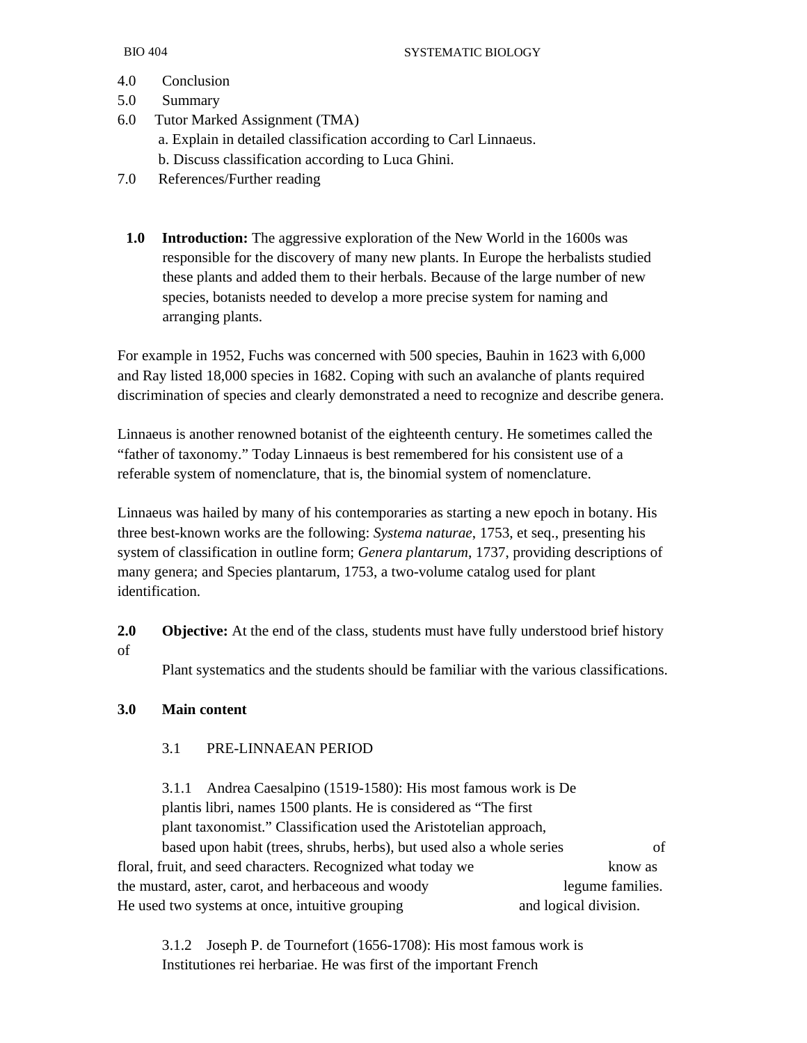4.0 Conclusion

5.0 Summary

6.0 Tutor Marked Assignment (TMA)

a. Explain in detailed classification according to Carl Linnaeus.

b. Discuss classification according to Luca Ghini.

7.0 References/Further reading

**1.0 Introduction:** The aggressive exploration of the New World in the 1600s was responsible for the discovery of many new plants. In Europe the herbalists studied these plants and added them to their herbals. Because of the large number of new species, botanists needed to develop a more precise system for naming and arranging plants.

For example in 1952, Fuchs was concerned with 500 species, Bauhin in 1623 with 6,000 and Ray listed 18,000 species in 1682. Coping with such an avalanche of plants required discrimination of species and clearly demonstrated a need to recognize and describe genera.

Linnaeus is another renowned botanist of the eighteenth century. He sometimes called the "father of taxonomy." Today Linnaeus is best remembered for his consistent use of a referable system of nomenclature, that is, the binomial system of nomenclature.

Linnaeus was hailed by many of his contemporaries as starting a new epoch in botany. His three best-known works are the following: *Systema naturae*, 1753, et seq., presenting his system of classification in outline form; *Genera plantarum*, 1737, providing descriptions of many genera; and Species plantarum, 1753, a two-volume catalog used for plant identification.

**2.0 Objective:** At the end of the class, students must have fully understood brief history of Plant systematics and the students should be familiar with the various classifications.

**3.0 Main content**

3.1 PRE-LINNAEAN PERIOD

3.1.1 Andrea Caesalpino (1519-1580): His most famous work is De plantis libri, names 1500 plants. He is considered as "The first plant taxonomist." Classification used the Aristotelian approach, based upon habit (trees, shrubs, herbs), but used also a whole series of floral, fruit, and seed characters. Recognized what today we know as the mustard, aster, carot, and herbaceous and woody legume families. He used two systems at once, intuitive grouping and logical division.

3.1.2 Joseph P. de Tournefort (1656-1708): His most famous work is Institutiones rei herbariae. He was first of the important French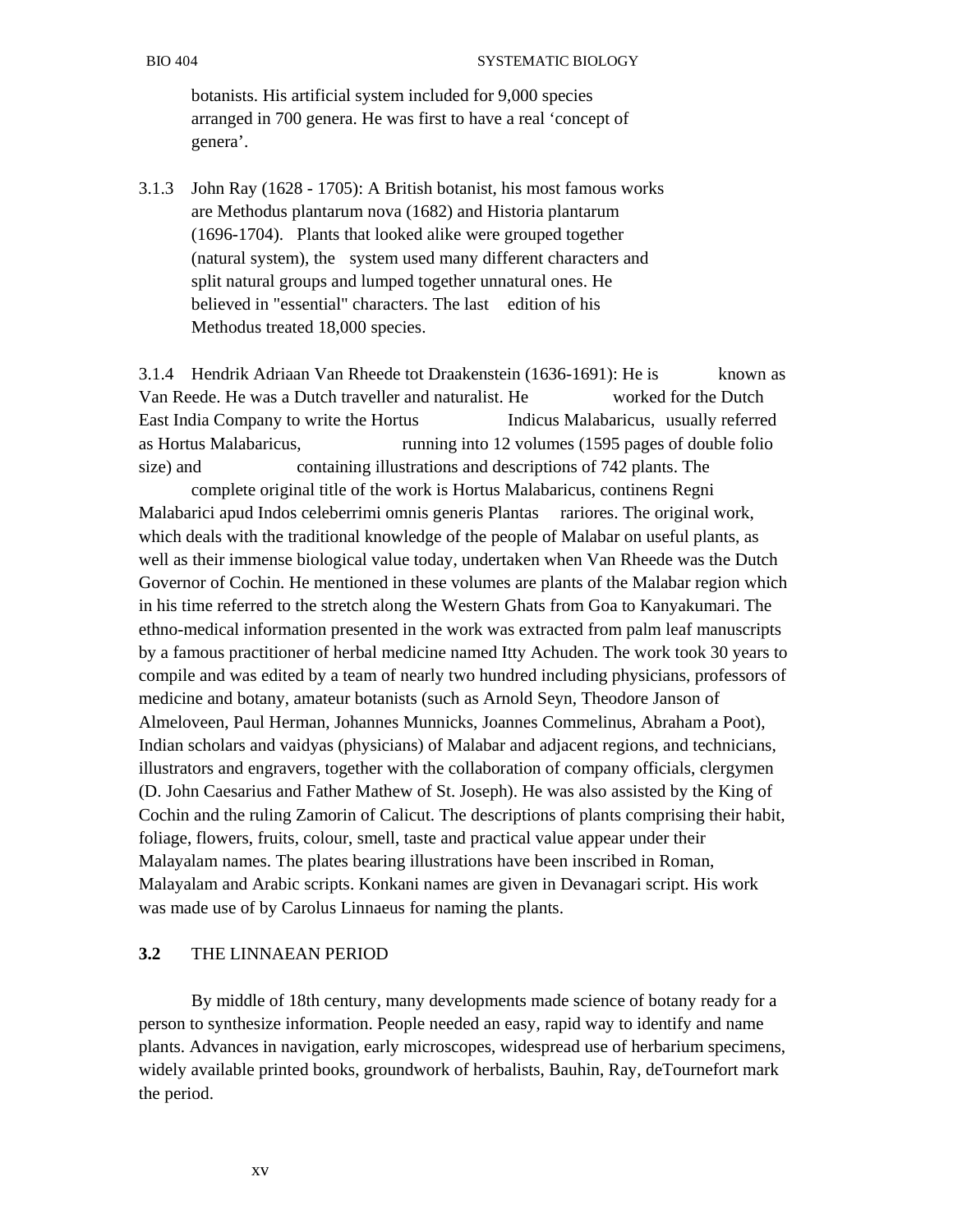botanists. His artificial system included for 9,000 species arranged in 700 genera. He was first to have a real 'concept of genera'.

3.1.3 John Ray (1628 - 1705): A British botanist, his most famous works are Methodus plantarum nova (1682) and Historia plantarum (1696-1704). Plants that looked alike were grouped together (natural system), the system used many different characters and split natural groups and lumped together unnatural ones. He believed in "essential" characters. The last edition of his Methodus treated 18,000 species.

3.1.4 Hendrik Adriaan Van Rheede tot Draakenstein (1636-1691): He is known as Van Reede. He was a Dutch traveller and naturalist. He worked for the Dutch East India Company to write the Hortus Indicus Malabaricus, usually referred as Hortus Malabaricus, running into 12 volumes (1595 pages of double folio size) and containing illustrations and descriptions of 742 plants. The

complete original title of the work is Hortus Malabaricus, continens Regni Malabarici apud Indos celeberrimi omnis generis Plantas rariores. The original work, which deals with the traditional knowledge of the people of Malabar on useful plants, as well as their immense biological value today, undertaken when Van Rheede was the Dutch Governor of Cochin. He mentioned in these volumes are plants of the Malabar region which in his time referred to the stretch along the Western Ghats from Goa to Kanyakumari. The ethno-medical information presented in the work was extracted from palm leaf manuscripts by a famous practitioner of herbal medicine named Itty Achuden. The work took 30 years to compile and was edited by a team of nearly two hundred including physicians, professors of medicine and botany, amateur botanists (such as Arnold Seyn, Theodore Janson of Almeloveen, Paul Herman, Johannes Munnicks, Joannes Commelinus, Abraham a Poot), Indian scholars and vaidyas (physicians) of Malabar and adjacent regions, and technicians, illustrators and engravers, together with the collaboration of company officials, clergymen (D. John Caesarius and Father Mathew of St. Joseph). He was also assisted by the King of Cochin and the ruling Zamorin of Calicut. The descriptions of plants comprising their habit, foliage, flowers, fruits, colour, smell, taste and practical value appear under their Malayalam names. The plates bearing illustrations have been inscribed in Roman, Malayalam and Arabic scripts. Konkani names are given in Devanagari script. His work was made use of by Carolus Linnaeus for naming the plants.

## 3.2 THE LINNAEAN PERIOD

By middle of 18th century, many developments made science of botany ready for a person to synthesize information. People needed an easy, rapid way to identify and name plants. Advances in navigation, early microscopes, widespread use of herbarium specimens, widely available printed books, groundwork of herbalists, Bauhin, Ray, deTournefort mark the period.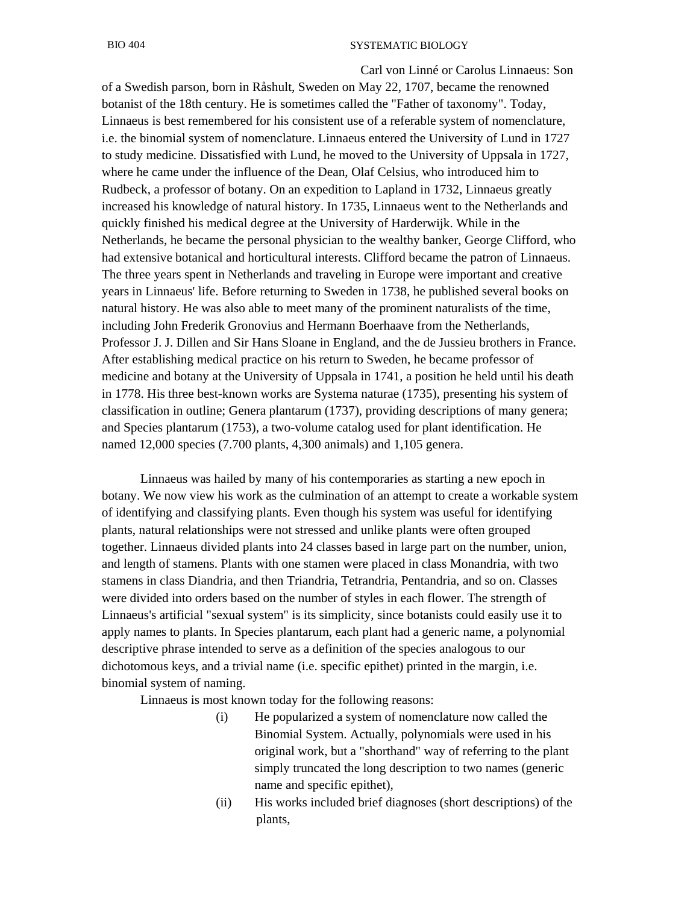Carl von Linné or Carolus Linnaeus: Son of a Swedish parson, born in Råshult, Sweden on May 22, 1707, became the renowned botanist of the 18th century. He is sometimes called the "Father of taxonomy". Today, Linnaeus is best remembered for his consistent use of a referable system of nomenclature, i.e. the binomial system of nomenclature. Linnaeus entered the University of Lund in 1727 to study medicine. Dissatisfied with Lund, he moved to the University of Uppsala in 1727, where he came under the influence of the Dean, Olaf Celsius, who introduced him to Rudbeck, a professor of botany. On an expedition to Lapland in 1732, Linnaeus greatly increased his knowledge of natural history. In 1735, Linnaeus went to the Netherlands and quickly finished his medical degree at the University of Harderwijk. While in the Netherlands, he became the personal physician to the wealthy banker, George Clifford, who had extensive botanical and horticultural interests. Clifford became the patron of Linnaeus. The three years spent in Netherlands and traveling in Europe were important and creative years in Linnaeus' life. Before returning to Sweden in 1738, he published several books on natural history. He was also able to meet many of the prominent naturalists of the time, including John Frederik Gronovius and Hermann Boerhaave from the Netherlands, Professor J. J. Dillen and Sir Hans Sloane in England, and the de Jussieu brothers in France. After establishing medical practice on his return to Sweden, he became professor of medicine and botany at the University of Uppsala in 1741, a position he held until his death in 1778. His three best-known works are Systema naturae (1735), presenting his system of classification in outline; Genera plantarum (1737), providing descriptions of many genera; and Species plantarum (1753), a two-volume catalog used for plant identification. He named 12,000 species (7.700 plants, 4,300 animals) and 1,105 genera.

Linnaeus was hailed by many of his contemporaries as starting a new epoch in botany. We now view his work as the culmination of an attempt to create a workable system of identifying and classifying plants. Even though his system was useful for identifying plants, natural relationships were not stressed and unlike plants were often grouped together. Linnaeus divided plants into 24 classes based in large part on the number, union, and length of stamens. Plants with one stamen were placed in class Monandria, with two stamens in class Diandria, and then Triandria, Tetrandria, Pentandria, and so on. Classes were divided into orders based on the number of styles in each flower. The strength of Linnaeus's artificial "sexual system" is its simplicity, since botanists could easily use it to apply names to plants. In Species plantarum, each plant had a generic name, a polynomial descriptive phrase intended to serve as a definition of the species analogous to our dichotomous keys, and a trivial name (i.e. specific epithet) printed in the margin, i.e. binomial system of naming.

Linnaeus is most known today for the following reasons:

(i) He popularized a system of nomenclature now called the Binomial System. Actually, polynomials were used in his original work, but a "shorthand" way of referring to the plant simply truncated the long description to two names (generic name and specific epithet),

(ii) His works included brief diagnoses (short descriptions) of the plants,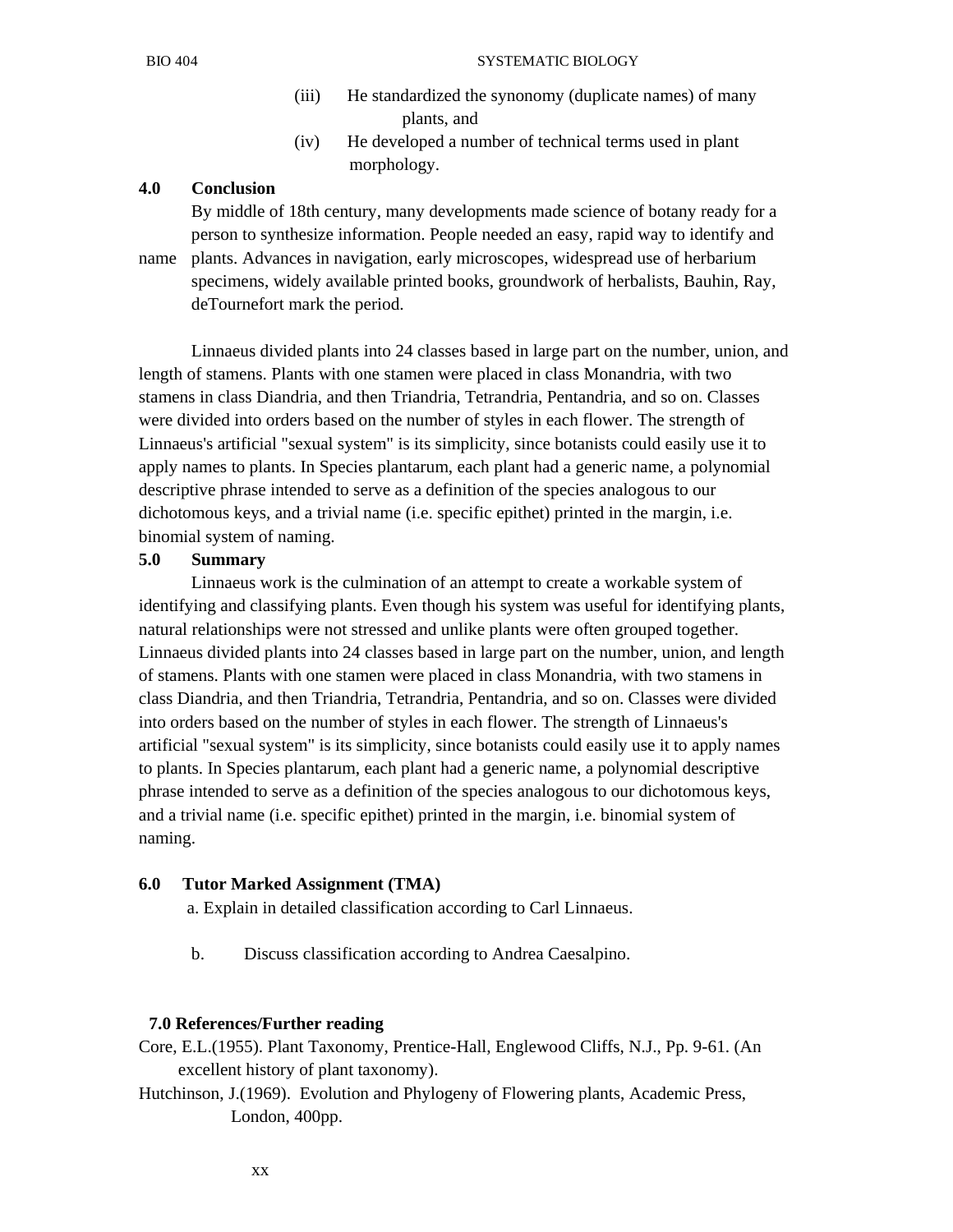(iii) He standardized the synonomy (duplicate names) of many plants, and

(iv) He developed a number of technical terms used in plant morphology.

## 4.0 Conclusion

By middle of 18th century, many developments made science of botany ready for a person to synthesize information. People needed an easy, rapid way to identify and name plants. Advances in navigation, early microscopes, widespread use of herbarium specimens, widely available printed books, groundwork of herbalists, Bauhin, Ray, deTournefort mark the period.

Linnaeus divided plants into 24 classes based in large part on the number, union, and length of stamens. Plants with one stamen were placed in class Monandria, with two stamens in class Diandria, and then Triandria, Tetrandria, Pentandria, and so on. Classes were divided into orders based on the number of styles in each flower. The strength of Linnaeus's artificial "sexual system" is its simplicity, since botanists could easily use it to apply names to plants. In Species plantarum, each plant had a generic name, a polynomial descriptive phrase intended to serve as a definition of the species analogous to our dichotomous keys, and a trivial name (i.e. specific epithet) printed in the margin, i.e. binomial system of naming.

## 5.0 Summary

Linnaeus work is the culmination of an attempt to create a workable system of identifying and classifying plants. Even though his system was useful for identifying plants, natural relationships were not stressed and unlike plants were often grouped together. Linnaeus divided plants into 24 classes based in large part on the number, union, and length of stamens. Plants with one stamen were placed in class Monandria, with two stamens in class Diandria, and then Triandria, Tetrandria, Pentandria, and so on. Classes were divided into orders based on the number of styles in each flower. The strength of Linnaeus's artificial "sexual system" is its simplicity, since botanists could easily use it to apply names to plants. In Species plantarum, each plant had a generic name, a polynomial descriptive phrase intended to serve as a definition of the species analogous to our dichotomous keys, and a trivial name (i.e. specific epithet) printed in the margin, i.e. binomial system of naming.

## 6.0 Tutor Marked Assignment (TMA)

a. Explain in detailed classification according to Carl Linnaeus.

b. Discuss classification according to Andrea Caesalpino.

## 7.0 References/Further reading

Core, E.L.(1955). Plant Taxonomy, Prentice-Hall, Englewood Cliffs, N.J., Pp. 9-61. (An excellent history of plant taxonomy).

Hutchinson, J.(1969). Evolution and Phylogeny of Flowering plants, Academic Press, London, 400pp.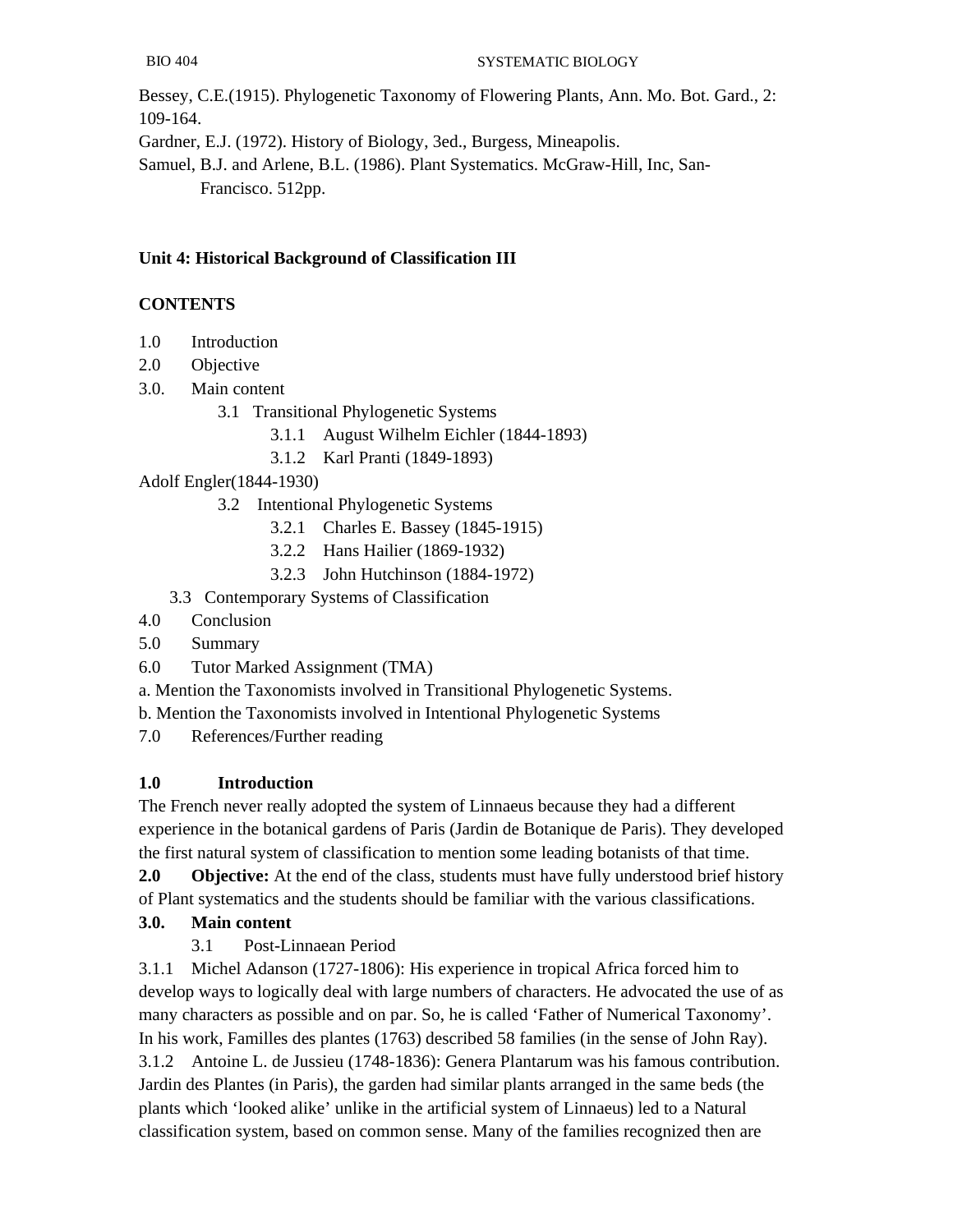Bessey, C.E.(1915). Phylogenetic Taxonomy of Flowering Plants, Ann. Mo. Bot. Gard., 2: 109-164.

Gardner, E.J. (1972). History of Biology, 3ed., Burgess, Mineapolis.

Samuel, B.J. and Arlene, B.L. (1986). Plant Systematics. McGraw-Hill, Inc, San-Francisco. 512pp.

## Unit 4: Historical Background of Classification III

**CONTENTS**

1.0 Introduction
2.0 Objective
3.0. Main content
   3.1 Transitional Phylogenetic Systems
      3.1.1 August Wilhelm Eichler (1844-1893)
      3.1.2 Karl Pranti (1849-1893)
Adolf Engler(1844-1930)
   3.2 Intentional Phylogenetic Systems
      3.2.1 Charles E. Bassey (1845-1915)
      3.2.2 Hans Hailier (1869-1932)
      3.2.3 John Hutchinson (1884-1972)
   3.3 Contemporary Systems of Classification
4.0 Conclusion
5.0 Summary
6.0 Tutor Marked Assignment (TMA)
a. Mention the Taxonomists involved in Transitional Phylogenetic Systems.
b. Mention the Taxonomists involved in Intentional Phylogenetic Systems
7.0 References/Further reading

**1.0 Introduction**

The French never really adopted the system of Linnaeus because they had a different experience in the botanical gardens of Paris (Jardin de Botanique de Paris). They developed the first natural system of classification to mention some leading botanists of that time.

**2.0 Objective:** At the end of the class, students must have fully understood brief history of Plant systematics and the students should be familiar with the various classifications.

**3.0. Main content**

3.1 Post-Linnaean Period

3.1.1 Michel Adanson (1727-1806): His experience in tropical Africa forced him to develop ways to logically deal with large numbers of characters. He advocated the use of as many characters as possible and on par. So, he is called 'Father of Numerical Taxonomy'. In his work, Familles des plantes (1763) described 58 families (in the sense of John Ray).

3.1.2 Antoine L. de Jussieu (1748-1836): Genera Plantarum was his famous contribution. Jardin des Plantes (in Paris), the garden had similar plants arranged in the same beds (the plants which 'looked alike' unlike in the artificial system of Linnaeus) led to a Natural classification system, based on common sense. Many of the families recognized then are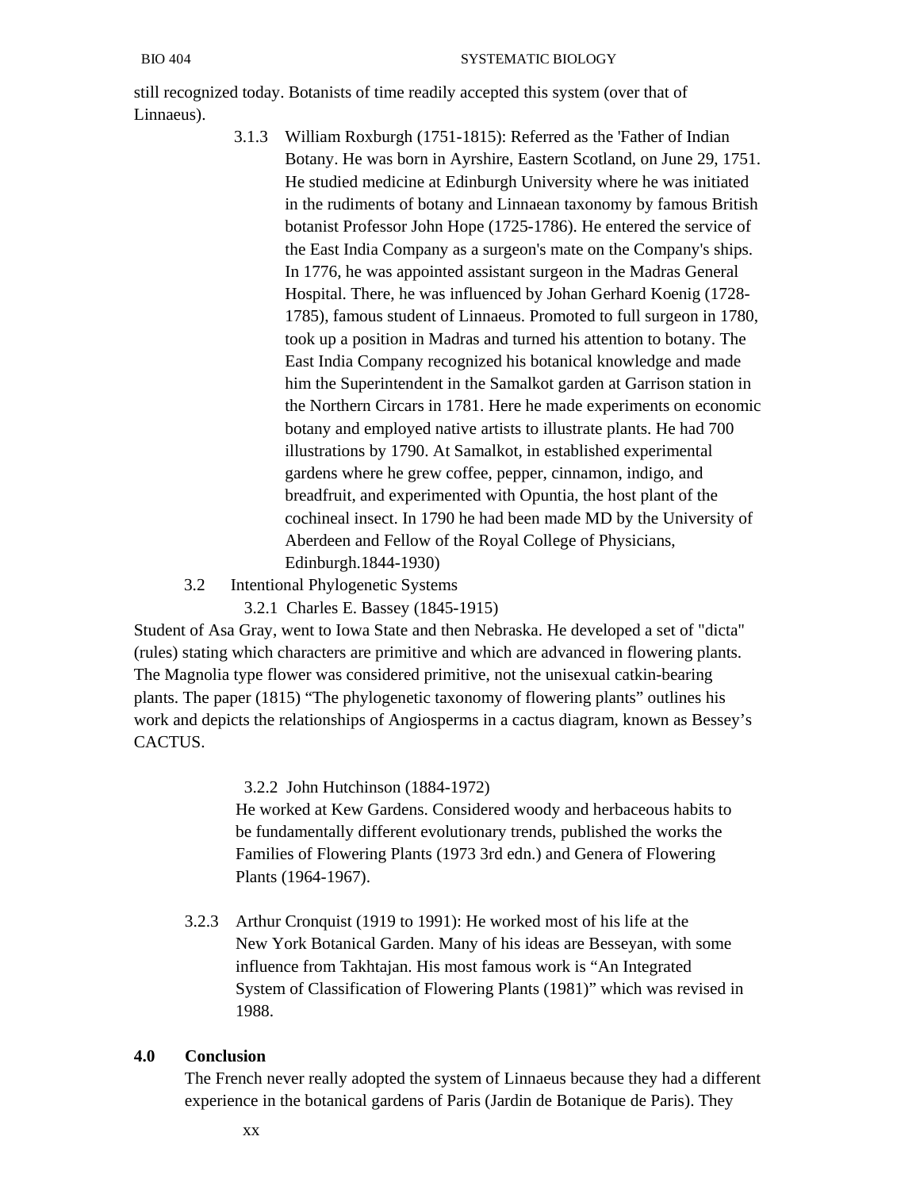still recognized today. Botanists of time readily accepted this system (over that of Linnaeus).

3.1.3 William Roxburgh (1751-1815): Referred as the 'Father of Indian Botany. He was born in Ayrshire, Eastern Scotland, on June 29, 1751. He studied medicine at Edinburgh University where he was initiated in the rudiments of botany and Linnaean taxonomy by famous British botanist Professor John Hope (1725-1786). He entered the service of the East India Company as a surgeon's mate on the Company's ships. In 1776, he was appointed assistant surgeon in the Madras General Hospital. There, he was influenced by Johan Gerhard Koenig (1728-1785), famous student of Linnaeus. Promoted to full surgeon in 1780, took up a position in Madras and turned his attention to botany. The East India Company recognized his botanical knowledge and made him the Superintendent in the Samalkot garden at Garrison station in the Northern Circars in 1781. Here he made experiments on economic botany and employed native artists to illustrate plants. He had 700 illustrations by 1790. At Samalkot, in established experimental gardens where he grew coffee, pepper, cinnamon, indigo, and breadfruit, and experimented with Opuntia, the host plant of the cochineal insect. In 1790 he had been made MD by the University of Aberdeen and Fellow of the Royal College of Physicians, Edinburgh.1844-1930)

3.2 Intentional Phylogenetic Systems

3.2.1 Charles E. Bassey (1845-1915)

Student of Asa Gray, went to Iowa State and then Nebraska. He developed a set of "dicta" (rules) stating which characters are primitive and which are advanced in flowering plants. The Magnolia type flower was considered primitive, not the unisexual catkin-bearing plants. The paper (1815) “The phylogenetic taxonomy of flowering plants” outlines his work and depicts the relationships of Angiosperms in a cactus diagram, known as Bessey’s CACTUS.

3.2.2 John Hutchinson (1884-1972)

He worked at Kew Gardens. Considered woody and herbaceous habits to be fundamentally different evolutionary trends, published the works the Families of Flowering Plants (1973 3rd edn.) and Genera of Flowering Plants (1964-1967).

3.2.3 Arthur Cronquist (1919 to 1991): He worked most of his life at the New York Botanical Garden. Many of his ideas are Besseyan, with some influence from Takhtajan. His most famous work is “An Integrated System of Classification of Flowering Plants (1981)” which was revised in 1988.

## 4.0 Conclusion

The French never really adopted the system of Linnaeus because they had a different experience in the botanical gardens of Paris (Jardin de Botanique de Paris). They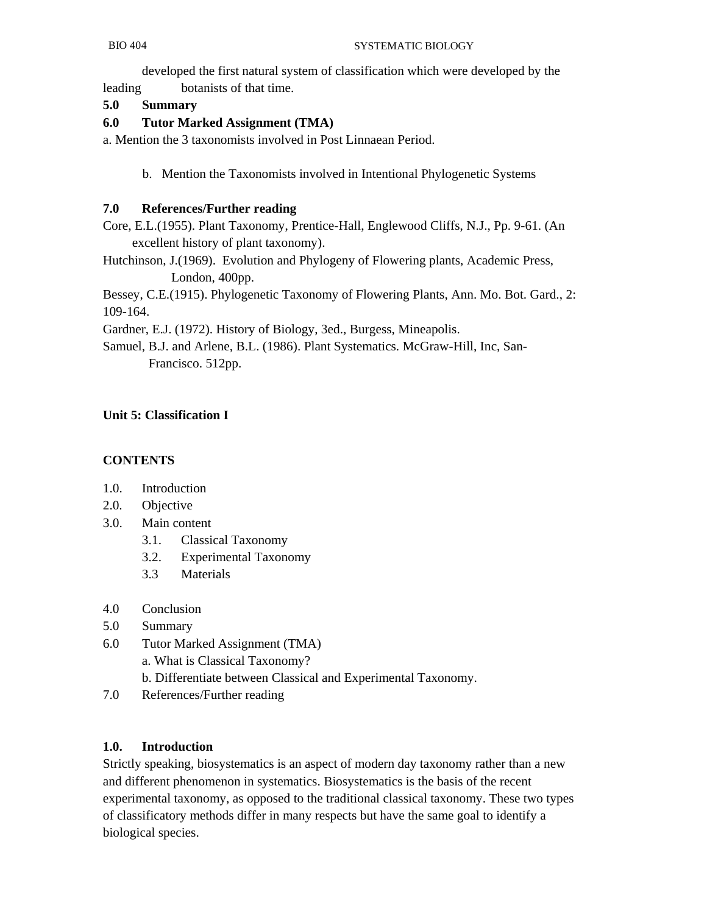developed the first natural system of classification which were developed by the leading botanists of that time.

**5.0 Summary**

**6.0 Tutor Marked Assignment (TMA)**

a. Mention the 3 taxonomists involved in Post Linnaean Period.

b. Mention the Taxonomists involved in Intentional Phylogenetic Systems

**7.0 References/Further reading**

Core, E.L.(1955). Plant Taxonomy, Prentice-Hall, Englewood Cliffs, N.J., Pp. 9-61. (An excellent history of plant taxonomy).

Hutchinson, J.(1969). Evolution and Phylogeny of Flowering plants, Academic Press, London, 400pp.

Bessey, C.E.(1915). Phylogenetic Taxonomy of Flowering Plants, Ann. Mo. Bot. Gard., 2: 109-164.

Gardner, E.J. (1972). History of Biology, 3ed., Burgess, Mineapolis.

Samuel, B.J. and Arlene, B.L. (1986). Plant Systematics. McGraw-Hill, Inc, San-Francisco. 512pp.

## Unit 5: Classification I

**CONTENTS**

1.0. Introduction
2.0. Objective
3.0. Main content
   - 3.1. Classical Taxonomy
   - 3.2. Experimental Taxonomy
   - 3.3 Materials

4.0 Conclusion
5.0 Summary
6.0 Tutor Marked Assignment (TMA)
   - a. What is Classical Taxonomy?
   - b. Differentiate between Classical and Experimental Taxonomy.

7.0 References/Further reading

**1.0. Introduction**

Strictly speaking, biosystematics is an aspect of modern day taxonomy rather than a new and different phenomenon in systematics. Biosystematics is the basis of the recent experimental taxonomy, as opposed to the traditional classical taxonomy. These two types of classificatory methods differ in many respects but have the same goal to identify a biological species.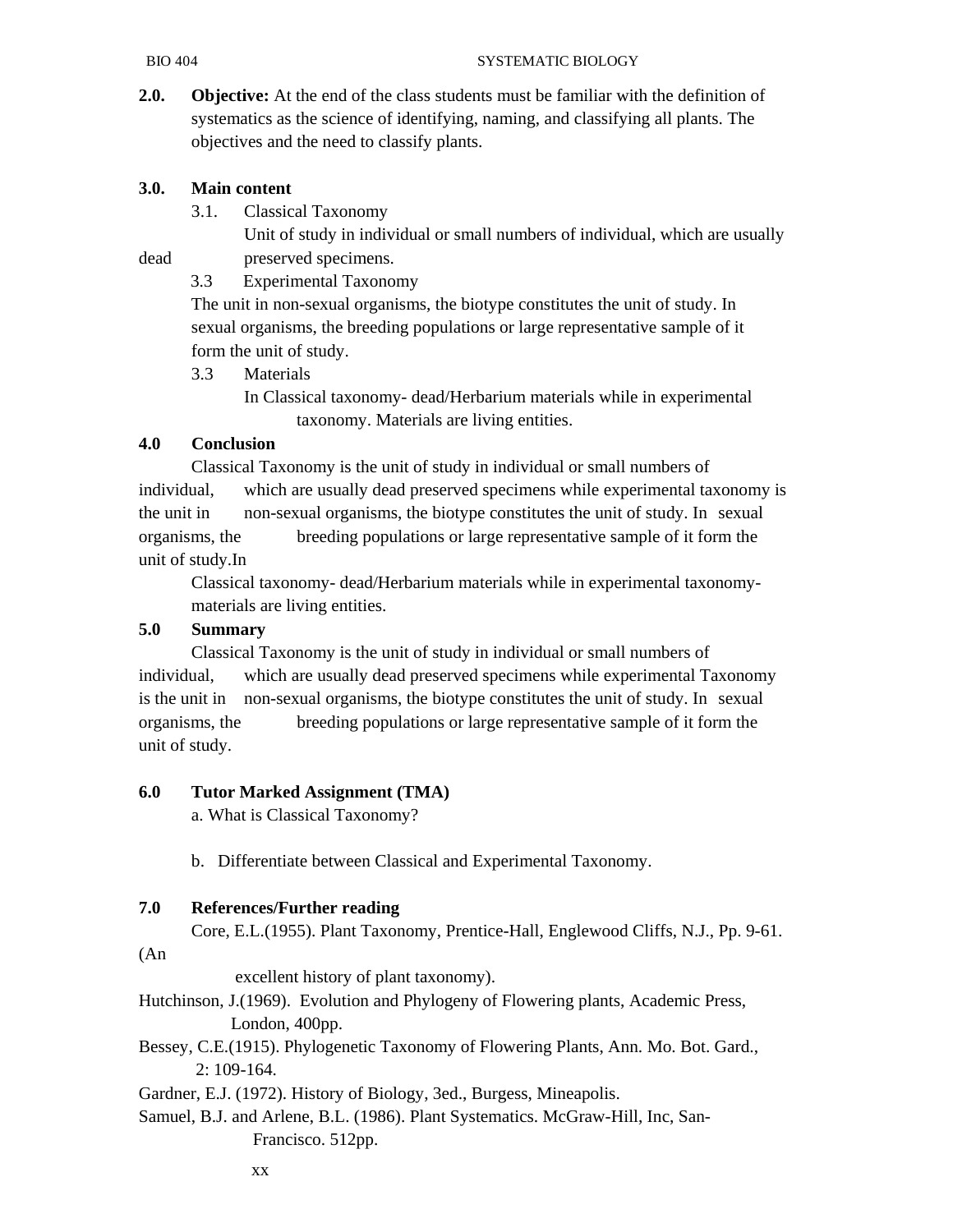**2.0. Objective:** At the end of the class students must be familiar with the definition of systematics as the science of identifying, naming, and classifying all plants. The objectives and the need to classify plants.

**3.0. Main content**

3.1. Classical Taxonomy

Unit of study in individual or small numbers of individual, which are usually dead preserved specimens.

3.3 Experimental Taxonomy

The unit in non-sexual organisms, the biotype constitutes the unit of study. In sexual organisms, the breeding populations or large representative sample of it form the unit of study.

3.3 Materials

In Classical taxonomy- dead/Herbarium materials while in experimental taxonomy. Materials are living entities.

**4.0 Conclusion**

Classical Taxonomy is the unit of study in individual or small numbers of individual, which are usually dead preserved specimens while experimental taxonomy is the unit in non-sexual organisms, the biotype constitutes the unit of study. In sexual organisms, the breeding populations or large representative sample of it form the unit of study.In

Classical taxonomy- dead/Herbarium materials while in experimental taxonomy- materials are living entities.

**5.0 Summary**

Classical Taxonomy is the unit of study in individual or small numbers of individual, which are usually dead preserved specimens while experimental Taxonomy is the unit in non-sexual organisms, the biotype constitutes the unit of study. In sexual organisms, the breeding populations or large representative sample of it form the unit of study.

**6.0 Tutor Marked Assignment (TMA)**

a. What is Classical Taxonomy?

b. Differentiate between Classical and Experimental Taxonomy.

**7.0 References/Further reading**

Core, E.L.(1955). Plant Taxonomy, Prentice-Hall, Englewood Cliffs, N.J., Pp. 9-61. (An excellent history of plant taxonomy).

Hutchinson, J.(1969). Evolution and Phylogeny of Flowering plants, Academic Press, London, 400pp.

Bessey, C.E.(1915). Phylogenetic Taxonomy of Flowering Plants, Ann. Mo. Bot. Gard., 2: 109-164.

Gardner, E.J. (1972). History of Biology, 3ed., Burgess, Mineapolis.

Samuel, B.J. and Arlene, B.L. (1986). Plant Systematics. McGraw-Hill, Inc, San-Francisco. 512pp.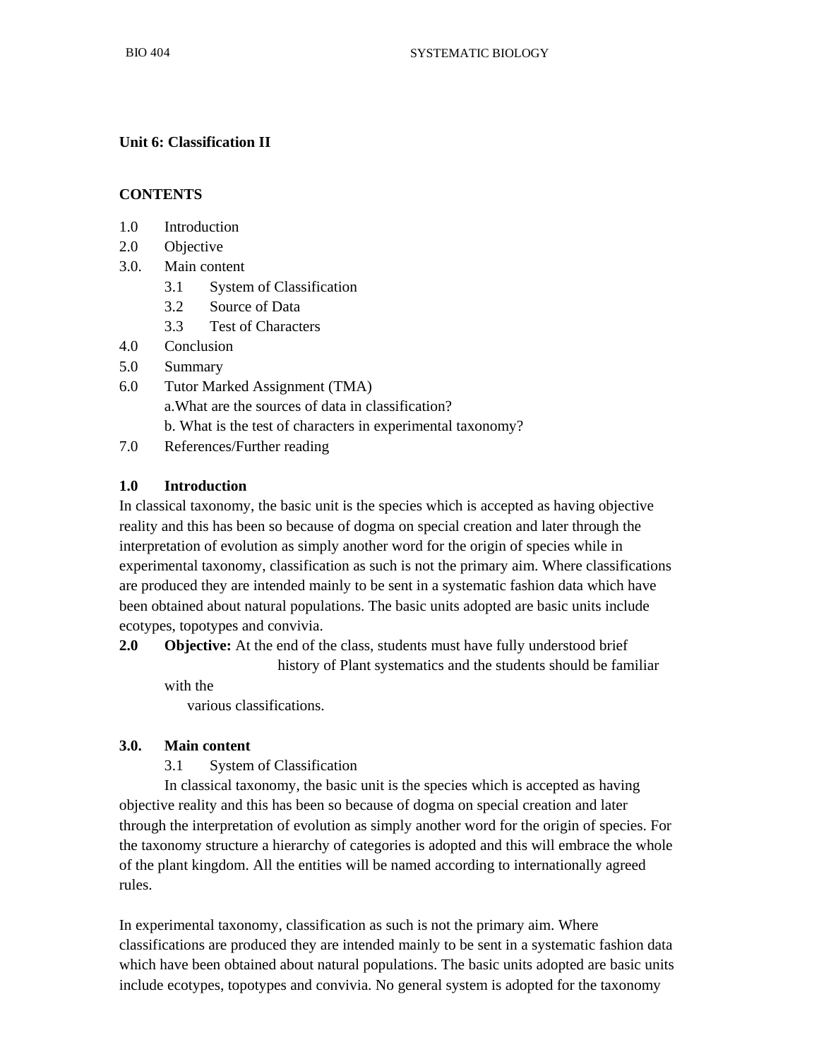**Unit 6: Classification II**

**CONTENTS**

1.0 Introduction
2.0 Objective
3.0. Main content
   3.1 System of Classification
   3.2 Source of Data
   3.3 Test of Characters
4.0 Conclusion
5.0 Summary
6.0 Tutor Marked Assignment (TMA)
   a.What are the sources of data in classification?
   b. What is the test of characters in experimental taxonomy?
7.0 References/Further reading

**1.0 Introduction**

In classical taxonomy, the basic unit is the species which is accepted as having objective reality and this has been so because of dogma on special creation and later through the interpretation of evolution as simply another word for the origin of species while in experimental taxonomy, classification as such is not the primary aim. Where classifications are produced they are intended mainly to be sent in a systematic fashion data which have been obtained about natural populations. The basic units adopted are basic units include ecotypes, topotypes and convivia.

**2.0 Objective:** At the end of the class, students must have fully understood brief history of Plant systematics and the students should be familiar with the various classifications.

**3.0. Main content**

3.1 System of Classification

In classical taxonomy, the basic unit is the species which is accepted as having objective reality and this has been so because of dogma on special creation and later through the interpretation of evolution as simply another word for the origin of species. For the taxonomy structure a hierarchy of categories is adopted and this will embrace the whole of the plant kingdom. All the entities will be named according to internationally agreed rules.

In experimental taxonomy, classification as such is not the primary aim. Where classifications are produced they are intended mainly to be sent in a systematic fashion data which have been obtained about natural populations. The basic units adopted are basic units include ecotypes, topotypes and convivia. No general system is adopted for the taxonomy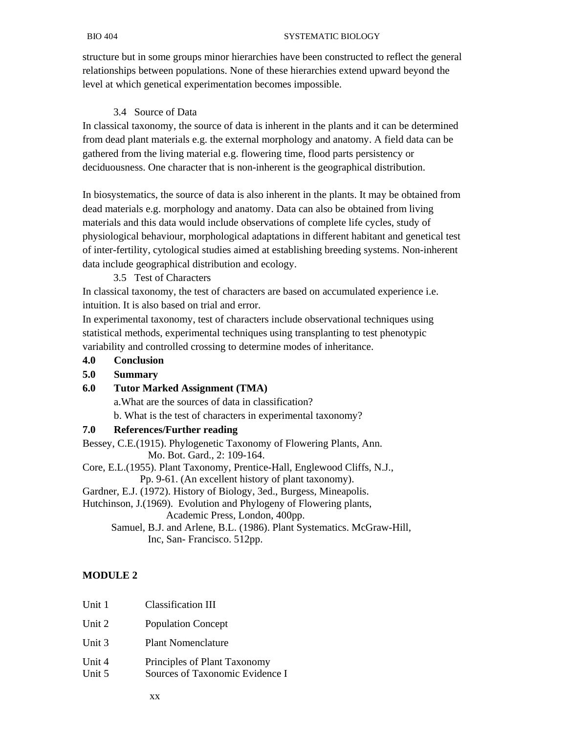structure but in some groups minor hierarchies have been constructed to reflect the general relationships between populations. None of these hierarchies extend upward beyond the level at which genetical experimentation becomes impossible.

### 3.4 Source of Data

In classical taxonomy, the source of data is inherent in the plants and it can be determined from dead plant materials e.g. the external morphology and anatomy. A field data can be gathered from the living material e.g. flowering time, flood parts persistency or deciduousness. One character that is non-inherent is the geographical distribution.

In biosystematics, the source of data is also inherent in the plants. It may be obtained from dead materials e.g. morphology and anatomy. Data can also be obtained from living materials and this data would include observations of complete life cycles, study of physiological behaviour, morphological adaptations in different habitant and genetical test of inter-fertility, cytological studies aimed at establishing breeding systems. Non-inherent data include geographical distribution and ecology.

### 3.5 Test of Characters

In classical taxonomy, the test of characters are based on accumulated experience i.e. intuition. It is also based on trial and error.

In experimental taxonomy, test of characters include observational techniques using statistical methods, experimental techniques using transplanting to test phenotypic variability and controlled crossing to determine modes of inheritance.

## 4.0 Conclusion

## 5.0 Summary

## 6.0 Tutor Marked Assignment (TMA)

a. What are the sources of data in classification?

b. What is the test of characters in experimental taxonomy?

## 7.0 References/Further reading

Bessey, C.E.(1915). Phylogenetic Taxonomy of Flowering Plants, Ann. Mo. Bot. Gard., 2: 109-164.

Core, E.L.(1955). Plant Taxonomy, Prentice-Hall, Englewood Cliffs, N.J., Pp. 9-61. (An excellent history of plant taxonomy).

Gardner, E.J. (1972). History of Biology, 3ed., Burgess, Mineapolis.

Hutchinson, J.(1969). Evolution and Phylogeny of Flowering plants, Academic Press, London, 400pp.

Samuel, B.J. and Arlene, B.L. (1986). Plant Systematics. McGraw-Hill, Inc, San- Francisco. 512pp.

# MODULE 2

| | |
|---|---|
| Unit 1 | Classification III |
| Unit 2 | Population Concept |
| Unit 3 | Plant Nomenclature |
| Unit 4 | Principles of Plant Taxonomy |
| Unit 5 | Sources of Taxonomic Evidence I |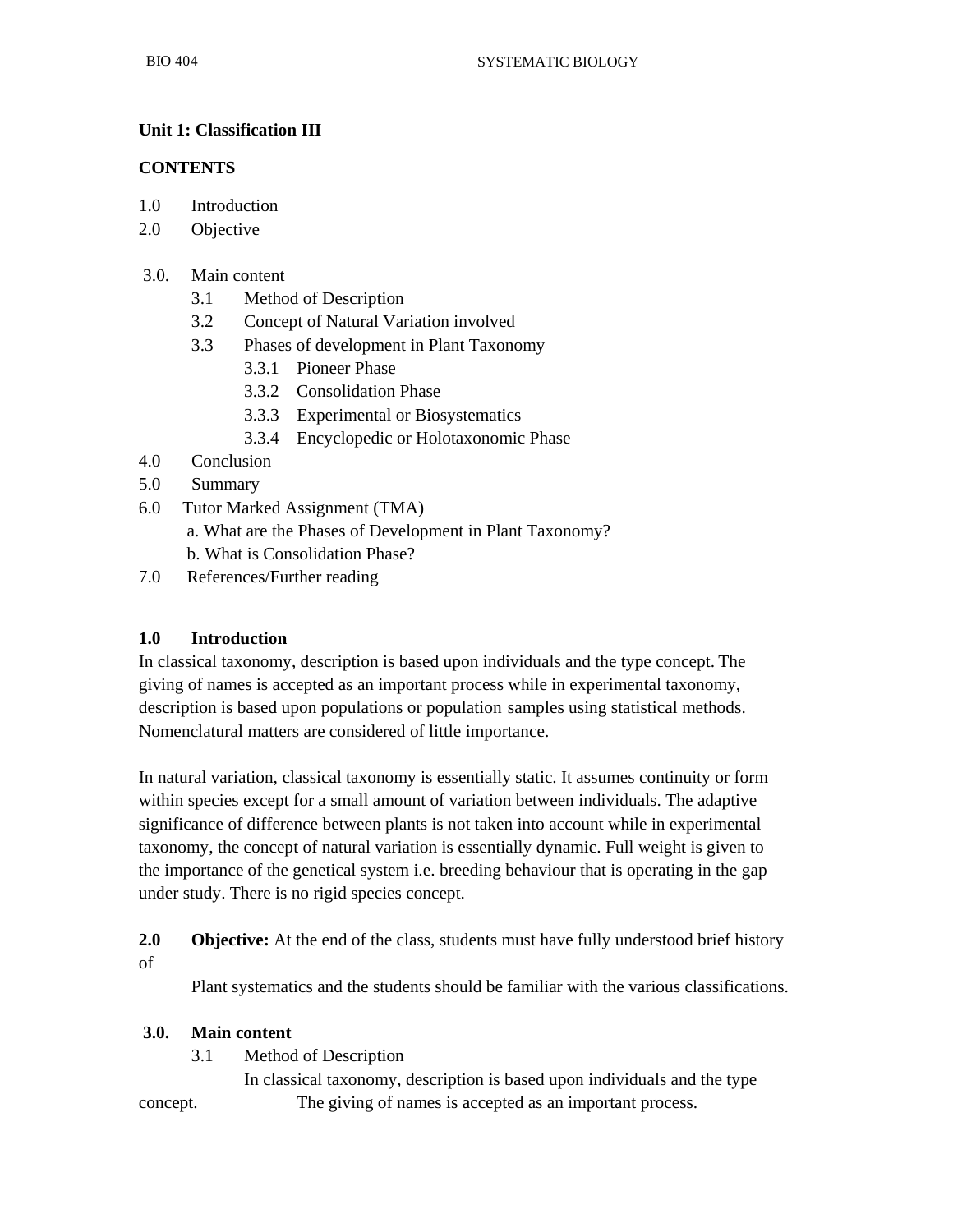**Unit 1: Classification III**

**CONTENTS**

1.0 Introduction
2.0 Objective

3.0. Main content
  3.1 Method of Description
  3.2 Concept of Natural Variation involved
  3.3 Phases of development in Plant Taxonomy
    3.3.1 Pioneer Phase
    3.3.2 Consolidation Phase
    3.3.3 Experimental or Biosystematics
    3.3.4 Encyclopedic or Holotaxonomic Phase
4.0 Conclusion
5.0 Summary
6.0 Tutor Marked Assignment (TMA)
  a. What are the Phases of Development in Plant Taxonomy?
  b. What is Consolidation Phase?
7.0 References/Further reading

**1.0 Introduction**

In classical taxonomy, description is based upon individuals and the type concept. The giving of names is accepted as an important process while in experimental taxonomy, description is based upon populations or population samples using statistical methods. Nomenclatural matters are considered of little importance.

In natural variation, classical taxonomy is essentially static. It assumes continuity or form within species except for a small amount of variation between individuals. The adaptive significance of difference between plants is not taken into account while in experimental taxonomy, the concept of natural variation is essentially dynamic. Full weight is given to the importance of the genetical system i.e. breeding behaviour that is operating in the gap under study. There is no rigid species concept.

**2.0 Objective:** At the end of the class, students must have fully understood brief history of Plant systematics and the students should be familiar with the various classifications.

**3.0. Main content**

3.1 Method of Description

In classical taxonomy, description is based upon individuals and the type concept. The giving of names is accepted as an important process.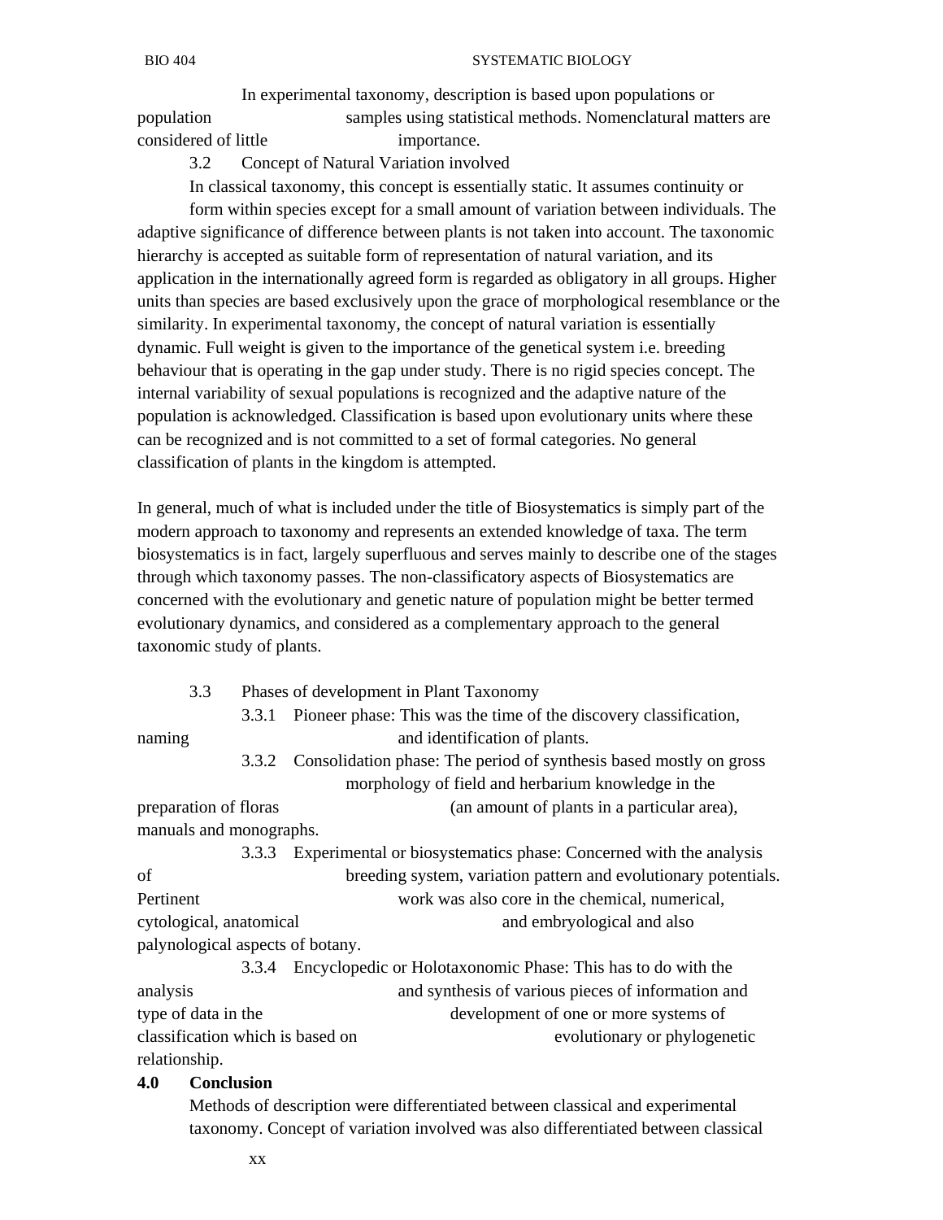In experimental taxonomy, description is based upon populations or population samples using statistical methods. Nomenclatural matters are considered of little importance.

### 3.2 Concept of Natural Variation involved

In classical taxonomy, this concept is essentially static. It assumes continuity or form within species except for a small amount of variation between individuals. The adaptive significance of difference between plants is not taken into account. The taxonomic hierarchy is accepted as suitable form of representation of natural variation, and its application in the internationally agreed form is regarded as obligatory in all groups. Higher units than species are based exclusively upon the grace of morphological resemblance or the similarity. In experimental taxonomy, the concept of natural variation is essentially dynamic. Full weight is given to the importance of the genetical system i.e. breeding behaviour that is operating in the gap under study. There is no rigid species concept. The internal variability of sexual populations is recognized and the adaptive nature of the population is acknowledged. Classification is based upon evolutionary units where these can be recognized and is not committed to a set of formal categories. No general classification of plants in the kingdom is attempted.

In general, much of what is included under the title of Biosystematics is simply part of the modern approach to taxonomy and represents an extended knowledge of taxa. The term biosystematics is in fact, largely superfluous and serves mainly to describe one of the stages through which taxonomy passes. The non-classificatory aspects of Biosystematics are concerned with the evolutionary and genetic nature of population might be better termed evolutionary dynamics, and considered as a complementary approach to the general taxonomic study of plants.

### 3.3 Phases of development in Plant Taxonomy

3.3.1 Pioneer phase: This was the time of the discovery classification, naming and identification of plants.

3.3.2 Consolidation phase: The period of synthesis based mostly on gross morphology of field and herbarium knowledge in the preparation of floras (an amount of plants in a particular area), manuals and monographs.

3.3.3 Experimental or biosystematics phase: Concerned with the analysis of breeding system, variation pattern and evolutionary potentials. Pertinent work was also core in the chemical, numerical, cytological, anatomical and embryological and also palynological aspects of botany.

3.3.4 Encyclopedic or Holotaxonomic Phase: This has to do with the analysis and synthesis of various pieces of information and type of data in the development of one or more systems of classification which is based on evolutionary or phylogenetic relationship.

## 4.0 Conclusion

Methods of description were differentiated between classical and experimental taxonomy. Concept of variation involved was also differentiated between classical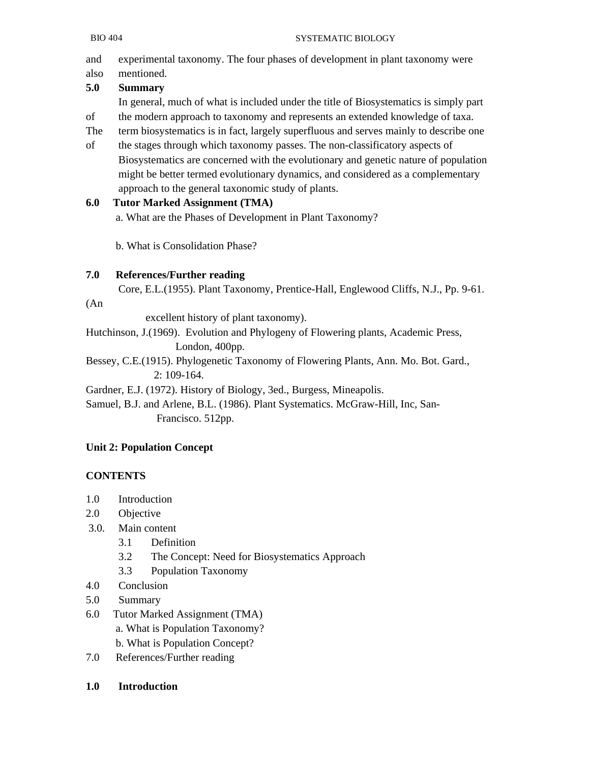and experimental taxonomy. The four phases of development in plant taxonomy were also mentioned.

## 5.0 Summary

In general, much of what is included under the title of Biosystematics is simply part of the modern approach to taxonomy and represents an extended knowledge of taxa. The term biosystematics is in fact, largely superfluous and serves mainly to describe one of the stages through which taxonomy passes. The non-classificatory aspects of Biosystematics are concerned with the evolutionary and genetic nature of population might be better termed evolutionary dynamics, and considered as a complementary approach to the general taxonomic study of plants.

## 6.0 Tutor Marked Assignment (TMA)

a. What are the Phases of Development in Plant Taxonomy?

b. What is Consolidation Phase?

## 7.0 References/Further reading

Core, E.L.(1955). Plant Taxonomy, Prentice-Hall, Englewood Cliffs, N.J., Pp. 9-61. (An excellent history of plant taxonomy).

Hutchinson, J.(1969). Evolution and Phylogeny of Flowering plants, Academic Press, London, 400pp.

Bessey, C.E.(1915). Phylogenetic Taxonomy of Flowering Plants, Ann. Mo. Bot. Gard., 2: 109-164.

Gardner, E.J. (1972). History of Biology, 3ed., Burgess, Mineapolis.

Samuel, B.J. and Arlene, B.L. (1986). Plant Systematics. McGraw-Hill, Inc, San-Francisco. 512pp.

# Unit 2: Population Concept

**CONTENTS**

1.0 Introduction
2.0 Objective
3.0. Main content
  3.1 Definition
  3.2 The Concept: Need for Biosystematics Approach
  3.3 Population Taxonomy
4.0 Conclusion
5.0 Summary
6.0 Tutor Marked Assignment (TMA)
  a. What is Population Taxonomy?
  b. What is Population Concept?
7.0 References/Further reading

## 1.0 Introduction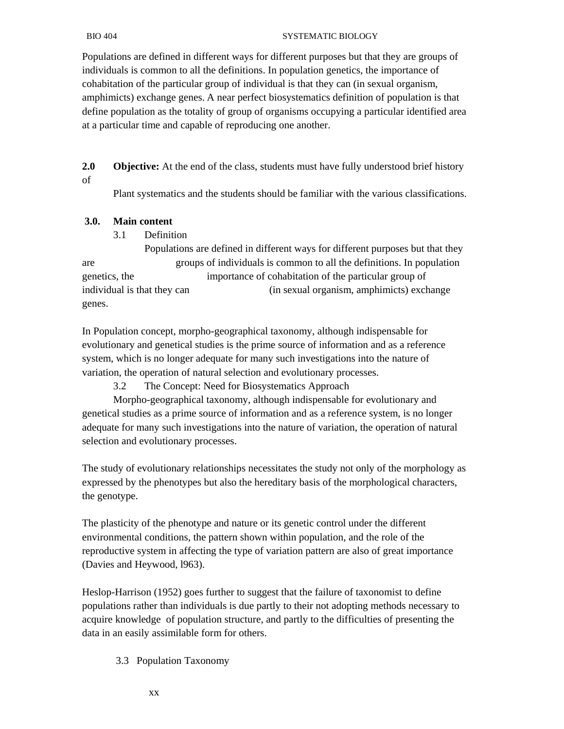Populations are defined in different ways for different purposes but that they are groups of individuals is common to all the definitions. In population genetics, the importance of cohabitation of the particular group of individual is that they can (in sexual organism, amphimicts) exchange genes. A near perfect biosystematics definition of population is that define population as the totality of group of organisms occupying a particular identified area at a particular time and capable of reproducing one another.

**2.0 Objective:** At the end of the class, students must have fully understood brief history of Plant systematics and the students should be familiar with the various classifications.

## 3.0. Main content

### 3.1 Definition

Populations are defined in different ways for different purposes but that they are groups of individuals is common to all the definitions. In population genetics, the importance of cohabitation of the particular group of individual is that they can (in sexual organism, amphimicts) exchange genes.

In Population concept, morpho-geographical taxonomy, although indispensable for evolutionary and genetical studies is the prime source of information and as a reference system, which is no longer adequate for many such investigations into the nature of variation, the operation of natural selection and evolutionary processes.

### 3.2 The Concept: Need for Biosystematics Approach

Morpho-geographical taxonomy, although indispensable for evolutionary and genetical studies as a prime source of information and as a reference system, is no longer adequate for many such investigations into the nature of variation, the operation of natural selection and evolutionary processes.

The study of evolutionary relationships necessitates the study not only of the morphology as expressed by the phenotypes but also the hereditary basis of the morphological characters, the genotype.

The plasticity of the phenotype and nature or its genetic control under the different environmental conditions, the pattern shown within population, and the role of the reproductive system in affecting the type of variation pattern are also of great importance (Davies and Heywood, l963).

Heslop-Harrison (1952) goes further to suggest that the failure of taxonomist to define populations rather than individuals is due partly to their not adopting methods necessary to acquire knowledge of population structure, and partly to the difficulties of presenting the data in an easily assimilable form for others.

### 3.3 Population Taxonomy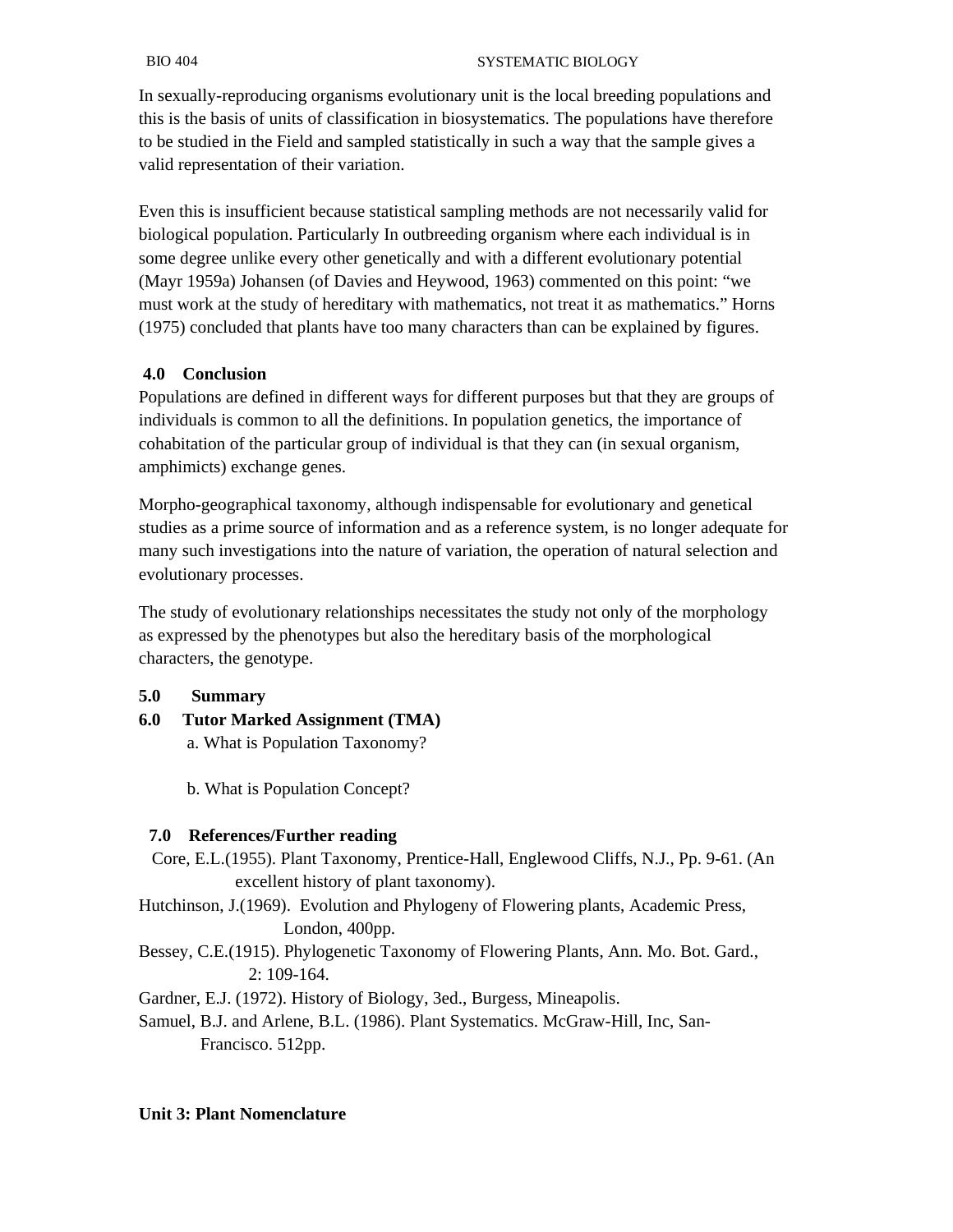In sexually-reproducing organisms evolutionary unit is the local breeding populations and this is the basis of units of classification in biosystematics. The populations have therefore to be studied in the Field and sampled statistically in such a way that the sample gives a valid representation of their variation.

Even this is insufficient because statistical sampling methods are not necessarily valid for biological population. Particularly In outbreeding organism where each individual is in some degree unlike every other genetically and with a different evolutionary potential (Mayr 1959a) Johansen (of Davies and Heywood, 1963) commented on this point: "we must work at the study of hereditary with mathematics, not treat it as mathematics." Horns (1975) concluded that plants have too many characters than can be explained by figures.

## 4.0 Conclusion

Populations are defined in different ways for different purposes but that they are groups of individuals is common to all the definitions. In population genetics, the importance of cohabitation of the particular group of individual is that they can (in sexual organism, amphimicts) exchange genes.

Morpho-geographical taxonomy, although indispensable for evolutionary and genetical studies as a prime source of information and as a reference system, is no longer adequate for many such investigations into the nature of variation, the operation of natural selection and evolutionary processes.

The study of evolutionary relationships necessitates the study not only of the morphology as expressed by the phenotypes but also the hereditary basis of the morphological characters, the genotype.

## 5.0 Summary

## 6.0 Tutor Marked Assignment (TMA)

a. What is Population Taxonomy?

b. What is Population Concept?

## 7.0 References/Further reading

Core, E.L.(1955). Plant Taxonomy, Prentice-Hall, Englewood Cliffs, N.J., Pp. 9-61. (An excellent history of plant taxonomy).

Hutchinson, J.(1969). Evolution and Phylogeny of Flowering plants, Academic Press, London, 400pp.

Bessey, C.E.(1915). Phylogenetic Taxonomy of Flowering Plants, Ann. Mo. Bot. Gard., 2: 109-164.

Gardner, E.J. (1972). History of Biology, 3ed., Burgess, Mineapolis.

Samuel, B.J. and Arlene, B.L. (1986). Plant Systematics. McGraw-Hill, Inc, San-Francisco. 512pp.

# Unit 3: Plant Nomenclature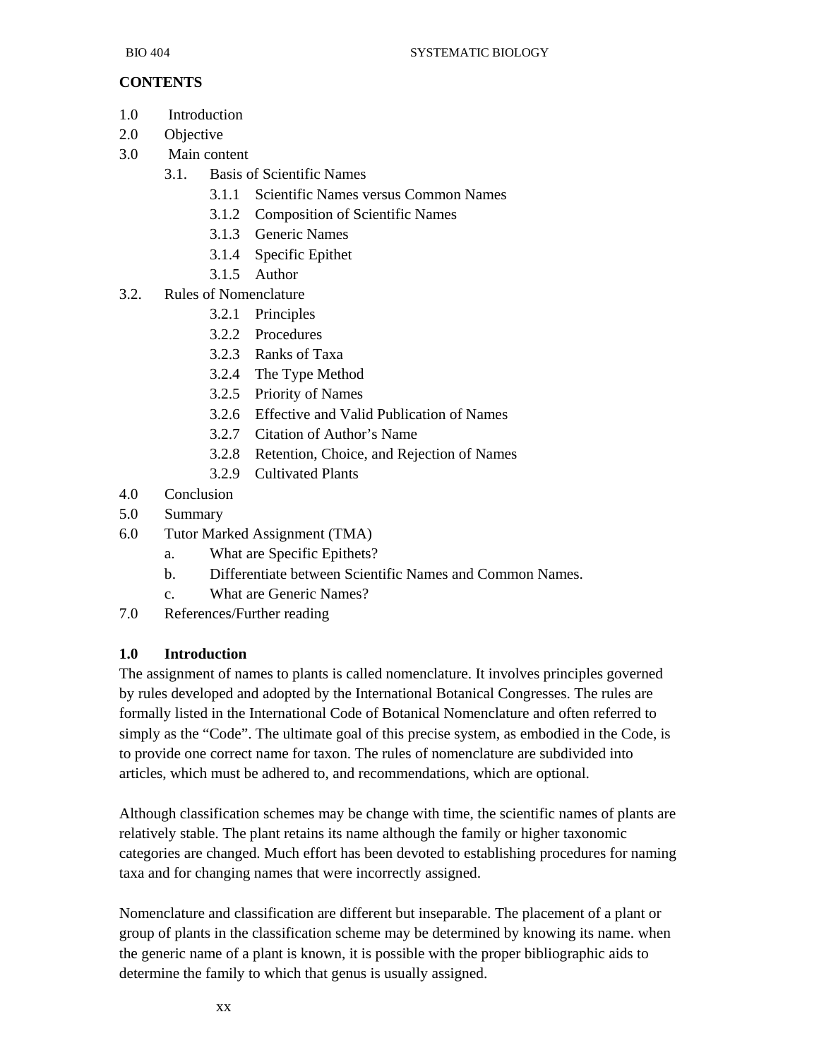**CONTENTS**

1.0 Introduction
2.0 Objective
3.0 Main content
  3.1. Basis of Scientific Names
    3.1.1 Scientific Names versus Common Names
    3.1.2 Composition of Scientific Names
    3.1.3 Generic Names
    3.1.4 Specific Epithet
    3.1.5 Author
3.2. Rules of Nomenclature
    3.2.1 Principles
    3.2.2 Procedures
    3.2.3 Ranks of Taxa
    3.2.4 The Type Method
    3.2.5 Priority of Names
    3.2.6 Effective and Valid Publication of Names
    3.2.7 Citation of Author's Name
    3.2.8 Retention, Choice, and Rejection of Names
    3.2.9 Cultivated Plants
4.0 Conclusion
5.0 Summary
6.0 Tutor Marked Assignment (TMA)
  a. What are Specific Epithets?
  b. Differentiate between Scientific Names and Common Names.
  c. What are Generic Names?
7.0 References/Further reading

## 1.0 Introduction

The assignment of names to plants is called nomenclature. It involves principles governed by rules developed and adopted by the International Botanical Congresses. The rules are formally listed in the International Code of Botanical Nomenclature and often referred to simply as the "Code". The ultimate goal of this precise system, as embodied in the Code, is to provide one correct name for taxon. The rules of nomenclature are subdivided into articles, which must be adhered to, and recommendations, which are optional.

Although classification schemes may be change with time, the scientific names of plants are relatively stable. The plant retains its name although the family or higher taxonomic categories are changed. Much effort has been devoted to establishing procedures for naming taxa and for changing names that were incorrectly assigned.

Nomenclature and classification are different but inseparable. The placement of a plant or group of plants in the classification scheme may be determined by knowing its name. when the generic name of a plant is known, it is possible with the proper bibliographic aids to determine the family to which that genus is usually assigned.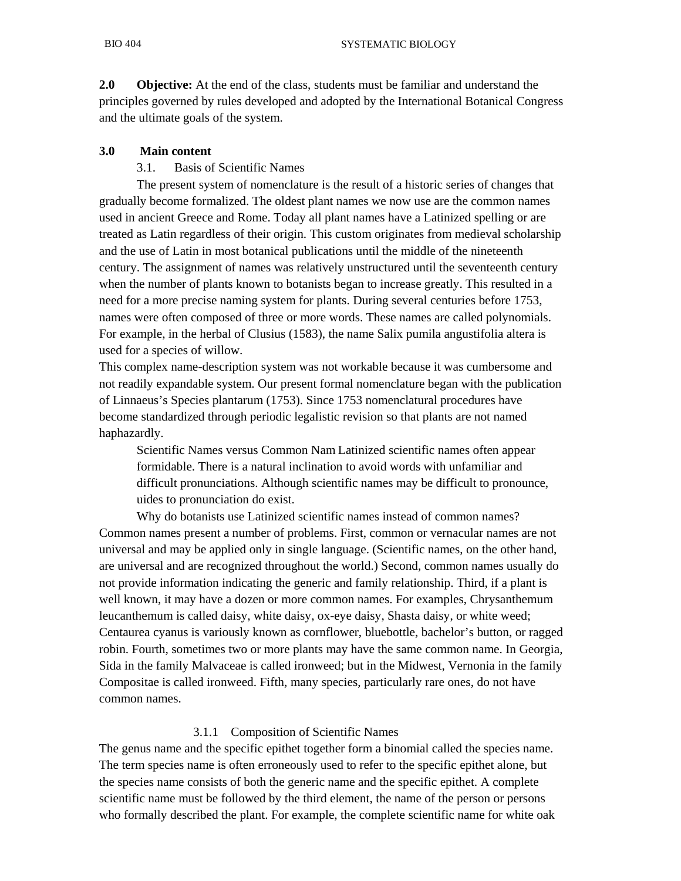**2.0 Objective:** At the end of the class, students must be familiar and understand the principles governed by rules developed and adopted by the International Botanical Congress and the ultimate goals of the system.

**3.0 Main content**

3.1. Basis of Scientific Names

The present system of nomenclature is the result of a historic series of changes that gradually become formalized. The oldest plant names we now use are the common names used in ancient Greece and Rome. Today all plant names have a Latinized spelling or are treated as Latin regardless of their origin. This custom originates from medieval scholarship and the use of Latin in most botanical publications until the middle of the nineteenth century. The assignment of names was relatively unstructured until the seventeenth century when the number of plants known to botanists began to increase greatly. This resulted in a need for a more precise naming system for plants. During several centuries before 1753, names were often composed of three or more words. These names are called polynomials. For example, in the herbal of Clusius (1583), the name Salix pumila angustifolia altera is used for a species of willow.

This complex name-description system was not workable because it was cumbersome and not readily expandable system. Our present formal nomenclature began with the publication of Linnaeus's Species plantarum (1753). Since 1753 nomenclatural procedures have become standardized through periodic legalistic revision so that plants are not named haphazardly.

Scientific Names versus Common Nam Latinized scientific names often appear formidable. There is a natural inclination to avoid words with unfamiliar and difficult pronunciations. Although scientific names may be difficult to pronounce, uides to pronunciation do exist.

Why do botanists use Latinized scientific names instead of common names? Common names present a number of problems. First, common or vernacular names are not universal and may be applied only in single language. (Scientific names, on the other hand, are universal and are recognized throughout the world.) Second, common names usually do not provide information indicating the generic and family relationship. Third, if a plant is well known, it may have a dozen or more common names. For examples, Chrysanthemum leucanthemum is called daisy, white daisy, ox-eye daisy, Shasta daisy, or white weed; Centaurea cyanus is variously known as cornflower, bluebottle, bachelor's button, or ragged robin. Fourth, sometimes two or more plants may have the same common name. In Georgia, Sida in the family Malvaceae is called ironweed; but in the Midwest, Vernonia in the family Compositae is called ironweed. Fifth, many species, particularly rare ones, do not have common names.

3.1.1 Composition of Scientific Names

The genus name and the specific epithet together form a binomial called the species name. The term species name is often erroneously used to refer to the specific epithet alone, but the species name consists of both the generic name and the specific epithet. A complete scientific name must be followed by the third element, the name of the person or persons who formally described the plant. For example, the complete scientific name for white oak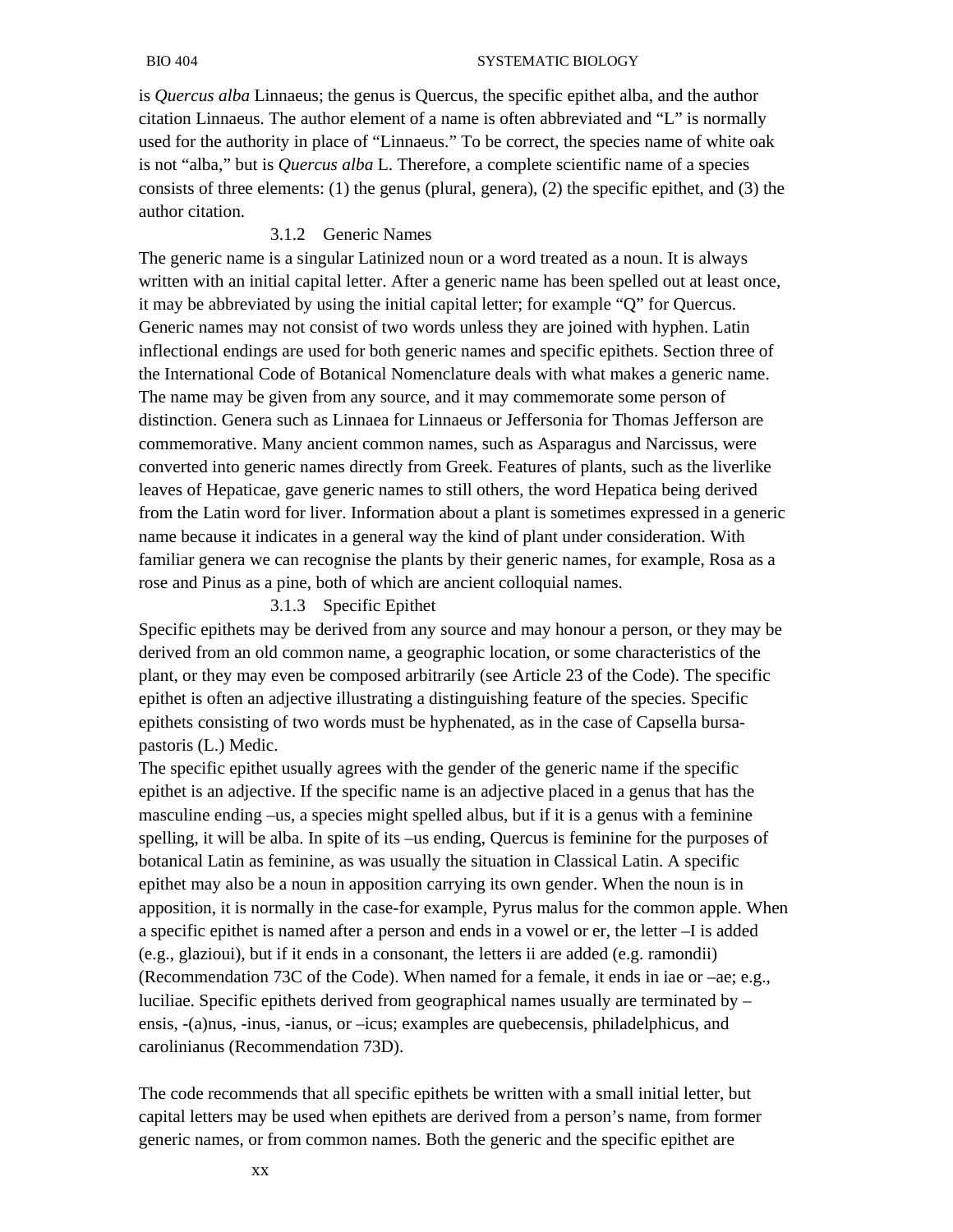is *Quercus alba* Linnaeus; the genus is Quercus, the specific epithet alba, and the author citation Linnaeus. The author element of a name is often abbreviated and "L" is normally used for the authority in place of "Linnaeus." To be correct, the species name of white oak is not "alba," but is *Quercus alba* L. Therefore, a complete scientific name of a species consists of three elements: (1) the genus (plural, genera), (2) the specific epithet, and (3) the author citation.

### 3.1.2 Generic Names

The generic name is a singular Latinized noun or a word treated as a noun. It is always written with an initial capital letter. After a generic name has been spelled out at least once, it may be abbreviated by using the initial capital letter; for example "Q" for Quercus. Generic names may not consist of two words unless they are joined with hyphen. Latin inflectional endings are used for both generic names and specific epithets. Section three of the International Code of Botanical Nomenclature deals with what makes a generic name. The name may be given from any source, and it may commemorate some person of distinction. Genera such as Linnaea for Linnaeus or Jeffersonia for Thomas Jefferson are commemorative. Many ancient common names, such as Asparagus and Narcissus, were converted into generic names directly from Greek. Features of plants, such as the liverlike leaves of Hepaticae, gave generic names to still others, the word Hepatica being derived from the Latin word for liver. Information about a plant is sometimes expressed in a generic name because it indicates in a general way the kind of plant under consideration. With familiar genera we can recognise the plants by their generic names, for example, Rosa as a rose and Pinus as a pine, both of which are ancient colloquial names.

### 3.1.3 Specific Epithet

Specific epithets may be derived from any source and may honour a person, or they may be derived from an old common name, a geographic location, or some characteristics of the plant, or they may even be composed arbitrarily (see Article 23 of the Code). The specific epithet is often an adjective illustrating a distinguishing feature of the species. Specific epithets consisting of two words must be hyphenated, as in the case of Capsella bursa-pastoris (L.) Medic.

The specific epithet usually agrees with the gender of the generic name if the specific epithet is an adjective. If the specific name is an adjective placed in a genus that has the masculine ending –us, a species might spelled albus, but if it is a genus with a feminine spelling, it will be alba. In spite of its –us ending, Quercus is feminine for the purposes of botanical Latin as feminine, as was usually the situation in Classical Latin. A specific epithet may also be a noun in apposition carrying its own gender. When the noun is in apposition, it is normally in the case-for example, Pyrus malus for the common apple. When a specific epithet is named after a person and ends in a vowel or er, the letter –I is added (e.g., glazioui), but if it ends in a consonant, the letters ii are added (e.g. ramondii) (Recommendation 73C of the Code). When named for a female, it ends in iae or –ae; e.g., luciliae. Specific epithets derived from geographical names usually are terminated by –ensis, -(a)nus, -inus, -ianus, or –icus; examples are quebecensis, philadelphicus, and carolinianus (Recommendation 73D).

The code recommends that all specific epithets be written with a small initial letter, but capital letters may be used when epithets are derived from a person's name, from former generic names, or from common names. Both the generic and the specific epithet are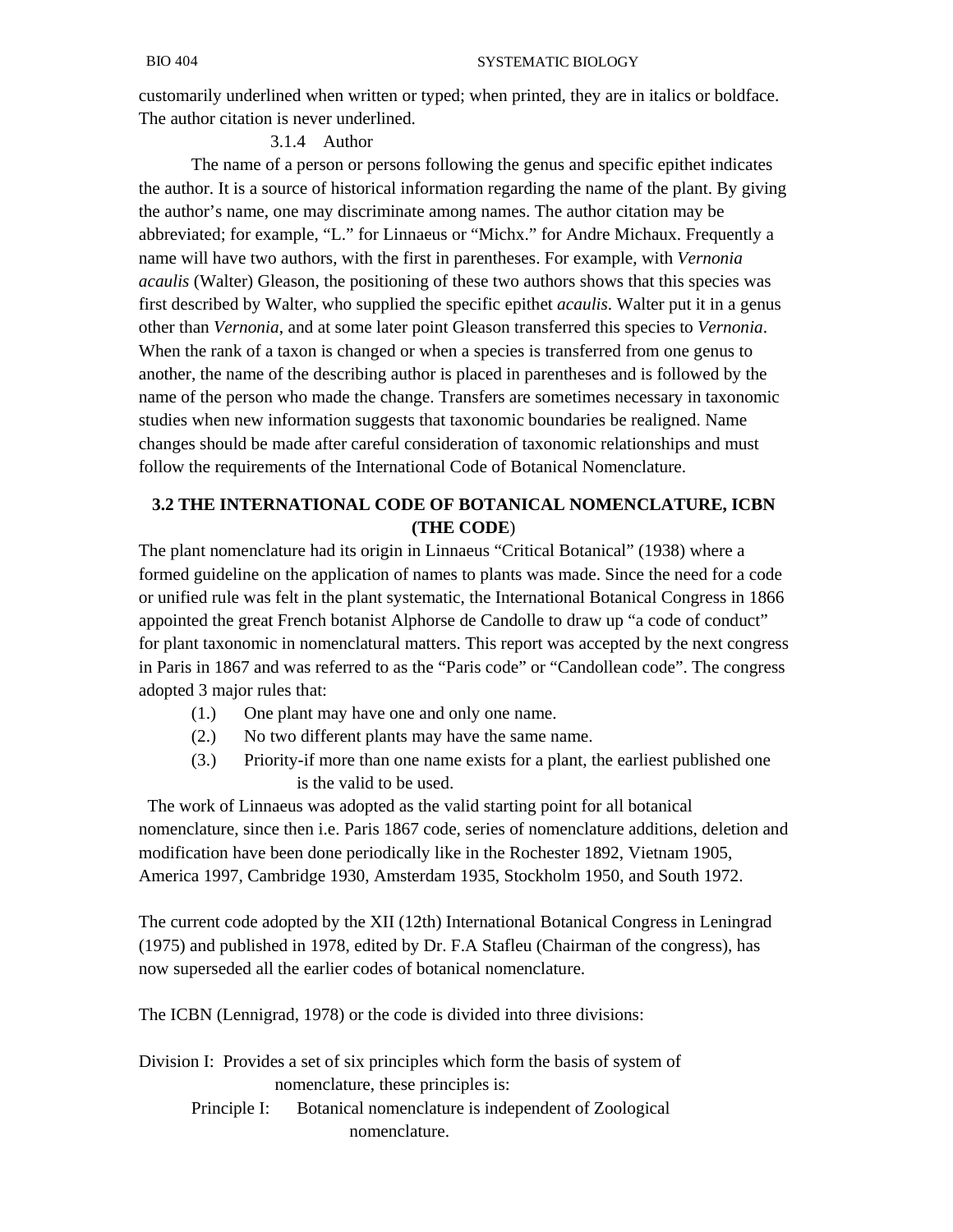customarily underlined when written or typed; when printed, they are in italics or boldface. The author citation is never underlined.

#### 3.1.4 Author

The name of a person or persons following the genus and specific epithet indicates the author. It is a source of historical information regarding the name of the plant. By giving the author's name, one may discriminate among names. The author citation may be abbreviated; for example, "L." for Linnaeus or "Michx." for Andre Michaux. Frequently a name will have two authors, with the first in parentheses. For example, with *Vernonia acaulis* (Walter) Gleason, the positioning of these two authors shows that this species was first described by Walter, who supplied the specific epithet *acaulis*. Walter put it in a genus other than *Vernonia*, and at some later point Gleason transferred this species to *Vernonia*. When the rank of a taxon is changed or when a species is transferred from one genus to another, the name of the describing author is placed in parentheses and is followed by the name of the person who made the change. Transfers are sometimes necessary in taxonomic studies when new information suggests that taxonomic boundaries be realigned. Name changes should be made after careful consideration of taxonomic relationships and must follow the requirements of the International Code of Botanical Nomenclature.

## 3.2 THE INTERNATIONAL CODE OF BOTANICAL NOMENCLATURE, ICBN (THE CODE)

The plant nomenclature had its origin in Linnaeus "Critical Botanical" (1938) where a formed guideline on the application of names to plants was made. Since the need for a code or unified rule was felt in the plant systematic, the International Botanical Congress in 1866 appointed the great French botanist Alphorse de Candolle to draw up "a code of conduct" for plant taxonomic in nomenclatural matters. This report was accepted by the next congress in Paris in 1867 and was referred to as the "Paris code" or "Candollean code". The congress adopted 3 major rules that:

(1.) One plant may have one and only one name.

(2.) No two different plants may have the same name.

(3.) Priority-if more than one name exists for a plant, the earliest published one is the valid to be used.

The work of Linnaeus was adopted as the valid starting point for all botanical nomenclature, since then i.e. Paris 1867 code, series of nomenclature additions, deletion and modification have been done periodically like in the Rochester 1892, Vietnam 1905, America 1997, Cambridge 1930, Amsterdam 1935, Stockholm 1950, and South 1972.

The current code adopted by the XII (12th) International Botanical Congress in Leningrad (1975) and published in 1978, edited by Dr. F.A Stafleu (Chairman of the congress), has now superseded all the earlier codes of botanical nomenclature.

The ICBN (Lennigrad, 1978) or the code is divided into three divisions:

Division I: Provides a set of six principles which form the basis of system of nomenclature, these principles is:

Principle I: Botanical nomenclature is independent of Zoological nomenclature.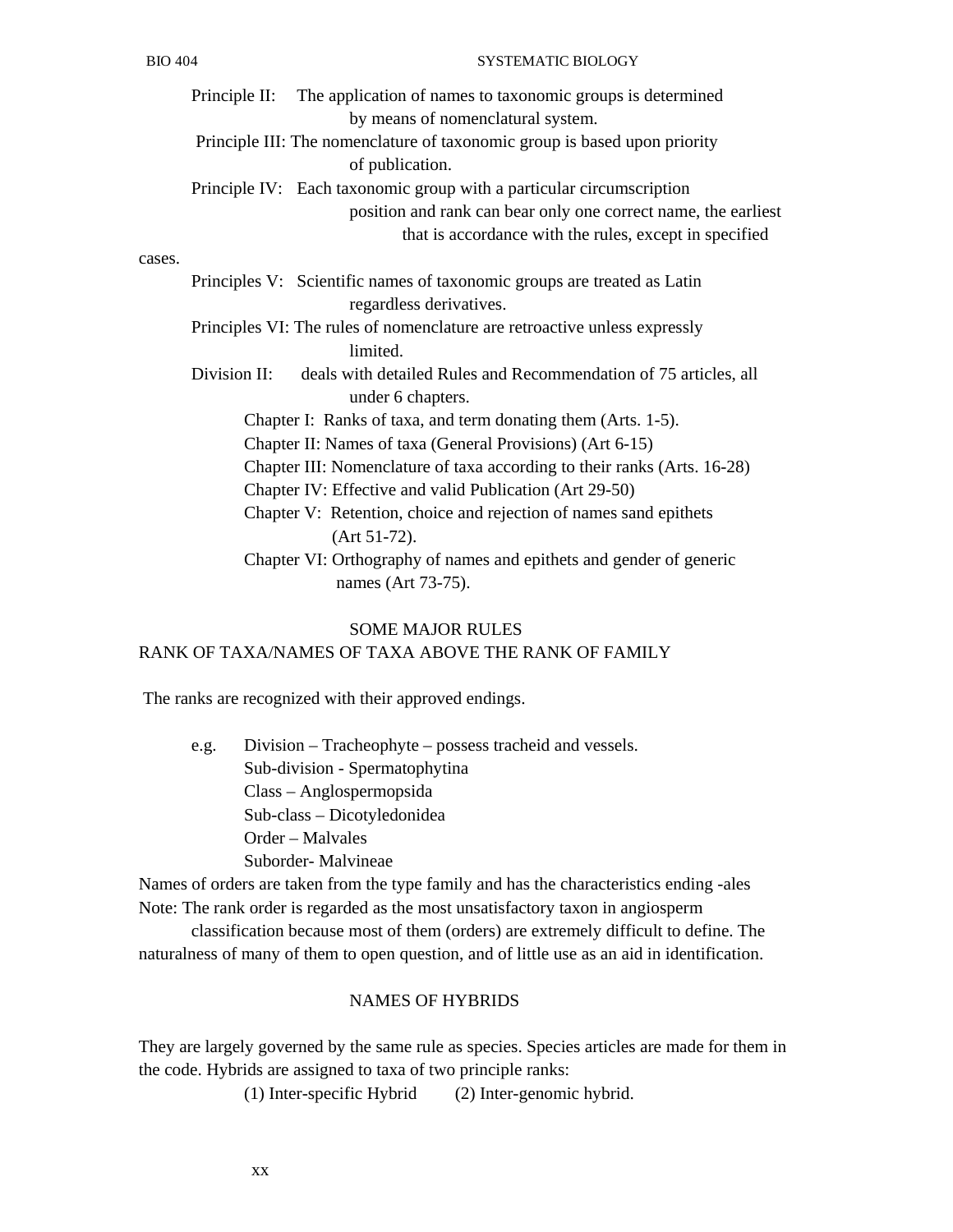Principle II: The application of names to taxonomic groups is determined by means of nomenclatural system.

Principle III: The nomenclature of taxonomic group is based upon priority of publication.

Principle IV: Each taxonomic group with a particular circumscription position and rank can bear only one correct name, the earliest that is accordance with the rules, except in specified cases.

Principles V: Scientific names of taxonomic groups are treated as Latin regardless derivatives.

Principles VI: The rules of nomenclature are retroactive unless expressly limited.

Division II: deals with detailed Rules and Recommendation of 75 articles, all under 6 chapters.

- Chapter I: Ranks of taxa, and term donating them (Arts. 1-5).
- Chapter II: Names of taxa (General Provisions) (Art 6-15)
- Chapter III: Nomenclature of taxa according to their ranks (Arts. 16-28)
- Chapter IV: Effective and valid Publication (Art 29-50)
- Chapter V: Retention, choice and rejection of names sand epithets (Art 51-72).
- Chapter VI: Orthography of names and epithets and gender of generic names (Art 73-75).

## SOME MAJOR RULES

### RANK OF TAXA/NAMES OF TAXA ABOVE THE RANK OF FAMILY

The ranks are recognized with their approved endings.

e.g.
- Division – Tracheophyte – possess tracheid and vessels.
- Sub-division - Spermatophytina
- Class – Anglospermopsida
- Sub-class – Dicotyledonidea
- Order – Malvales
- Suborder- Malvineae

Names of orders are taken from the type family and has the characteristics ending -ales

Note: The rank order is regarded as the most unsatisfactory taxon in angiosperm classification because most of them (orders) are extremely difficult to define. The naturalness of many of them to open question, and of little use as an aid in identification.

## NAMES OF HYBRIDS

They are largely governed by the same rule as species. Species articles are made for them in the code. Hybrids are assigned to taxa of two principle ranks:

(1) Inter-specific Hybrid (2) Inter-genomic hybrid.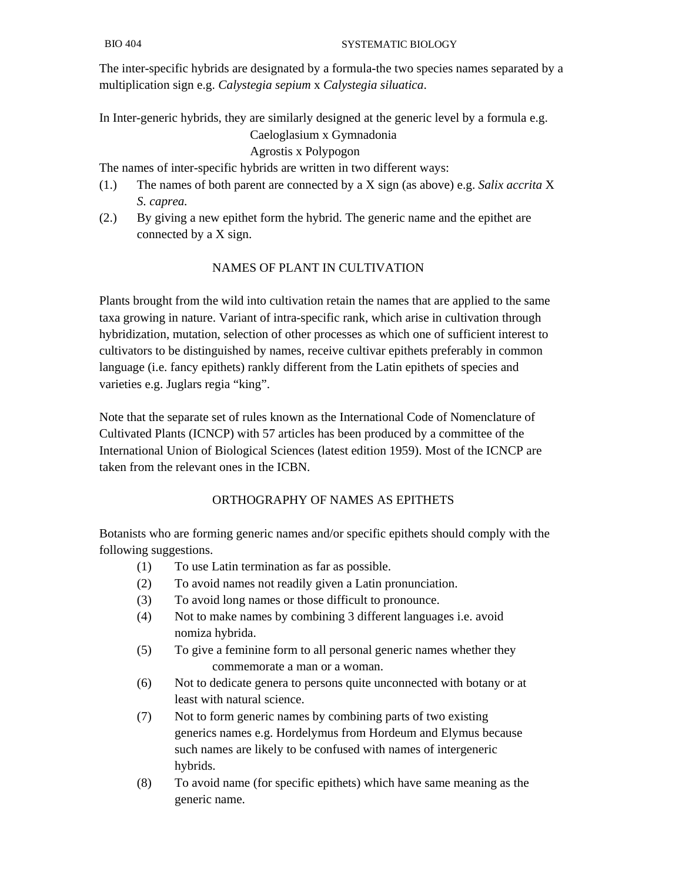The inter-specific hybrids are designated by a formula-the two species names separated by a multiplication sign e.g. *Calystegia sepium* x *Calystegia siluatica*.

In Inter-generic hybrids, they are similarly designed at the generic level by a formula e.g.

Caeloglasium x Gymnadonia
Agrostis x Polypogon

The names of inter-specific hybrids are written in two different ways:

(1.) The names of both parent are connected by a X sign (as above) e.g. *Salix accrita* X *S. caprea.*

(2.) By giving a new epithet form the hybrid. The generic name and the epithet are connected by a X sign.

## NAMES OF PLANT IN CULTIVATION

Plants brought from the wild into cultivation retain the names that are applied to the same taxa growing in nature. Variant of intra-specific rank, which arise in cultivation through hybridization, mutation, selection of other processes as which one of sufficient interest to cultivators to be distinguished by names, receive cultivar epithets preferably in common language (i.e. fancy epithets) rankly different from the Latin epithets of species and varieties e.g. Juglars regia "king".

Note that the separate set of rules known as the International Code of Nomenclature of Cultivated Plants (ICNCP) with 57 articles has been produced by a committee of the International Union of Biological Sciences (latest edition 1959). Most of the ICNCP are taken from the relevant ones in the ICBN.

## ORTHOGRAPHY OF NAMES AS EPITHETS

Botanists who are forming generic names and/or specific epithets should comply with the following suggestions.

(1) To use Latin termination as far as possible.

(2) To avoid names not readily given a Latin pronunciation.

(3) To avoid long names or those difficult to pronounce.

(4) Not to make names by combining 3 different languages i.e. avoid nomiza hybrida.

(5) To give a feminine form to all personal generic names whether they commemorate a man or a woman.

(6) Not to dedicate genera to persons quite unconnected with botany or at least with natural science.

(7) Not to form generic names by combining parts of two existing generics names e.g. Hordelymus from Hordeum and Elymus because such names are likely to be confused with names of intergeneric hybrids.

(8) To avoid name (for specific epithets) which have same meaning as the generic name.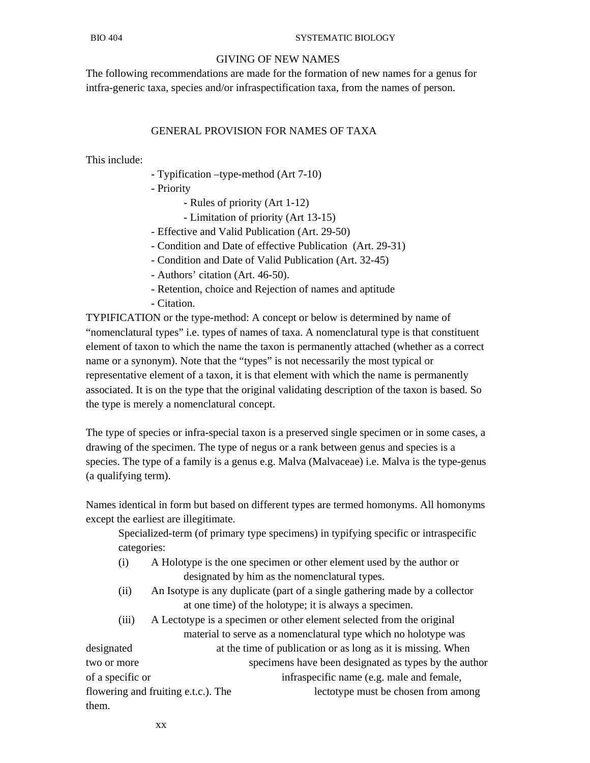## GIVING OF NEW NAMES

The following recommendations are made for the formation of new names for a genus for intfra-generic taxa, species and/or infraspectification taxa, from the names of person.

## GENERAL PROVISION FOR NAMES OF TAXA

This include:

- Typification –type-method (Art 7-10)
- Priority
    - Rules of priority (Art 1-12)
    - Limitation of priority (Art 13-15)
- Effective and Valid Publication (Art. 29-50)
- Condition and Date of effective Publication (Art. 29-31)
- Condition and Date of Valid Publication (Art. 32-45)
- Authors' citation (Art. 46-50).
- Retention, choice and Rejection of names and aptitude
- Citation.

TYPIFICATION or the type-method: A concept or below is determined by name of "nomenclatural types" i.e. types of names of taxa. A nomenclatural type is that constituent element of taxon to which the name the taxon is permanently attached (whether as a correct name or a synonym). Note that the "types" is not necessarily the most typical or representative element of a taxon, it is that element with which the name is permanently associated. It is on the type that the original validating description of the taxon is based. So the type is merely a nomenclatural concept.

The type of species or infra-special taxon is a preserved single specimen or in some cases, a drawing of the specimen. The type of negus or a rank between genus and species is a species. The type of a family is a genus e.g. Malva (Malvaceae) i.e. Malva is the type-genus (a qualifying term).

Names identical in form but based on different types are termed homonyms. All homonyms except the earliest are illegitimate.

Specialized-term (of primary type specimens) in typifying specific or intraspecific categories:

(i) A Holotype is the one specimen or other element used by the author or designated by him as the nomenclatural types.

(ii) An Isotype is any duplicate (part of a single gathering made by a collector at one time) of the holotype; it is always a specimen.

(iii) A Lectotype is a specimen or other element selected from the original material to serve as a nomenclatural type which no holotype was designated at the time of publication or as long as it is missing. When two or more specimens have been designated as types by the author of a specific or infraspecific name (e.g. male and female, flowering and fruiting e.t.c.). The lectotype must be chosen from among them.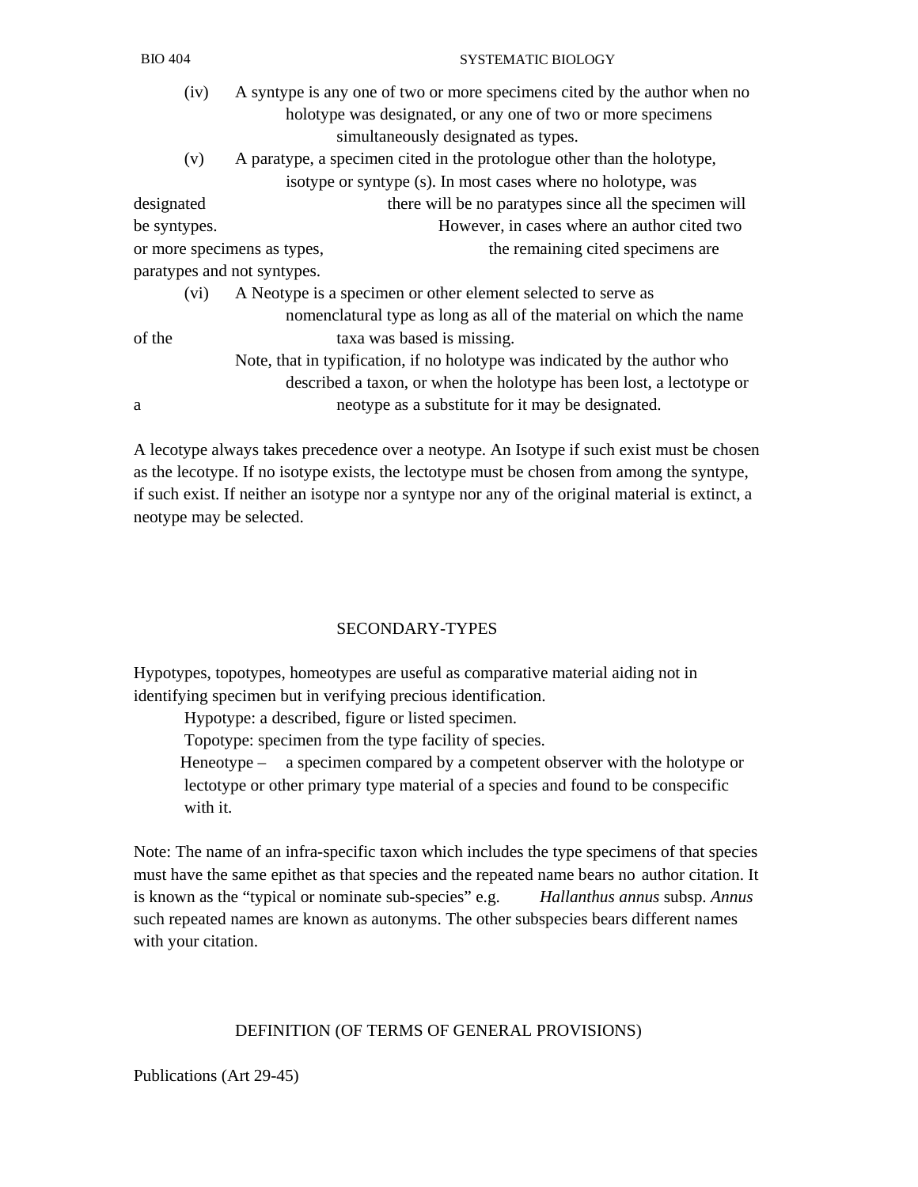(iv) A syntype is any one of two or more specimens cited by the author when no holotype was designated, or any one of two or more specimens simultaneously designated as types.

(v) A paratype, a specimen cited in the protologue other than the holotype, isotype or syntype (s). In most cases where no holotype, was designated there will be no paratypes since all the specimen will be syntypes. However, in cases where an author cited two or more specimens as types, the remaining cited specimens are paratypes and not syntypes.

(vi) A Neotype is a specimen or other element selected to serve as nomenclatural type as long as all of the material on which the name of the taxa was based is missing.

Note, that in typification, if no holotype was indicated by the author who described a taxon, or when the holotype has been lost, a lectotype or a neotype as a substitute for it may be designated.

A lecotype always takes precedence over a neotype. An Isotype if such exist must be chosen as the lecotype. If no isotype exists, the lectotype must be chosen from among the syntype, if such exist. If neither an isotype nor a syntype nor any of the original material is extinct, a neotype may be selected.

## SECONDARY-TYPES

Hypotypes, topotypes, homeotypes are useful as comparative material aiding not in identifying specimen but in verifying precious identification.

Hypotype: a described, figure or listed specimen.

Topotype: specimen from the type facility of species.

Heneotype – a specimen compared by a competent observer with the holotype or lectotype or other primary type material of a species and found to be conspecific with it.

Note: The name of an infra-specific taxon which includes the type specimens of that species must have the same epithet as that species and the repeated name bears no author citation. It is known as the "typical or nominate sub-species" e.g. *Hallanthus annus* subsp. *Annus* such repeated names are known as autonyms. The other subspecies bears different names with your citation.

## DEFINITION (OF TERMS OF GENERAL PROVISIONS)

Publications (Art 29-45)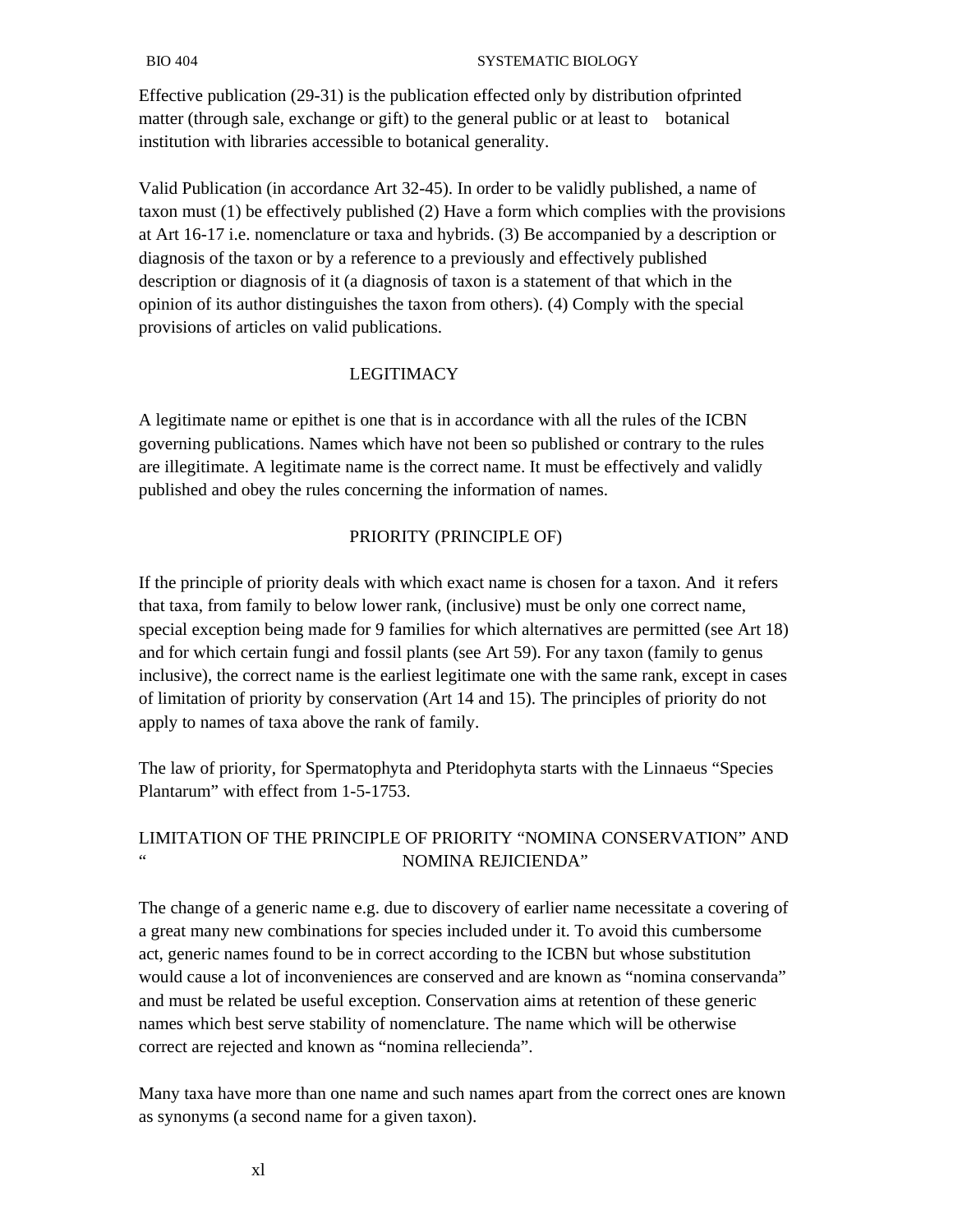Effective publication (29-31) is the publication effected only by distribution ofprinted matter (through sale, exchange or gift) to the general public or at least to botanical institution with libraries accessible to botanical generality.

Valid Publication (in accordance Art 32-45). In order to be validly published, a name of taxon must (1) be effectively published (2) Have a form which complies with the provisions at Art 16-17 i.e. nomenclature or taxa and hybrids. (3) Be accompanied by a description or diagnosis of the taxon or by a reference to a previously and effectively published description or diagnosis of it (a diagnosis of taxon is a statement of that which in the opinion of its author distinguishes the taxon from others). (4) Comply with the special provisions of articles on valid publications.

## LEGITIMACY

A legitimate name or epithet is one that is in accordance with all the rules of the ICBN governing publications. Names which have not been so published or contrary to the rules are illegitimate. A legitimate name is the correct name. It must be effectively and validly published and obey the rules concerning the information of names.

## PRIORITY (PRINCIPLE OF)

If the principle of priority deals with which exact name is chosen for a taxon. And it refers that taxa, from family to below lower rank, (inclusive) must be only one correct name, special exception being made for 9 families for which alternatives are permitted (see Art 18) and for which certain fungi and fossil plants (see Art 59). For any taxon (family to genus inclusive), the correct name is the earliest legitimate one with the same rank, except in cases of limitation of priority by conservation (Art 14 and 15). The principles of priority do not apply to names of taxa above the rank of family.

The law of priority, for Spermatophyta and Pteridophyta starts with the Linnaeus "Species Plantarum" with effect from 1-5-1753.

## LIMITATION OF THE PRINCIPLE OF PRIORITY "NOMINA CONSERVATION" AND " NOMINA REJICIENDA"

The change of a generic name e.g. due to discovery of earlier name necessitate a covering of a great many new combinations for species included under it. To avoid this cumbersome act, generic names found to be in correct according to the ICBN but whose substitution would cause a lot of inconveniences are conserved and are known as "nomina conservanda" and must be related be useful exception. Conservation aims at retention of these generic names which best serve stability of nomenclature. The name which will be otherwise correct are rejected and known as "nomina rellecienda".

Many taxa have more than one name and such names apart from the correct ones are known as synonyms (a second name for a given taxon).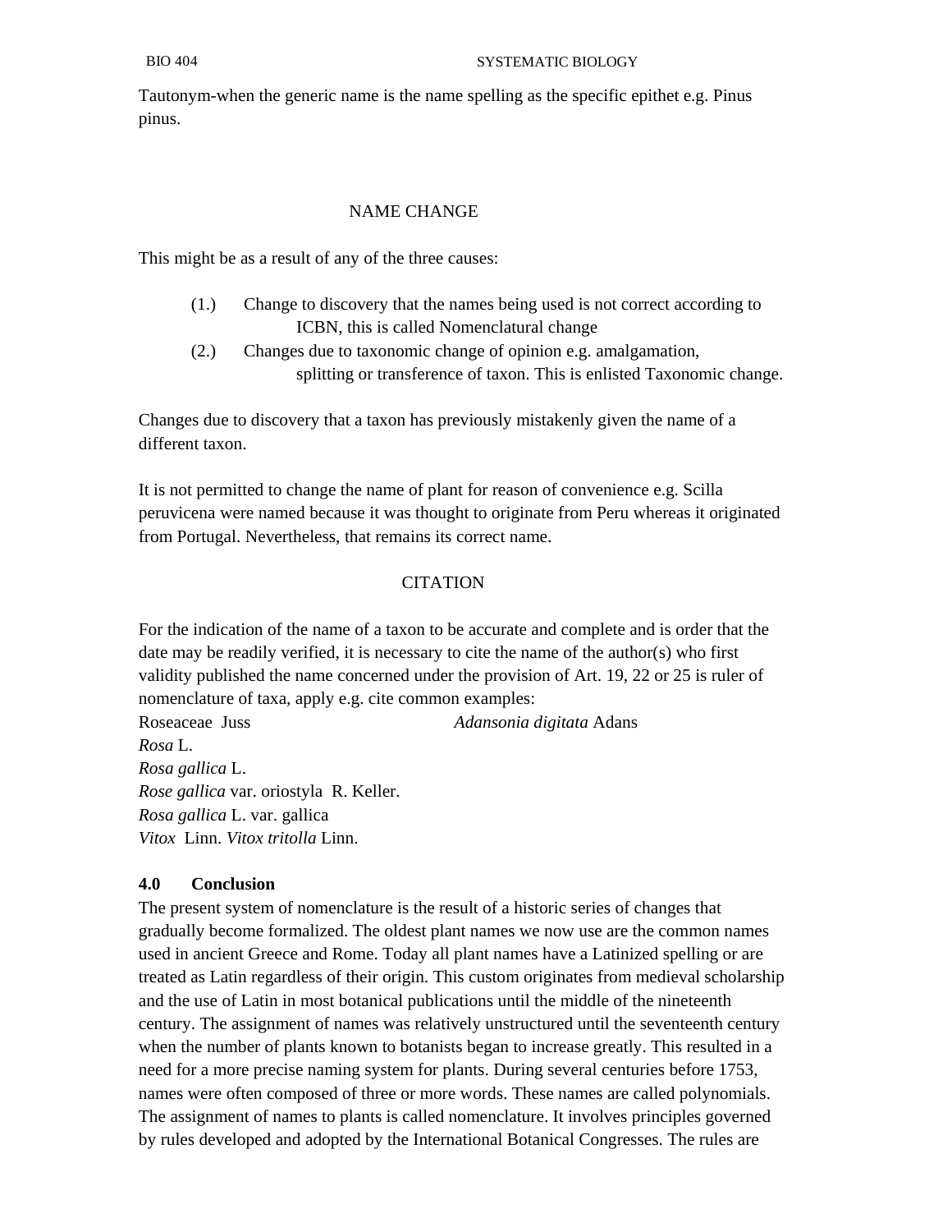Tautonym-when the generic name is the name spelling as the specific epithet e.g. Pinus pinus.

## NAME CHANGE

This might be as a result of any of the three causes:

(1.) Change to discovery that the names being used is not correct according to ICBN, this is called Nomenclatural change

(2.) Changes due to taxonomic change of opinion e.g. amalgamation, splitting or transference of taxon. This is enlisted Taxonomic change.

Changes due to discovery that a taxon has previously mistakenly given the name of a different taxon.

It is not permitted to change the name of plant for reason of convenience e.g. Scilla peruvicena were named because it was thought to originate from Peru whereas it originated from Portugal. Nevertheless, that remains its correct name.

## CITATION

For the indication of the name of a taxon to be accurate and complete and is order that the date may be readily verified, it is necessary to cite the name of the author(s) who first validity published the name concerned under the provision of Art. 19, 22 or 25 is ruler of nomenclature of taxa, apply e.g. cite common examples:

Roseaceae Juss

*Adansonia digitata* Adans

*Rosa* L.

*Rosa gallica* L.

*Rose gallica* var. oriostyla R. Keller.

*Rosa gallica* L. var. gallica

*Vitox* Linn. *Vitox tritolla* Linn.

### 4.0 Conclusion

The present system of nomenclature is the result of a historic series of changes that gradually become formalized. The oldest plant names we now use are the common names used in ancient Greece and Rome. Today all plant names have a Latinized spelling or are treated as Latin regardless of their origin. This custom originates from medieval scholarship and the use of Latin in most botanical publications until the middle of the nineteenth century. The assignment of names was relatively unstructured until the seventeenth century when the number of plants known to botanists began to increase greatly. This resulted in a need for a more precise naming system for plants. During several centuries before 1753, names were often composed of three or more words. These names are called polynomials. The assignment of names to plants is called nomenclature. It involves principles governed by rules developed and adopted by the International Botanical Congresses. The rules are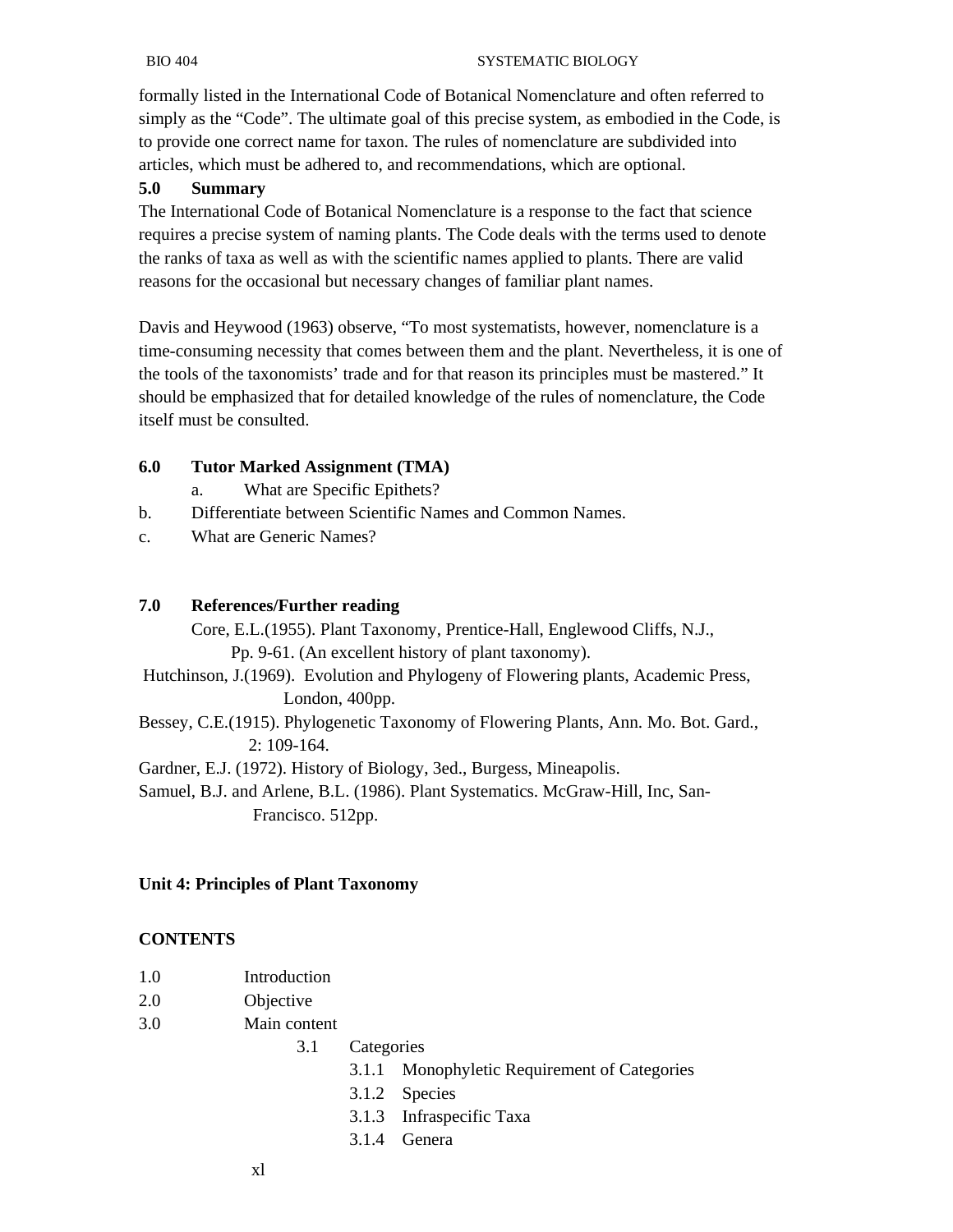formally listed in the International Code of Botanical Nomenclature and often referred to simply as the "Code". The ultimate goal of this precise system, as embodied in the Code, is to provide one correct name for taxon. The rules of nomenclature are subdivided into articles, which must be adhered to, and recommendations, which are optional.

## 5.0 Summary

The International Code of Botanical Nomenclature is a response to the fact that science requires a precise system of naming plants. The Code deals with the terms used to denote the ranks of taxa as well as with the scientific names applied to plants. There are valid reasons for the occasional but necessary changes of familiar plant names.

Davis and Heywood (1963) observe, "To most systematists, however, nomenclature is a time-consuming necessity that comes between them and the plant. Nevertheless, it is one of the tools of the taxonomists' trade and for that reason its principles must be mastered." It should be emphasized that for detailed knowledge of the rules of nomenclature, the Code itself must be consulted.

## 6.0 Tutor Marked Assignment (TMA)

a. What are Specific Epithets?

b. Differentiate between Scientific Names and Common Names.

c. What are Generic Names?

## 7.0 References/Further reading

Core, E.L.(1955). Plant Taxonomy, Prentice-Hall, Englewood Cliffs, N.J., Pp. 9-61. (An excellent history of plant taxonomy).

Hutchinson, J.(1969). Evolution and Phylogeny of Flowering plants, Academic Press, London, 400pp.

Bessey, C.E.(1915). Phylogenetic Taxonomy of Flowering Plants, Ann. Mo. Bot. Gard., 2: 109-164.

Gardner, E.J. (1972). History of Biology, 3ed., Burgess, Mineapolis.

Samuel, B.J. and Arlene, B.L. (1986). Plant Systematics. McGraw-Hill, Inc, San-Francisco. 512pp.

# Unit 4: Principles of Plant Taxonomy

## CONTENTS

1.0 Introduction

2.0 Objective

3.0 Main content

- 3.1 Categories
  - 3.1.1 Monophyletic Requirement of Categories
  - 3.1.2 Species
  - 3.1.3 Infraspecific Taxa
  - 3.1.4 Genera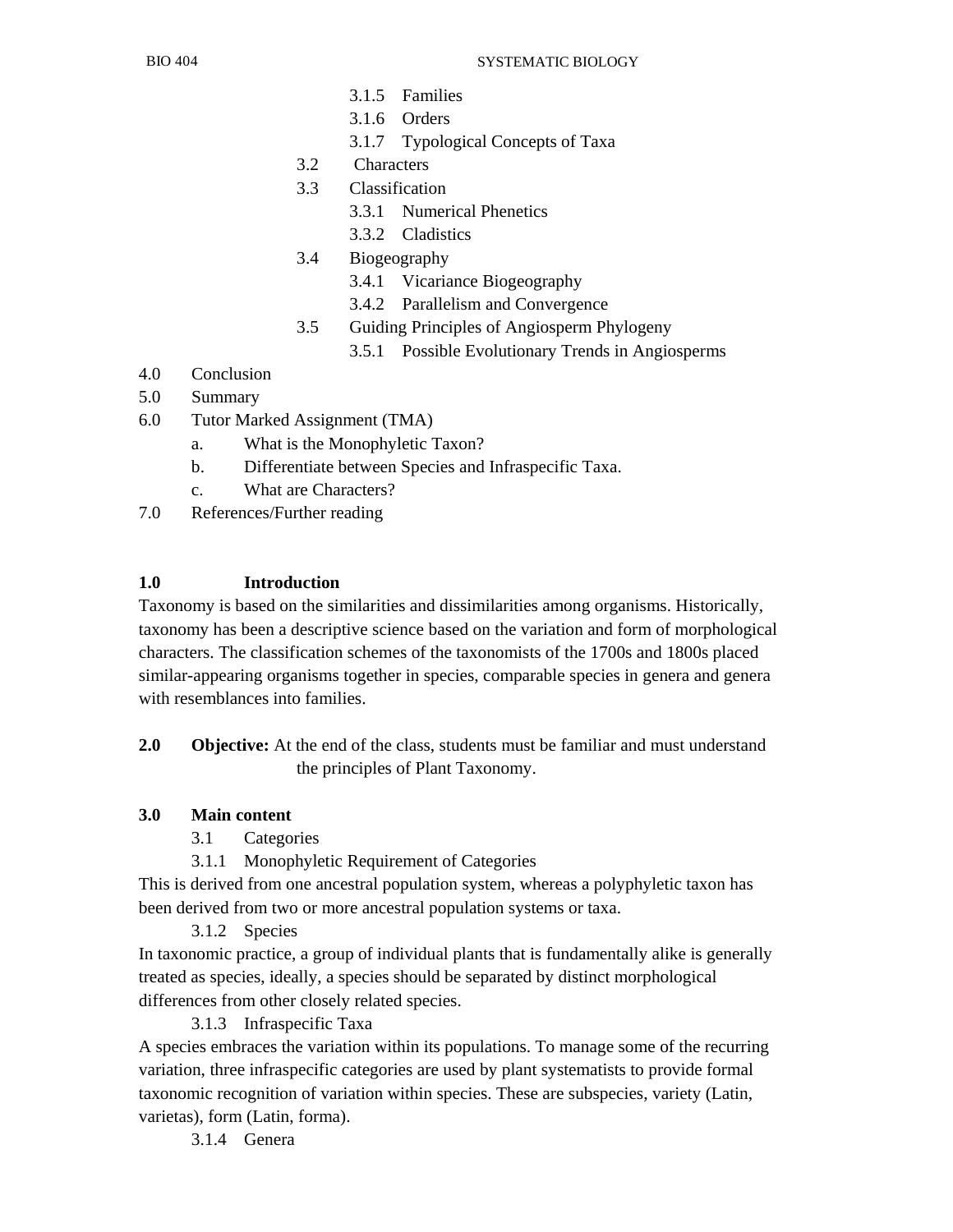- 3.1.5 Families
- 3.1.6 Orders
- 3.1.7 Typological Concepts of Taxa
- 3.2 Characters
- 3.3 Classification
  - 3.3.1 Numerical Phenetics
  - 3.3.2 Cladistics
- 3.4 Biogeography
  - 3.4.1 Vicariance Biogeography
  - 3.4.2 Parallelism and Convergence
- 3.5 Guiding Principles of Angiosperm Phylogeny
  - 3.5.1 Possible Evolutionary Trends in Angiosperms

4.0 Conclusion
5.0 Summary
6.0 Tutor Marked Assignment (TMA)
  a. What is the Monophyletic Taxon?
  b. Differentiate between Species and Infraspecific Taxa.
  c. What are Characters?
7.0 References/Further reading

## 1.0 Introduction

Taxonomy is based on the similarities and dissimilarities among organisms. Historically, taxonomy has been a descriptive science based on the variation and form of morphological characters. The classification schemes of the taxonomists of the 1700s and 1800s placed similar-appearing organisms together in species, comparable species in genera and genera with resemblances into families.

## 2.0 Objective:

At the end of the class, students must be familiar and must understand the principles of Plant Taxonomy.

## 3.0 Main content

### 3.1 Categories

#### 3.1.1 Monophyletic Requirement of Categories

This is derived from one ancestral population system, whereas a polyphyletic taxon has been derived from two or more ancestral population systems or taxa.

#### 3.1.2 Species

In taxonomic practice, a group of individual plants that is fundamentally alike is generally treated as species, ideally, a species should be separated by distinct morphological differences from other closely related species.

#### 3.1.3 Infraspecific Taxa

A species embraces the variation within its populations. To manage some of the recurring variation, three infraspecific categories are used by plant systematists to provide formal taxonomic recognition of variation within species. These are subspecies, variety (Latin, varietas), form (Latin, forma).

#### 3.1.4 Genera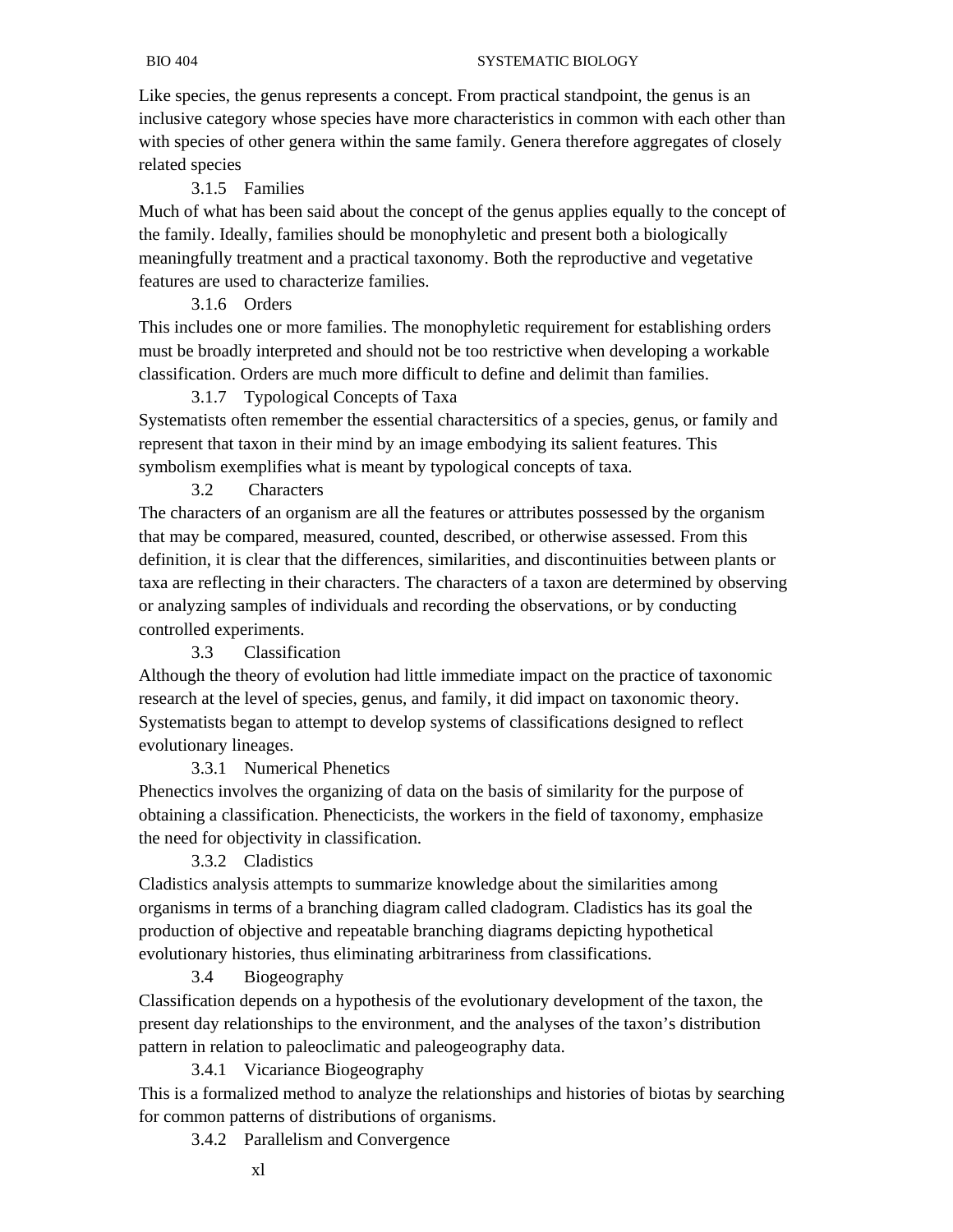Like species, the genus represents a concept. From practical standpoint, the genus is an inclusive category whose species have more characteristics in common with each other than with species of other genera within the same family. Genera therefore aggregates of closely related species

### 3.1.5 Families

Much of what has been said about the concept of the genus applies equally to the concept of the family. Ideally, families should be monophyletic and present both a biologically meaningfully treatment and a practical taxonomy. Both the reproductive and vegetative features are used to characterize families.

### 3.1.6 Orders

This includes one or more families. The monophyletic requirement for establishing orders must be broadly interpreted and should not be too restrictive when developing a workable classification. Orders are much more difficult to define and delimit than families.

### 3.1.7 Typological Concepts of Taxa

Systematists often remember the essential charactersitics of a species, genus, or family and represent that taxon in their mind by an image embodying its salient features. This symbolism exemplifies what is meant by typological concepts of taxa.

## 3.2 Characters

The characters of an organism are all the features or attributes possessed by the organism that may be compared, measured, counted, described, or otherwise assessed. From this definition, it is clear that the differences, similarities, and discontinuities between plants or taxa are reflecting in their characters. The characters of a taxon are determined by observing or analyzing samples of individuals and recording the observations, or by conducting controlled experiments.

## 3.3 Classification

Although the theory of evolution had little immediate impact on the practice of taxonomic research at the level of species, genus, and family, it did impact on taxonomic theory. Systematists began to attempt to develop systems of classifications designed to reflect evolutionary lineages.

### 3.3.1 Numerical Phenetics

Phenectics involves the organizing of data on the basis of similarity for the purpose of obtaining a classification. Phenecticists, the workers in the field of taxonomy, emphasize the need for objectivity in classification.

### 3.3.2 Cladistics

Cladistics analysis attempts to summarize knowledge about the similarities among organisms in terms of a branching diagram called cladogram. Cladistics has its goal the production of objective and repeatable branching diagrams depicting hypothetical evolutionary histories, thus eliminating arbitrariness from classifications.

## 3.4 Biogeography

Classification depends on a hypothesis of the evolutionary development of the taxon, the present day relationships to the environment, and the analyses of the taxon's distribution pattern in relation to paleoclimatic and paleogeography data.

### 3.4.1 Vicariance Biogeography

This is a formalized method to analyze the relationships and histories of biotas by searching for common patterns of distributions of organisms.

### 3.4.2 Parallelism and Convergence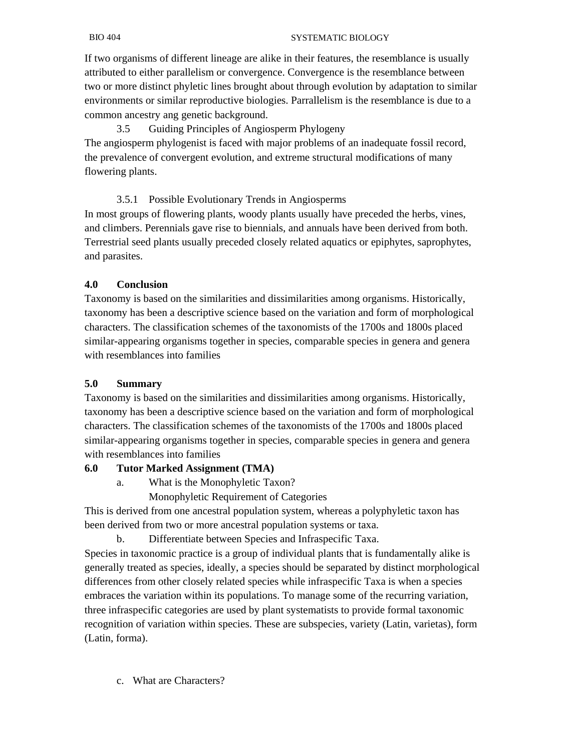If two organisms of different lineage are alike in their features, the resemblance is usually attributed to either parallelism or convergence. Convergence is the resemblance between two or more distinct phyletic lines brought about through evolution by adaptation to similar environments or similar reproductive biologies. Parrallelism is the resemblance is due to a common ancestry ang genetic background.

### 3.5 Guiding Principles of Angiosperm Phylogeny

The angiosperm phylogenist is faced with major problems of an inadequate fossil record, the prevalence of convergent evolution, and extreme structural modifications of many flowering plants.

#### 3.5.1 Possible Evolutionary Trends in Angiosperms

In most groups of flowering plants, woody plants usually have preceded the herbs, vines, and climbers. Perennials gave rise to biennials, and annuals have been derived from both. Terrestrial seed plants usually preceded closely related aquatics or epiphytes, saprophytes, and parasites.

## 4.0 Conclusion

Taxonomy is based on the similarities and dissimilarities among organisms. Historically, taxonomy has been a descriptive science based on the variation and form of morphological characters. The classification schemes of the taxonomists of the 1700s and 1800s placed similar-appearing organisms together in species, comparable species in genera and genera with resemblances into families

## 5.0 Summary

Taxonomy is based on the similarities and dissimilarities among organisms. Historically, taxonomy has been a descriptive science based on the variation and form of morphological characters. The classification schemes of the taxonomists of the 1700s and 1800s placed similar-appearing organisms together in species, comparable species in genera and genera with resemblances into families

## 6.0 Tutor Marked Assignment (TMA)

a. What is the Monophyletic Taxon?

Monophyletic Requirement of Categories

This is derived from one ancestral population system, whereas a polyphyletic taxon has been derived from two or more ancestral population systems or taxa.

b. Differentiate between Species and Infraspecific Taxa.

Species in taxonomic practice is a group of individual plants that is fundamentally alike is generally treated as species, ideally, a species should be separated by distinct morphological differences from other closely related species while infraspecific Taxa is when a species embraces the variation within its populations. To manage some of the recurring variation, three infraspecific categories are used by plant systematists to provide formal taxonomic recognition of variation within species. These are subspecies, variety (Latin, varietas), form (Latin, forma).

c. What are Characters?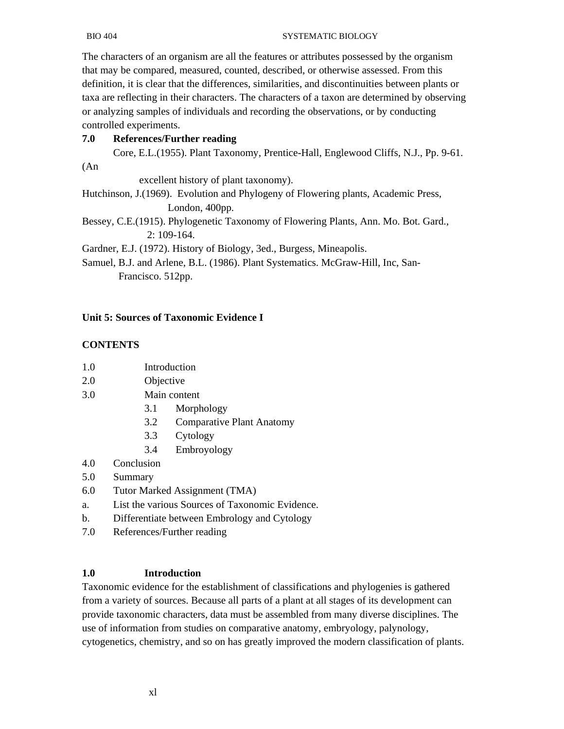The characters of an organism are all the features or attributes possessed by the organism that may be compared, measured, counted, described, or otherwise assessed. From this definition, it is clear that the differences, similarities, and discontinuities between plants or taxa are reflecting in their characters. The characters of a taxon are determined by observing or analyzing samples of individuals and recording the observations, or by conducting controlled experiments.

**7.0 References/Further reading**

Core, E.L.(1955). Plant Taxonomy, Prentice-Hall, Englewood Cliffs, N.J., Pp. 9-61. (An excellent history of plant taxonomy).

Hutchinson, J.(1969). Evolution and Phylogeny of Flowering plants, Academic Press, London, 400pp.

Bessey, C.E.(1915). Phylogenetic Taxonomy of Flowering Plants, Ann. Mo. Bot. Gard., 2: 109-164.

Gardner, E.J. (1972). History of Biology, 3ed., Burgess, Mineapolis.

Samuel, B.J. and Arlene, B.L. (1986). Plant Systematics. McGraw-Hill, Inc, San-Francisco. 512pp.

## Unit 5: Sources of Taxonomic Evidence I

**CONTENTS**

1.0 Introduction
2.0 Objective
3.0 Main content
 3.1 Morphology
 3.2 Comparative Plant Anatomy
 3.3 Cytology
 3.4 Embroyology
4.0 Conclusion
5.0 Summary
6.0 Tutor Marked Assignment (TMA)
a. List the various Sources of Taxonomic Evidence.
b. Differentiate between Embrology and Cytology
7.0 References/Further reading

**1.0 Introduction**

Taxonomic evidence for the establishment of classifications and phylogenies is gathered from a variety of sources. Because all parts of a plant at all stages of its development can provide taxonomic characters, data must be assembled from many diverse disciplines. The use of information from studies on comparative anatomy, embryology, palynology, cytogenetics, chemistry, and so on has greatly improved the modern classification of plants.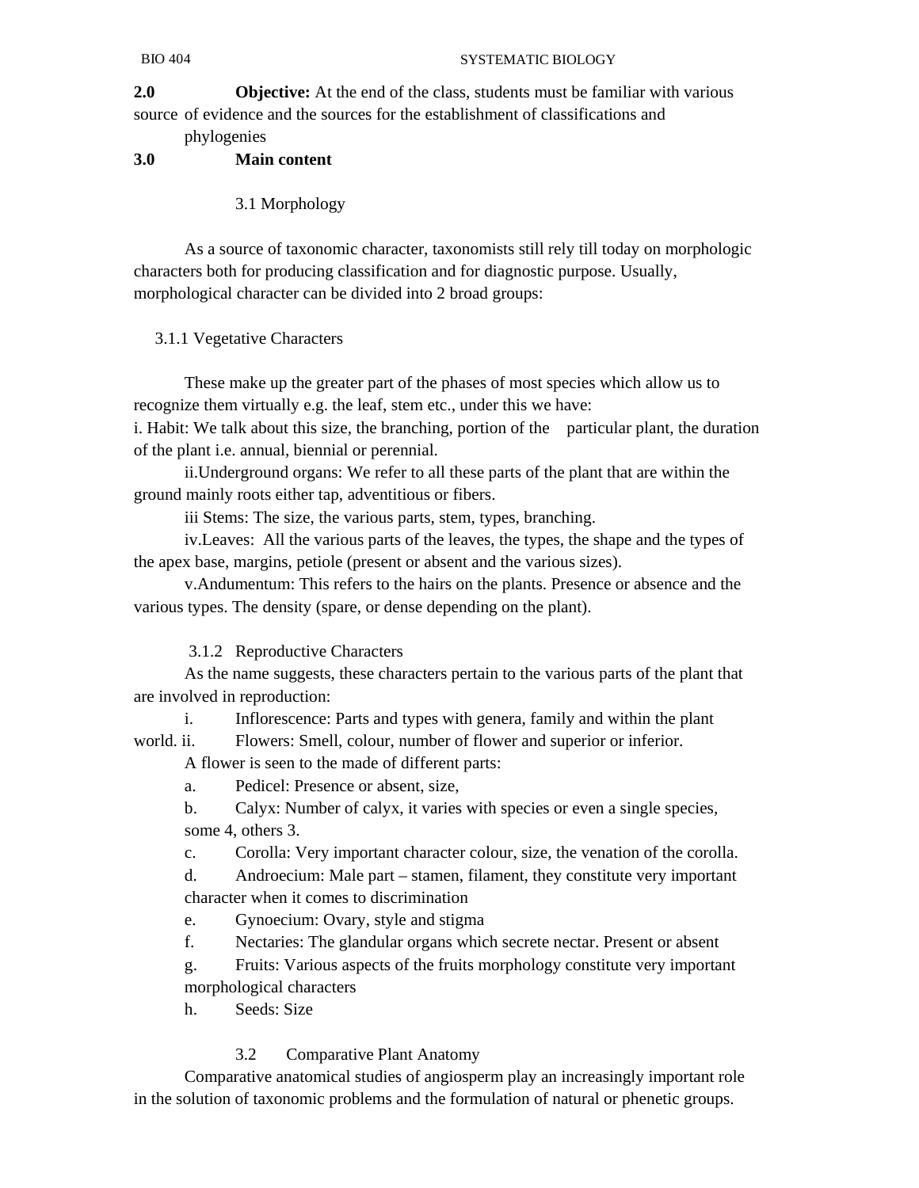**2.0 Objective:** At the end of the class, students must be familiar with various source of evidence and the sources for the establishment of classifications and phylogenies

**3.0 Main content**

3.1 Morphology

As a source of taxonomic character, taxonomists still rely till today on morphologic characters both for producing classification and for diagnostic purpose. Usually, morphological character can be divided into 2 broad groups:

3.1.1 Vegetative Characters

These make up the greater part of the phases of most species which allow us to recognize them virtually e.g. the leaf, stem etc., under this we have:

i. Habit: We talk about this size, the branching, portion of the particular plant, the duration of the plant i.e. annual, biennial or perennial.

ii.Underground organs: We refer to all these parts of the plant that are within the ground mainly roots either tap, adventitious or fibers.

iii Stems: The size, the various parts, stem, types, branching.

iv.Leaves: All the various parts of the leaves, the types, the shape and the types of the apex base, margins, petiole (present or absent and the various sizes).

v.Andumentum: This refers to the hairs on the plants. Presence or absence and the various types. The density (spare, or dense depending on the plant).

3.1.2 Reproductive Characters

As the name suggests, these characters pertain to the various parts of the plant that are involved in reproduction:

i. Inflorescence: Parts and types with genera, family and within the plant world.
ii. Flowers: Smell, colour, number of flower and superior or inferior.

A flower is seen to the made of different parts:

a. Pedicel: Presence or absent, size,
b. Calyx: Number of calyx, it varies with species or even a single species, some 4, others 3.
c. Corolla: Very important character colour, size, the venation of the corolla.
d. Androecium: Male part – stamen, filament, they constitute very important character when it comes to discrimination
e. Gynoecium: Ovary, style and stigma
f. Nectaries: The glandular organs which secrete nectar. Present or absent
g. Fruits: Various aspects of the fruits morphology constitute very important morphological characters
h. Seeds: Size

3.2 Comparative Plant Anatomy

Comparative anatomical studies of angiosperm play an increasingly important role in the solution of taxonomic problems and the formulation of natural or phenetic groups.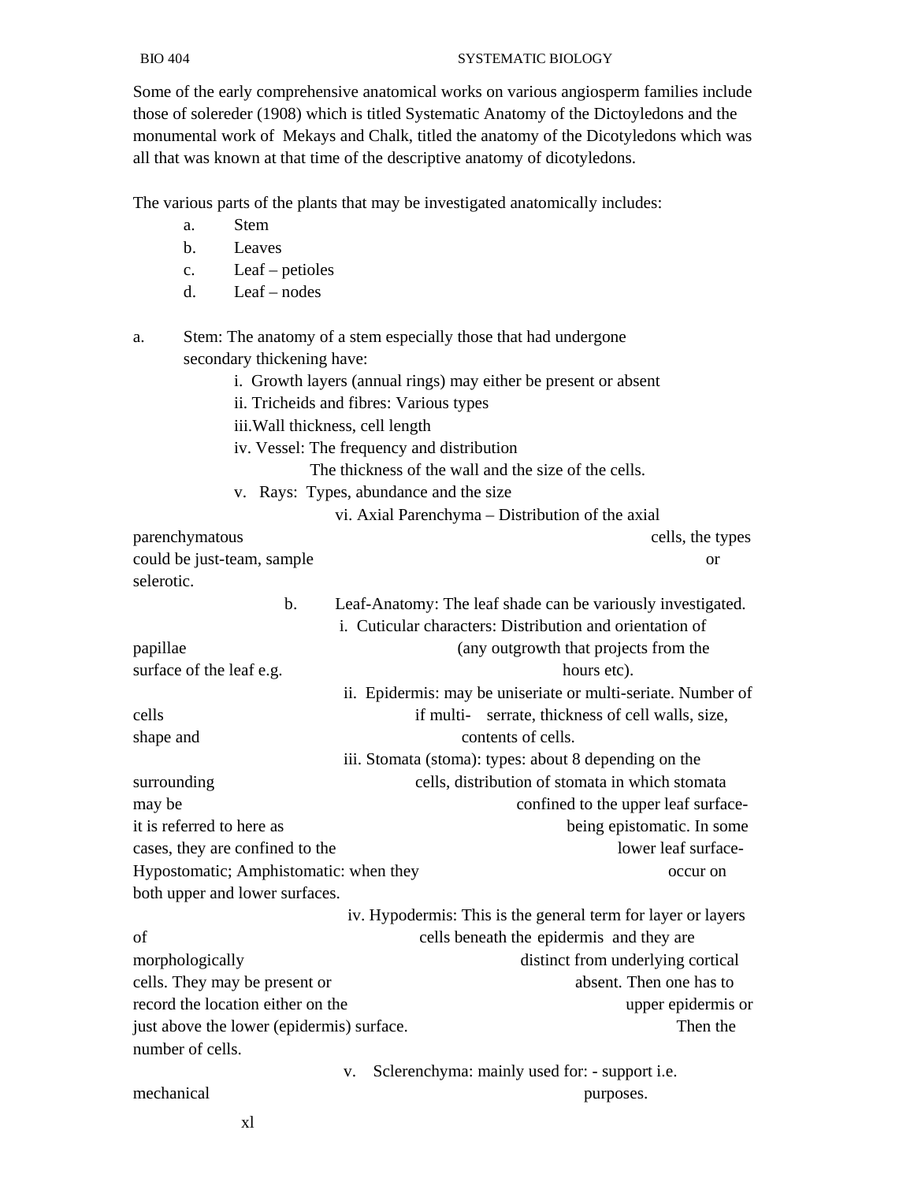Some of the early comprehensive anatomical works on various angiosperm families include those of solereder (1908) which is titled Systematic Anatomy of the Dictoyledons and the monumental work of Mekays and Chalk, titled the anatomy of the Dicotyledons which was all that was known at that time of the descriptive anatomy of dicotyledons.

The various parts of the plants that may be investigated anatomically includes:

a. Stem
b. Leaves
c. Leaf – petioles
d. Leaf – nodes

a. Stem: The anatomy of a stem especially those that had undergone secondary thickening have:

   i. Growth layers (annual rings) may either be present or absent
   ii. Tricheids and fibres: Various types
   iii. Wall thickness, cell length
   iv. Vessel: The frequency and distribution
      The thickness of the wall and the size of the cells.
   v. Rays: Types, abundance and the size
   vi. Axial Parenchyma – Distribution of the axial parenchymatous cells, the types could be just-team, sample or selerotic.

b. Leaf-Anatomy: The leaf shade can be variously investigated.

   i. Cuticular characters: Distribution and orientation of papillae (any outgrowth that projects from the surface of the leaf e.g. hours etc).
   ii. Epidermis: may be uniseriate or multi-seriate. Number of cells if multi- serrate, thickness of cell walls, size, shape and contents of cells.
   iii. Stomata (stoma): types: about 8 depending on the surrounding cells, distribution of stomata in which stomata may be confined to the upper leaf surface- it is referred to here as being epistomatic. In some cases, they are confined to the lower leaf surface- Hypostomatic; Amphistomatic: when they occur on both upper and lower surfaces.
   iv. Hypodermis: This is the general term for layer or layers of cells beneath the epidermis and they are morphologically distinct from underlying cortical cells. They may be present or absent. Then one has to record the location either on the upper epidermis or just above the lower (epidermis) surface. Then the number of cells.
   v. Sclerenchyma: mainly used for: - support i.e. mechanical purposes.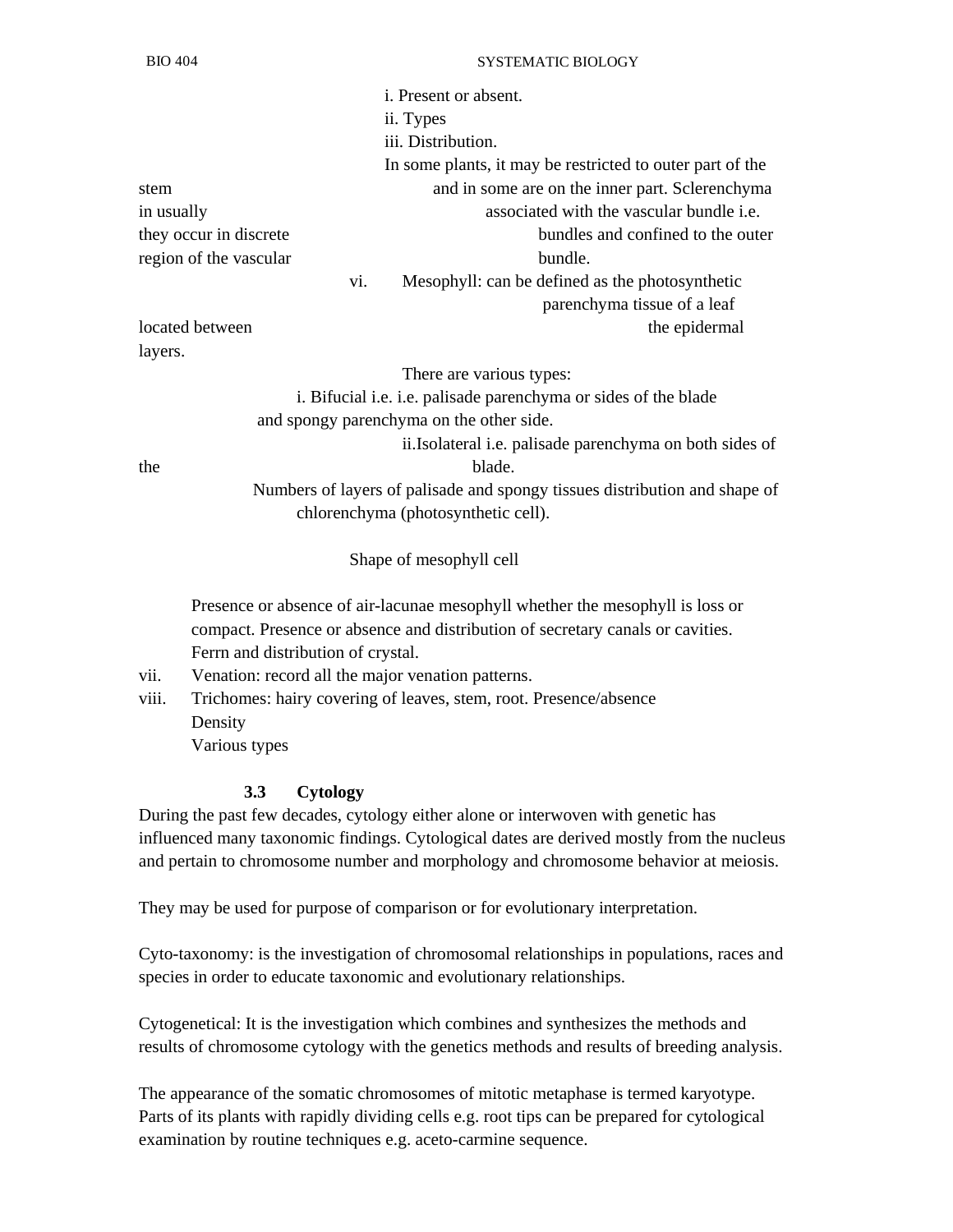i. Present or absent.
ii. Types
iii. Distribution.
In some plants, it may be restricted to outer part of the stem and in some are on the inner part. Sclerenchyma in usually associated with the vascular bundle i.e. they occur in discrete bundles and confined to the outer region of the vascular bundle.

vi. Mesophyll: can be defined as the photosynthetic parenchyma tissue of a leaf located between the epidermal layers.

There are various types:

i. Bifucial i.e. i.e. palisade parenchyma or sides of the blade and spongy parenchyma on the other side.

ii.Isolateral i.e. palisade parenchyma on both sides of the blade.

Numbers of layers of palisade and spongy tissues distribution and shape of chlorenchyma (photosynthetic cell).

Shape of mesophyll cell

Presence or absence of air-lacunae mesophyll whether the mesophyll is loss or compact. Presence or absence and distribution of secretary canals or cavities. Ferrn and distribution of crystal.

vii. Venation: record all the major venation patterns.

viii. Trichomes: hairy covering of leaves, stem, root. Presence/absence
Density
Various types

### 3.3 Cytology

During the past few decades, cytology either alone or interwoven with genetic has influenced many taxonomic findings. Cytological dates are derived mostly from the nucleus and pertain to chromosome number and morphology and chromosome behavior at meiosis.

They may be used for purpose of comparison or for evolutionary interpretation.

Cyto-taxonomy: is the investigation of chromosomal relationships in populations, races and species in order to educate taxonomic and evolutionary relationships.

Cytogenetical: It is the investigation which combines and synthesizes the methods and results of chromosome cytology with the genetics methods and results of breeding analysis.

The appearance of the somatic chromosomes of mitotic metaphase is termed karyotype. Parts of its plants with rapidly dividing cells e.g. root tips can be prepared for cytological examination by routine techniques e.g. aceto-carmine sequence.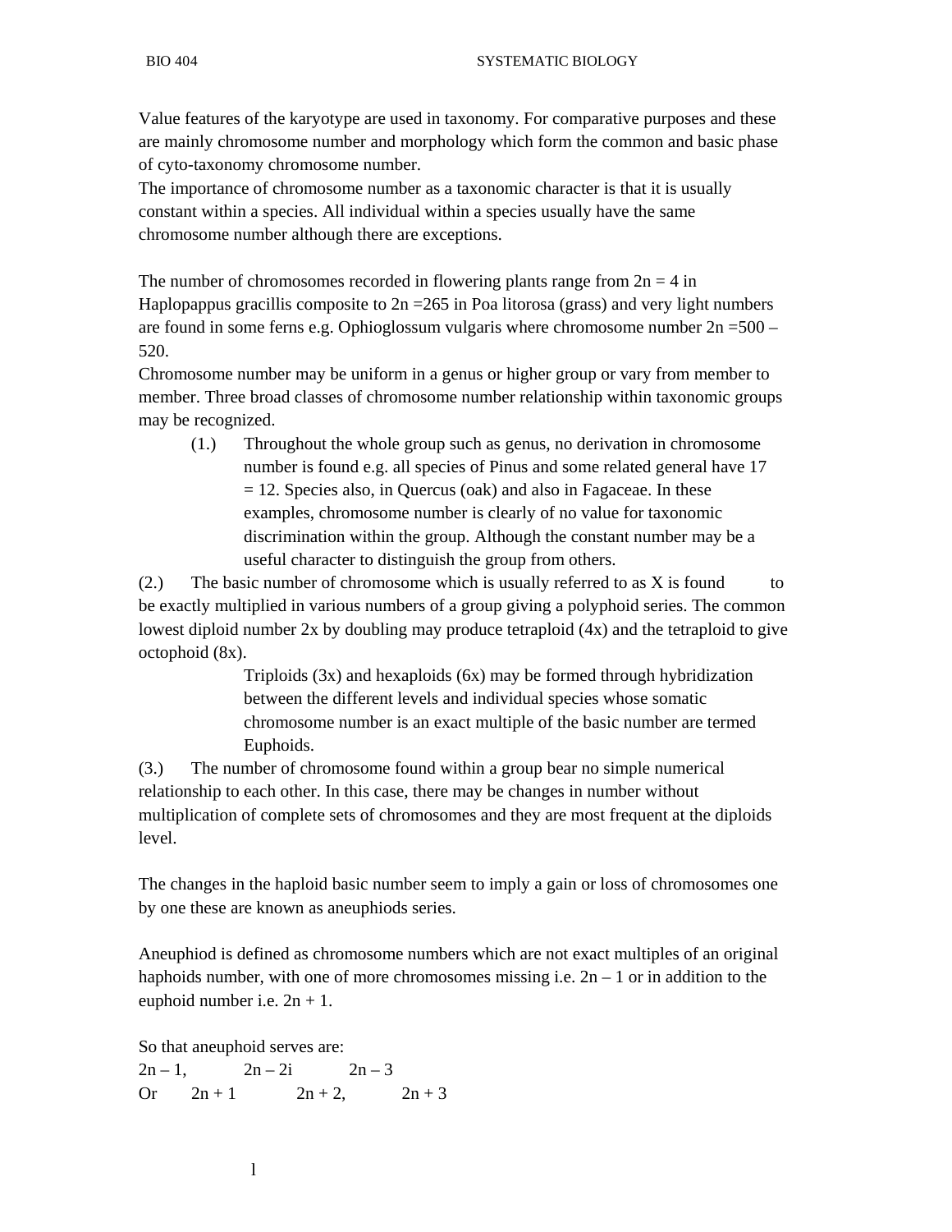Value features of the karyotype are used in taxonomy. For comparative purposes and these are mainly chromosome number and morphology which form the common and basic phase of cyto-taxonomy chromosome number.

The importance of chromosome number as a taxonomic character is that it is usually constant within a species. All individual within a species usually have the same chromosome number although there are exceptions.

The number of chromosomes recorded in flowering plants range from 2n = 4 in Haplopappus gracillis composite to 2n =265 in Poa litorosa (grass) and very light numbers are found in some ferns e.g. Ophioglossum vulgaris where chromosome number 2n =500 – 520.

Chromosome number may be uniform in a genus or higher group or vary from member to member. Three broad classes of chromosome number relationship within taxonomic groups may be recognized.

(1.) Throughout the whole group such as genus, no derivation in chromosome number is found e.g. all species of Pinus and some related general have 17 = 12. Species also, in Quercus (oak) and also in Fagaceae. In these examples, chromosome number is clearly of no value for taxonomic discrimination within the group. Although the constant number may be a useful character to distinguish the group from others.

(2.) The basic number of chromosome which is usually referred to as X is found to be exactly multiplied in various numbers of a group giving a polyphoid series. The common lowest diploid number 2x by doubling may produce tetraploid (4x) and the tetraploid to give octophoid (8x).

Triploids (3x) and hexaploids (6x) may be formed through hybridization between the different levels and individual species whose somatic chromosome number is an exact multiple of the basic number are termed Euphoids.

(3.) The number of chromosome found within a group bear no simple numerical relationship to each other. In this case, there may be changes in number without multiplication of complete sets of chromosomes and they are most frequent at the diploids level.

The changes in the haploid basic number seem to imply a gain or loss of chromosomes one by one these are known as aneuphiods series.

Aneuphiod is defined as chromosome numbers which are not exact multiples of an original haphoids number, with one of more chromosomes missing i.e. 2n – 1 or in addition to the euphoid number i.e. 2n + 1.

So that aneuphoid serves are:

2n – 1, 2n – 2i 2n – 3

Or 2n + 1 2n + 2, 2n + 3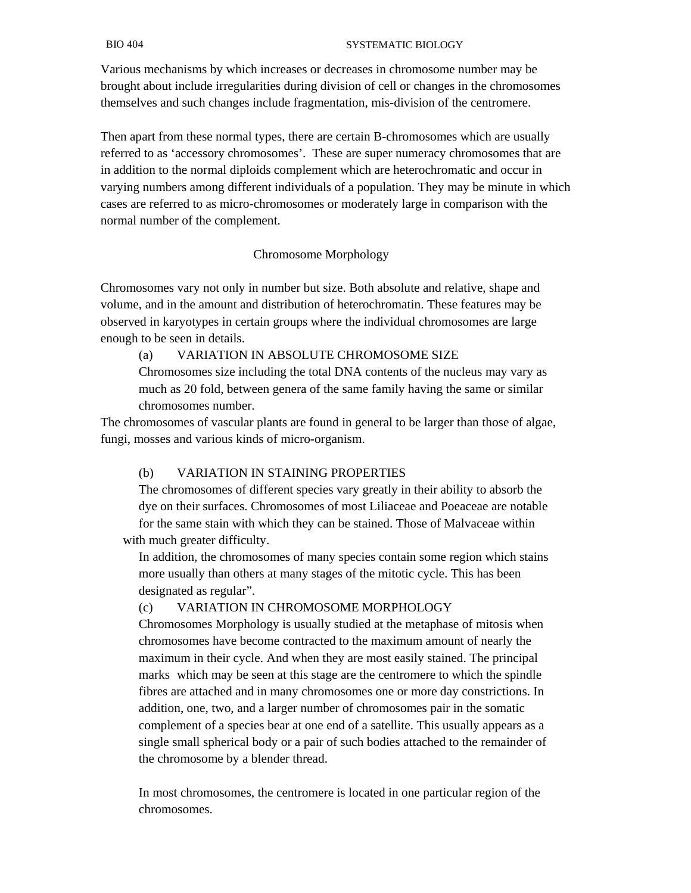Various mechanisms by which increases or decreases in chromosome number may be brought about include irregularities during division of cell or changes in the chromosomes themselves and such changes include fragmentation, mis-division of the centromere.

Then apart from these normal types, there are certain B-chromosomes which are usually referred to as 'accessory chromosomes'. These are super numeracy chromosomes that are in addition to the normal diploids complement which are heterochromatic and occur in varying numbers among different individuals of a population. They may be minute in which cases are referred to as micro-chromosomes or moderately large in comparison with the normal number of the complement.

## Chromosome Morphology

Chromosomes vary not only in number but size. Both absolute and relative, shape and volume, and in the amount and distribution of heterochromatin. These features may be observed in karyotypes in certain groups where the individual chromosomes are large enough to be seen in details.

(a) VARIATION IN ABSOLUTE CHROMOSOME SIZE

Chromosomes size including the total DNA contents of the nucleus may vary as much as 20 fold, between genera of the same family having the same or similar chromosomes number.

The chromosomes of vascular plants are found in general to be larger than those of algae, fungi, mosses and various kinds of micro-organism.

(b) VARIATION IN STAINING PROPERTIES

The chromosomes of different species vary greatly in their ability to absorb the dye on their surfaces. Chromosomes of most Liliaceae and Poeaceae are notable for the same stain with which they can be stained. Those of Malvaceae within with much greater difficulty.

In addition, the chromosomes of many species contain some region which stains more usually than others at many stages of the mitotic cycle. This has been designated as regular".

(c) VARIATION IN CHROMOSOME MORPHOLOGY

Chromosomes Morphology is usually studied at the metaphase of mitosis when chromosomes have become contracted to the maximum amount of nearly the maximum in their cycle. And when they are most easily stained. The principal marks which may be seen at this stage are the centromere to which the spindle fibres are attached and in many chromosomes one or more day constrictions. In addition, one, two, and a larger number of chromosomes pair in the somatic complement of a species bear at one end of a satellite. This usually appears as a single small spherical body or a pair of such bodies attached to the remainder of the chromosome by a blender thread.

In most chromosomes, the centromere is located in one particular region of the chromosomes.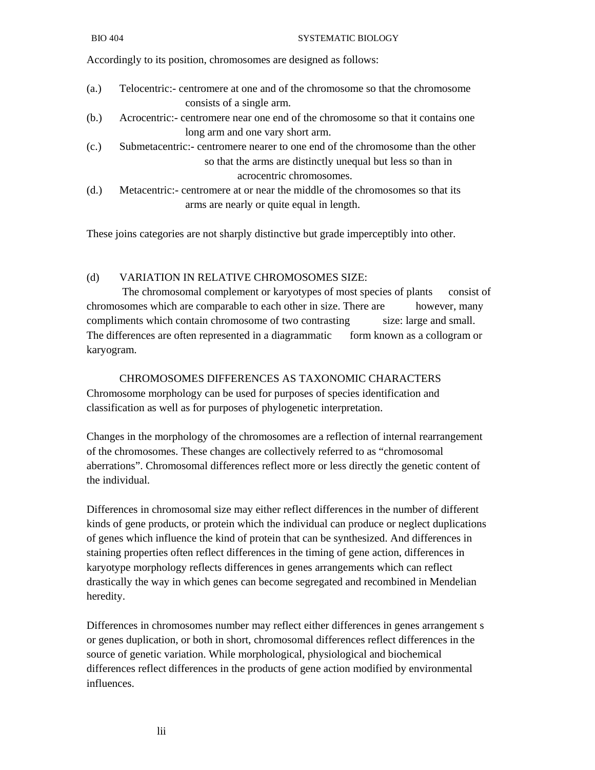Accordingly to its position, chromosomes are designed as follows:

(a.) Telocentric:- centromere at one and of the chromosome so that the chromosome consists of a single arm.

(b.) Acrocentric:- centromere near one end of the chromosome so that it contains one long arm and one vary short arm.

(c.) Submetacentric:- centromere nearer to one end of the chromosome than the other so that the arms are distinctly unequal but less so than in acrocentric chromosomes.

(d.) Metacentric:- centromere at or near the middle of the chromosomes so that its arms are nearly or quite equal in length.

These joins categories are not sharply distinctive but grade imperceptibly into other.

(d) VARIATION IN RELATIVE CHROMOSOMES SIZE:

The chromosomal complement or karyotypes of most species of plants consist of chromosomes which are comparable to each other in size. There are however, many compliments which contain chromosome of two contrasting size: large and small. The differences are often represented in a diagrammatic form known as a collogram or karyogram.

## CHROMOSOMES DIFFERENCES AS TAXONOMIC CHARACTERS

Chromosome morphology can be used for purposes of species identification and classification as well as for purposes of phylogenetic interpretation.

Changes in the morphology of the chromosomes are a reflection of internal rearrangement of the chromosomes. These changes are collectively referred to as “chromosomal aberrations”. Chromosomal differences reflect more or less directly the genetic content of the individual.

Differences in chromosomal size may either reflect differences in the number of different kinds of gene products, or protein which the individual can produce or neglect duplications of genes which influence the kind of protein that can be synthesized. And differences in staining properties often reflect differences in the timing of gene action, differences in karyotype morphology reflects differences in genes arrangements which can reflect drastically the way in which genes can become segregated and recombined in Mendelian heredity.

Differences in chromosomes number may reflect either differences in genes arrangement s or genes duplication, or both in short, chromosomal differences reflect differences in the source of genetic variation. While morphological, physiological and biochemical differences reflect differences in the products of gene action modified by environmental influences.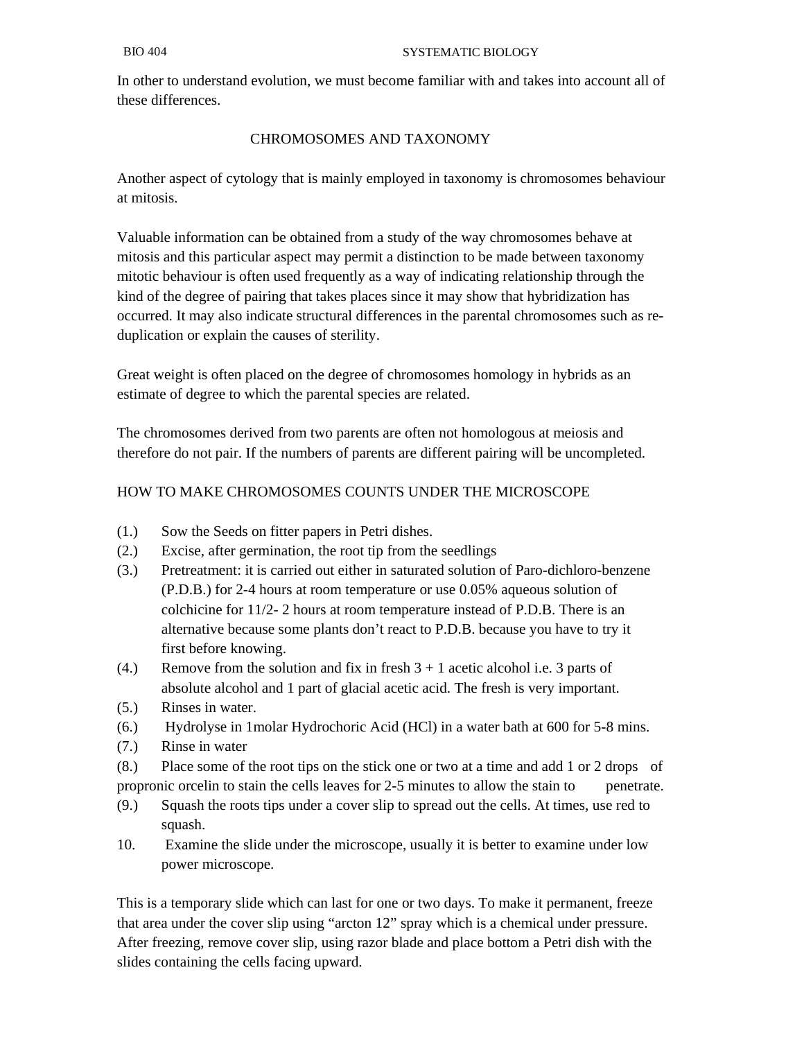In other to understand evolution, we must become familiar with and takes into account all of these differences.

## CHROMOSOMES AND TAXONOMY

Another aspect of cytology that is mainly employed in taxonomy is chromosomes behaviour at mitosis.

Valuable information can be obtained from a study of the way chromosomes behave at mitosis and this particular aspect may permit a distinction to be made between taxonomy mitotic behaviour is often used frequently as a way of indicating relationship through the kind of the degree of pairing that takes places since it may show that hybridization has occurred. It may also indicate structural differences in the parental chromosomes such as re-duplication or explain the causes of sterility.

Great weight is often placed on the degree of chromosomes homology in hybrids as an estimate of degree to which the parental species are related.

The chromosomes derived from two parents are often not homologous at meiosis and therefore do not pair. If the numbers of parents are different pairing will be uncompleted.

### HOW TO MAKE CHROMOSOMES COUNTS UNDER THE MICROSCOPE

(1.) Sow the Seeds on fitter papers in Petri dishes.

(2.) Excise, after germination, the root tip from the seedlings

(3.) Pretreatment: it is carried out either in saturated solution of Paro-dichloro-benzene (P.D.B.) for 2-4 hours at room temperature or use 0.05% aqueous solution of colchicine for 11/2- 2 hours at room temperature instead of P.D.B. There is an alternative because some plants don't react to P.D.B. because you have to try it first before knowing.

(4.) Remove from the solution and fix in fresh 3 + 1 acetic alcohol i.e. 3 parts of absolute alcohol and 1 part of glacial acetic acid. The fresh is very important.

(5.) Rinses in water.

(6.) Hydrolyse in 1molar Hydrochoric Acid (HCl) in a water bath at 600 for 5-8 mins.

(7.) Rinse in water

(8.) Place some of the root tips on the stick one or two at a time and add 1 or 2 drops of propronic orcelin to stain the cells leaves for 2-5 minutes to allow the stain to penetrate.

(9.) Squash the roots tips under a cover slip to spread out the cells. At times, use red to squash.

10. Examine the slide under the microscope, usually it is better to examine under low power microscope.

This is a temporary slide which can last for one or two days. To make it permanent, freeze that area under the cover slip using "arcton 12" spray which is a chemical under pressure. After freezing, remove cover slip, using razor blade and place bottom a Petri dish with the slides containing the cells facing upward.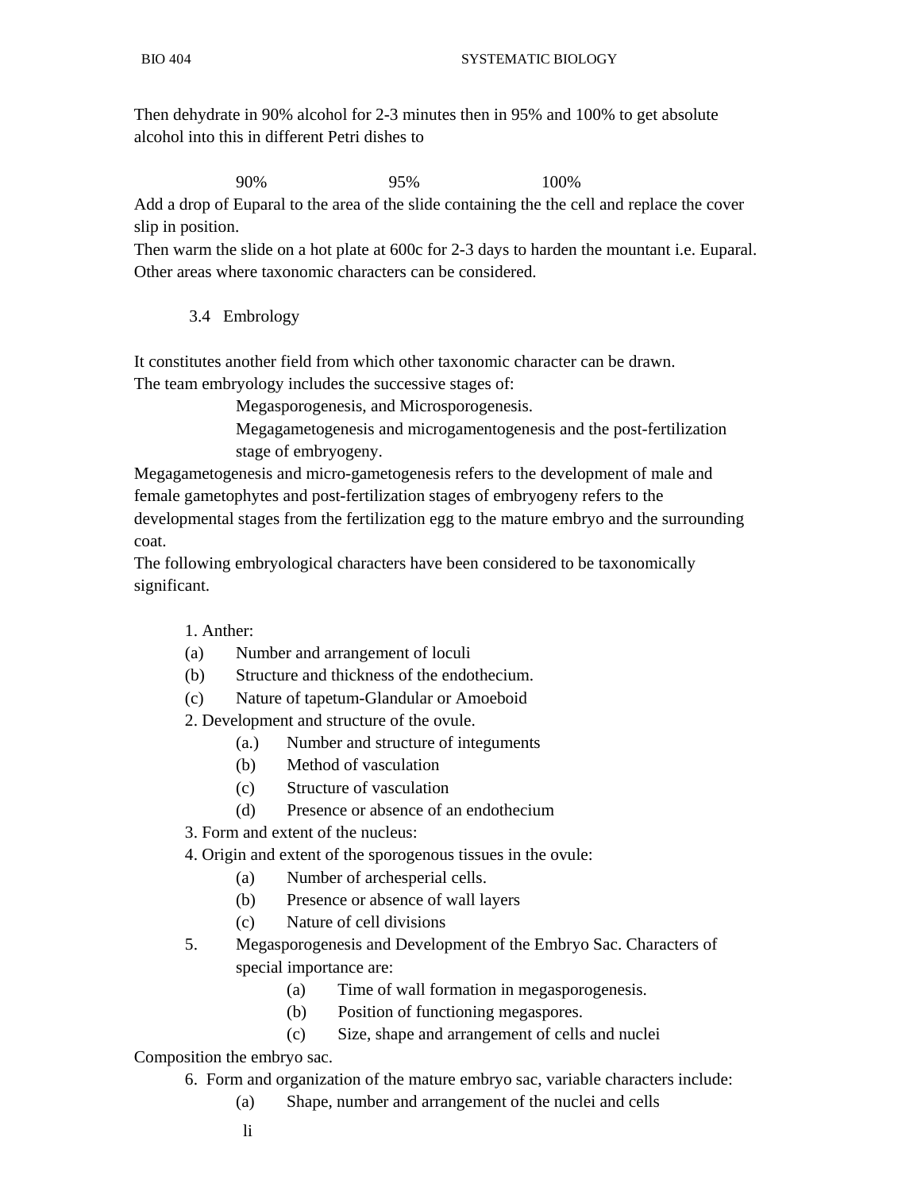Then dehydrate in 90% alcohol for 2-3 minutes then in 95% and 100% to get absolute alcohol into this in different Petri dishes to

90% 95% 100%

Add a drop of Euparal to the area of the slide containing the the cell and replace the cover slip in position.

Then warm the slide on a hot plate at 600c for 2-3 days to harden the mountant i.e. Euparal.

Other areas where taxonomic characters can be considered.

### 3.4 Embrology

It constitutes another field from which other taxonomic character can be drawn.

The team embryology includes the successive stages of:

Megasporogenesis, and Microsporogenesis.

Megagametogenesis and microgamentogenesis and the post-fertilization stage of embryogeny.

Megagametogenesis and micro-gametogenesis refers to the development of male and female gametophytes and post-fertilization stages of embryogeny refers to the developmental stages from the fertilization egg to the mature embryo and the surrounding coat.

The following embryological characters have been considered to be taxonomically significant.

1. Anther:
   - (a) Number and arrangement of loculi
   - (b) Structure and thickness of the endothecium.
   - (c) Nature of tapetum-Glandular or Amoeboid
2. Development and structure of the ovule.
   - (a.) Number and structure of integuments
   - (b) Method of vasculation
   - (c) Structure of vasculation
   - (d) Presence or absence of an endothecium
3. Form and extent of the nucleus:
4. Origin and extent of the sporogenous tissues in the ovule:
   - (a) Number of archesperial cells.
   - (b) Presence or absence of wall layers
   - (c) Nature of cell divisions
5. Megasporogenesis and Development of the Embryo Sac. Characters of special importance are:
   - (a) Time of wall formation in megasporogenesis.
   - (b) Position of functioning megaspores.
   - (c) Size, shape and arrangement of cells and nuclei

Composition the embryo sac.

6. Form and organization of the mature embryo sac, variable characters include:
   - (a) Shape, number and arrangement of the nuclei and cells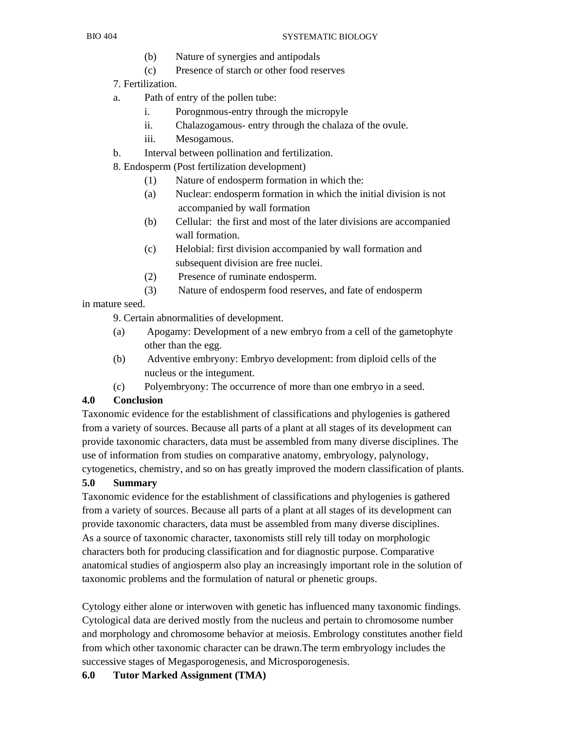(b) Nature of synergies and antipodals

(c) Presence of starch or other food reserves

7. Fertilization.

a. Path of entry of the pollen tube:

i. Porognmous-entry through the micropyle

ii. Chalazogamous- entry through the chalaza of the ovule.

iii. Mesogamous.

b. Interval between pollination and fertilization.

8. Endosperm (Post fertilization development)

(1) Nature of endosperm formation in which the:

(a) Nuclear: endosperm formation in which the initial division is not accompanied by wall formation

(b) Cellular: the first and most of the later divisions are accompanied wall formation.

(c) Helobial: first division accompanied by wall formation and subsequent division are free nuclei.

(2) Presence of ruminate endosperm.

(3) Nature of endosperm food reserves, and fate of endosperm in mature seed.

9. Certain abnormalities of development.

(a) Apogamy: Development of a new embryo from a cell of the gametophyte other than the egg.

(b) Adventive embryony: Embryo development: from diploid cells of the nucleus or the integument.

(c) Polyembryony: The occurrence of more than one embryo in a seed.

## 4.0 Conclusion

Taxonomic evidence for the establishment of classifications and phylogenies is gathered from a variety of sources. Because all parts of a plant at all stages of its development can provide taxonomic characters, data must be assembled from many diverse disciplines. The use of information from studies on comparative anatomy, embryology, palynology, cytogenetics, chemistry, and so on has greatly improved the modern classification of plants.

## 5.0 Summary

Taxonomic evidence for the establishment of classifications and phylogenies is gathered from a variety of sources. Because all parts of a plant at all stages of its development can provide taxonomic characters, data must be assembled from many diverse disciplines.
As a source of taxonomic character, taxonomists still rely till today on morphologic characters both for producing classification and for diagnostic purpose. Comparative anatomical studies of angiosperm also play an increasingly important role in the solution of taxonomic problems and the formulation of natural or phenetic groups.

Cytology either alone or interwoven with genetic has influenced many taxonomic findings. Cytological data are derived mostly from the nucleus and pertain to chromosome number and morphology and chromosome behavior at meiosis. Embrology constitutes another field from which other taxonomic character can be drawn.The term embryology includes the successive stages of Megasporogenesis, and Microsporogenesis.

## 6.0 Tutor Marked Assignment (TMA)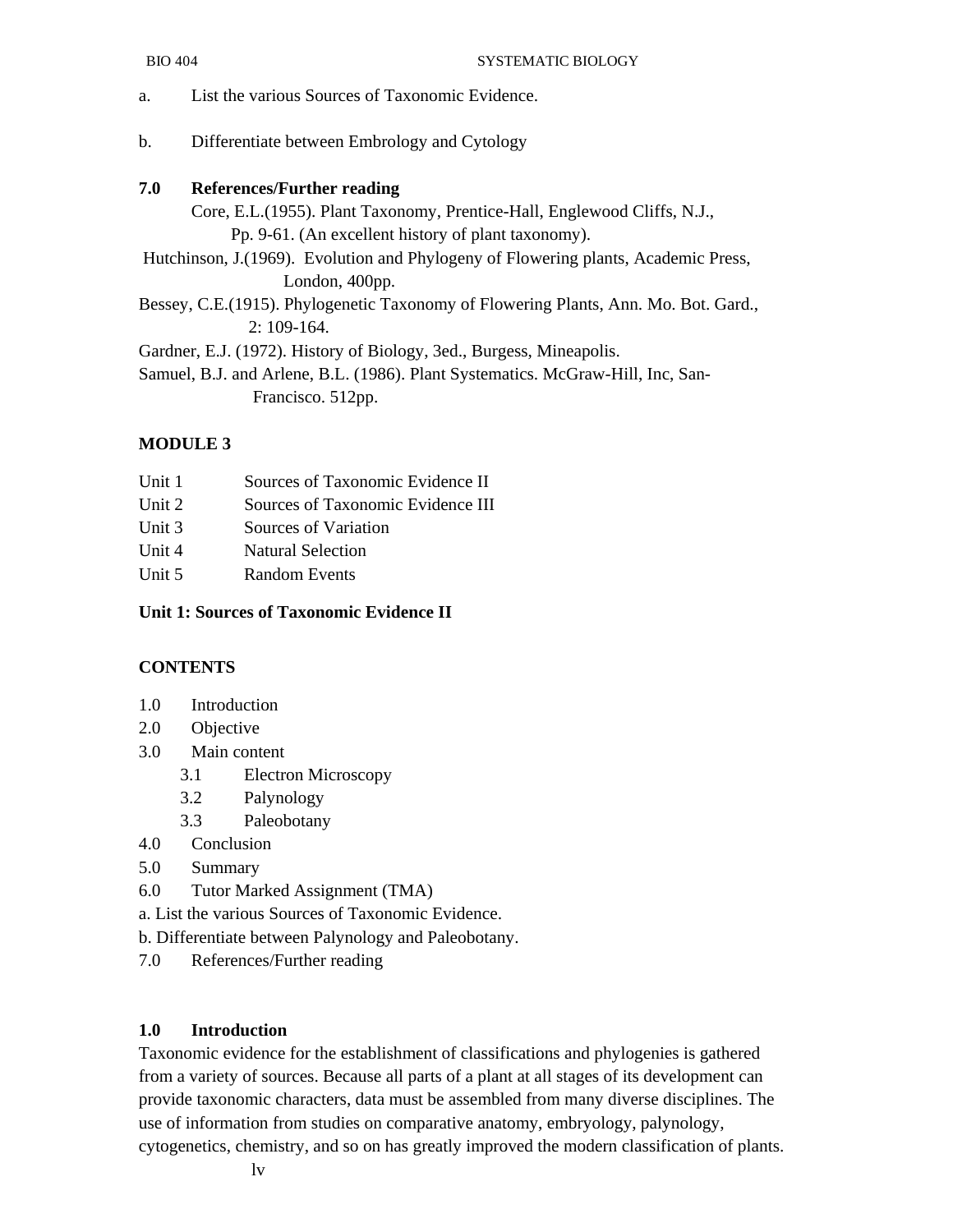a. List the various Sources of Taxonomic Evidence.

b. Differentiate between Embrology and Cytology

**7.0 References/Further reading**

Core, E.L.(1955). Plant Taxonomy, Prentice-Hall, Englewood Cliffs, N.J., Pp. 9-61. (An excellent history of plant taxonomy).

Hutchinson, J.(1969). Evolution and Phylogeny of Flowering plants, Academic Press, London, 400pp.

Bessey, C.E.(1915). Phylogenetic Taxonomy of Flowering Plants, Ann. Mo. Bot. Gard., 2: 109-164.

Gardner, E.J. (1972). History of Biology, 3ed., Burgess, Mineapolis.

Samuel, B.J. and Arlene, B.L. (1986). Plant Systematics. McGraw-Hill, Inc, San-Francisco. 512pp.

## MODULE 3

| | |
|---|---|
| Unit 1 | Sources of Taxonomic Evidence II |
| Unit 2 | Sources of Taxonomic Evidence III |
| Unit 3 | Sources of Variation |
| Unit 4 | Natural Selection |
| Unit 5 | Random Events |

### Unit 1: Sources of Taxonomic Evidence II

**CONTENTS**

1.0 Introduction
2.0 Objective
3.0 Main content
  3.1 Electron Microscopy
  3.2 Palynology
  3.3 Paleobotany
4.0 Conclusion
5.0 Summary
6.0 Tutor Marked Assignment (TMA)
a. List the various Sources of Taxonomic Evidence.
b. Differentiate between Palynology and Paleobotany.
7.0 References/Further reading

**1.0 Introduction**

Taxonomic evidence for the establishment of classifications and phylogenies is gathered from a variety of sources. Because all parts of a plant at all stages of its development can provide taxonomic characters, data must be assembled from many diverse disciplines. The use of information from studies on comparative anatomy, embryology, palynology, cytogenetics, chemistry, and so on has greatly improved the modern classification of plants.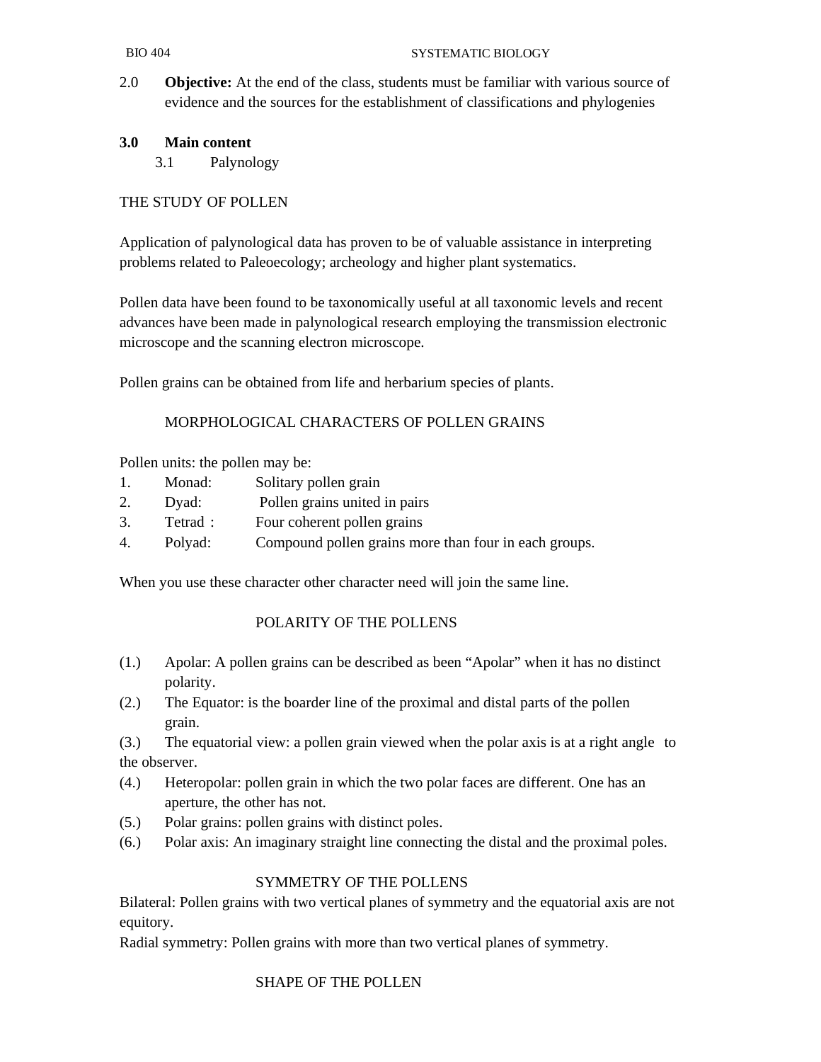2.0 **Objective:** At the end of the class, students must be familiar with various source of evidence and the sources for the establishment of classifications and phylogenies

## 3.0 Main content

### 3.1 Palynology

THE STUDY OF POLLEN

Application of palynological data has proven to be of valuable assistance in interpreting problems related to Paleoecology; archeology and higher plant systematics.

Pollen data have been found to be taxonomically useful at all taxonomic levels and recent advances have been made in palynological research employing the transmission electronic microscope and the scanning electron microscope.

Pollen grains can be obtained from life and herbarium species of plants.

MORPHOLOGICAL CHARACTERS OF POLLEN GRAINS

Pollen units: the pollen may be:

1. Monad: Solitary pollen grain
2. Dyad: Pollen grains united in pairs
3. Tetrad : Four coherent pollen grains
4. Polyad: Compound pollen grains more than four in each groups.

When you use these character other character need will join the same line.

POLARITY OF THE POLLENS

(1.) Apolar: A pollen grains can be described as been “Apolar” when it has no distinct polarity.

(2.) The Equator: is the boarder line of the proximal and distal parts of the pollen grain.

(3.) The equatorial view: a pollen grain viewed when the polar axis is at a right angle to the observer.

(4.) Heteropolar: pollen grain in which the two polar faces are different. One has an aperture, the other has not.

(5.) Polar grains: pollen grains with distinct poles.

(6.) Polar axis: An imaginary straight line connecting the distal and the proximal poles.

SYMMETRY OF THE POLLENS

Bilateral: Pollen grains with two vertical planes of symmetry and the equatorial axis are not equitory.

Radial symmetry: Pollen grains with more than two vertical planes of symmetry.

SHAPE OF THE POLLEN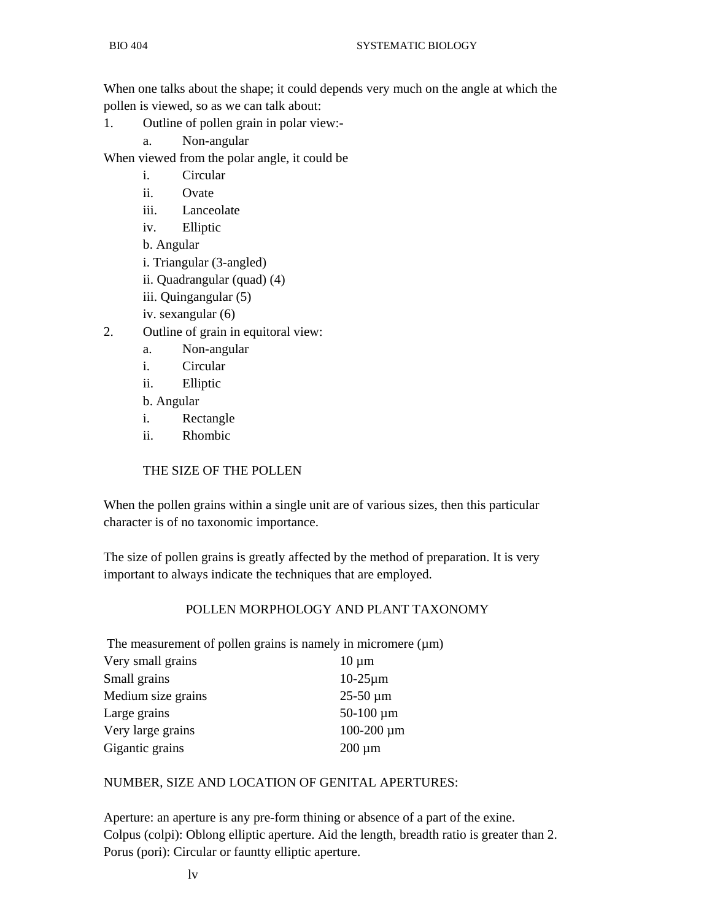When one talks about the shape; it could depends very much on the angle at which the pollen is viewed, so as we can talk about:

1. Outline of pollen grain in polar view:-
   a. Non-angular

When viewed from the polar angle, it could be

   i. Circular
   ii. Ovate
   iii. Lanceolate
   iv. Elliptic

   b. Angular
   i. Triangular (3-angled)
   ii. Quadrangular (quad) (4)
   iii. Quingangular (5)
   iv. sexangular (6)

2. Outline of grain in equitoral view:
   a. Non-angular
   i. Circular
   ii. Elliptic

   b. Angular
   i. Rectangle
   ii. Rhombic

THE SIZE OF THE POLLEN

When the pollen grains within a single unit are of various sizes, then this particular character is of no taxonomic importance.

The size of pollen grains is greatly affected by the method of preparation. It is very important to always indicate the techniques that are employed.

POLLEN MORPHOLOGY AND PLANT TAXONOMY

The measurement of pollen grains is namely in micromere (µm)

| | |
|---|---|
| Very small grains | 10 µm |
| Small grains | 10-25µm |
| Medium size grains | 25-50 µm |
| Large grains | 50-100 µm |
| Very large grains | 100-200 µm |
| Gigantic grains | 200 µm |

NUMBER, SIZE AND LOCATION OF GENITAL APERTURES:

Aperture: an aperture is any pre-form thining or absence of a part of the exine.
Colpus (colpi): Oblong elliptic aperture. Aid the length, breadth ratio is greater than 2.
Porus (pori): Circular or fauntty elliptic aperture.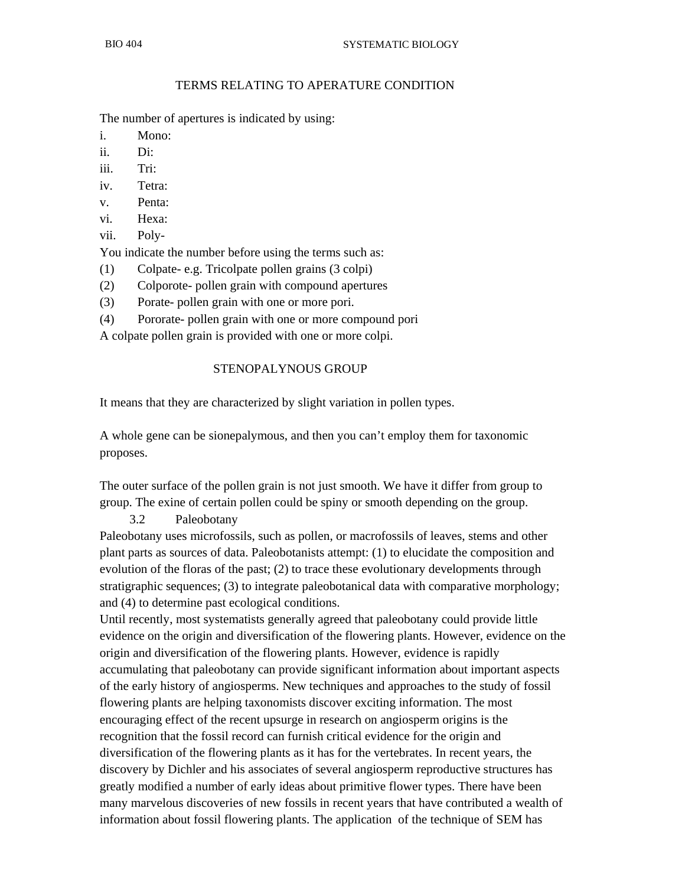## TERMS RELATING TO APERATURE CONDITION

The number of apertures is indicated by using:

i. Mono:
ii. Di:
iii. Tri:
iv. Tetra:
v. Penta:
vi. Hexa:
vii. Poly-

You indicate the number before using the terms such as:

(1) Colpate- e.g. Tricolpate pollen grains (3 colpi)
(2) Colporote- pollen grain with compound apertures
(3) Porate- pollen grain with one or more pori.
(4) Pororate- pollen grain with one or more compound pori

A colpate pollen grain is provided with one or more colpi.

## STENOPALYNOUS GROUP

It means that they are characterized by slight variation in pollen types.

A whole gene can be sionepalymous, and then you can't employ them for taxonomic proposes.

The outer surface of the pollen grain is not just smooth. We have it differ from group to group. The exine of certain pollen could be spiny or smooth depending on the group.

### 3.2 Paleobotany

Paleobotany uses microfossils, such as pollen, or macrofossils of leaves, stems and other plant parts as sources of data. Paleobotanists attempt: (1) to elucidate the composition and evolution of the floras of the past; (2) to trace these evolutionary developments through stratigraphic sequences; (3) to integrate paleobotanical data with comparative morphology; and (4) to determine past ecological conditions.

Until recently, most systematists generally agreed that paleobotany could provide little evidence on the origin and diversification of the flowering plants. However, evidence on the origin and diversification of the flowering plants. However, evidence is rapidly accumulating that paleobotany can provide significant information about important aspects of the early history of angiosperms. New techniques and approaches to the study of fossil flowering plants are helping taxonomists discover exciting information. The most encouraging effect of the recent upsurge in research on angiosperm origins is the recognition that the fossil record can furnish critical evidence for the origin and diversification of the flowering plants as it has for the vertebrates. In recent years, the discovery by Dichler and his associates of several angiosperm reproductive structures has greatly modified a number of early ideas about primitive flower types. There have been many marvelous discoveries of new fossils in recent years that have contributed a wealth of information about fossil flowering plants. The application of the technique of SEM has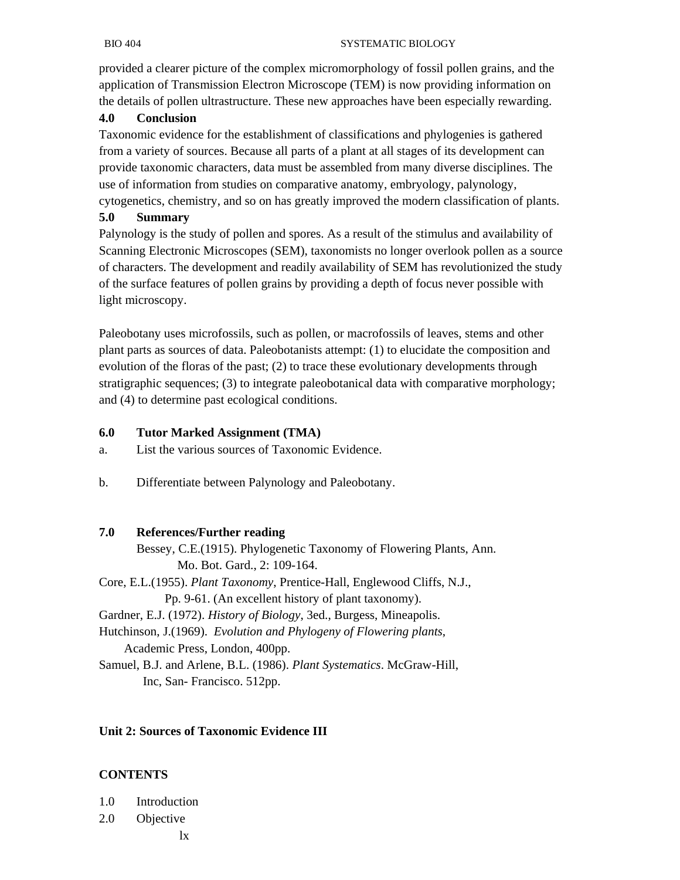provided a clearer picture of the complex micromorphology of fossil pollen grains, and the application of Transmission Electron Microscope (TEM) is now providing information on the details of pollen ultrastructure. These new approaches have been especially rewarding.

## 4.0 Conclusion

Taxonomic evidence for the establishment of classifications and phylogenies is gathered from a variety of sources. Because all parts of a plant at all stages of its development can provide taxonomic characters, data must be assembled from many diverse disciplines. The use of information from studies on comparative anatomy, embryology, palynology, cytogenetics, chemistry, and so on has greatly improved the modern classification of plants.

## 5.0 Summary

Palynology is the study of pollen and spores. As a result of the stimulus and availability of Scanning Electronic Microscopes (SEM), taxonomists no longer overlook pollen as a source of characters. The development and readily availability of SEM has revolutionized the study of the surface features of pollen grains by providing a depth of focus never possible with light microscopy.

Paleobotany uses microfossils, such as pollen, or macrofossils of leaves, stems and other plant parts as sources of data. Paleobotanists attempt: (1) to elucidate the composition and evolution of the floras of the past; (2) to trace these evolutionary developments through stratigraphic sequences; (3) to integrate paleobotanical data with comparative morphology; and (4) to determine past ecological conditions.

## 6.0 Tutor Marked Assignment (TMA)

a. List the various sources of Taxonomic Evidence.

b. Differentiate between Palynology and Paleobotany.

## 7.0 References/Further reading

Bessey, C.E.(1915). Phylogenetic Taxonomy of Flowering Plants, Ann. Mo. Bot. Gard., 2: 109-164.

Core, E.L.(1955). *Plant Taxonomy*, Prentice-Hall, Englewood Cliffs, N.J., Pp. 9-61. (An excellent history of plant taxonomy).

Gardner, E.J. (1972). *History of Biology*, 3ed., Burgess, Mineapolis.

Hutchinson, J.(1969). *Evolution and Phylogeny of Flowering plants*, Academic Press, London, 400pp.

Samuel, B.J. and Arlene, B.L. (1986). *Plant Systematics*. McGraw-Hill, Inc, San- Francisco. 512pp.

# Unit 2: Sources of Taxonomic Evidence III

**CONTENTS**

1.0 Introduction
2.0 Objective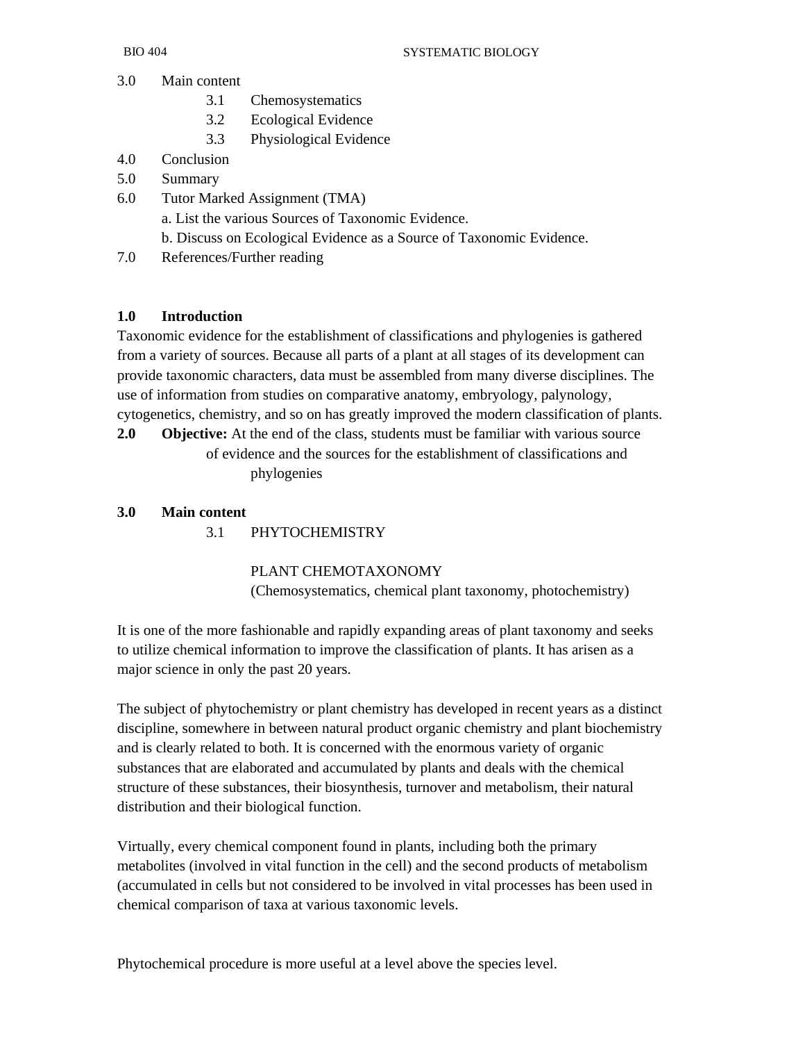3.0 Main content
   - 3.1 Chemosystematics
   - 3.2 Ecological Evidence
   - 3.3 Physiological Evidence

4.0 Conclusion

5.0 Summary

6.0 Tutor Marked Assignment (TMA)

   a. List the various Sources of Taxonomic Evidence.

   b. Discuss on Ecological Evidence as a Source of Taxonomic Evidence.

7.0 References/Further reading

## 1.0 Introduction

Taxonomic evidence for the establishment of classifications and phylogenies is gathered from a variety of sources. Because all parts of a plant at all stages of its development can provide taxonomic characters, data must be assembled from many diverse disciplines. The use of information from studies on comparative anatomy, embryology, palynology, cytogenetics, chemistry, and so on has greatly improved the modern classification of plants.

**2.0 Objective:** At the end of the class, students must be familiar with various source of evidence and the sources for the establishment of classifications and phylogenies

## 3.0 Main content

### 3.1 PHYTOCHEMISTRY

PLANT CHEMOTAXONOMY
(Chemosystematics, chemical plant taxonomy, photochemistry)

It is one of the more fashionable and rapidly expanding areas of plant taxonomy and seeks to utilize chemical information to improve the classification of plants. It has arisen as a major science in only the past 20 years.

The subject of phytochemistry or plant chemistry has developed in recent years as a distinct discipline, somewhere in between natural product organic chemistry and plant biochemistry and is clearly related to both. It is concerned with the enormous variety of organic substances that are elaborated and accumulated by plants and deals with the chemical structure of these substances, their biosynthesis, turnover and metabolism, their natural distribution and their biological function.

Virtually, every chemical component found in plants, including both the primary metabolites (involved in vital function in the cell) and the second products of metabolism (accumulated in cells but not considered to be involved in vital processes has been used in chemical comparison of taxa at various taxonomic levels.

Phytochemical procedure is more useful at a level above the species level.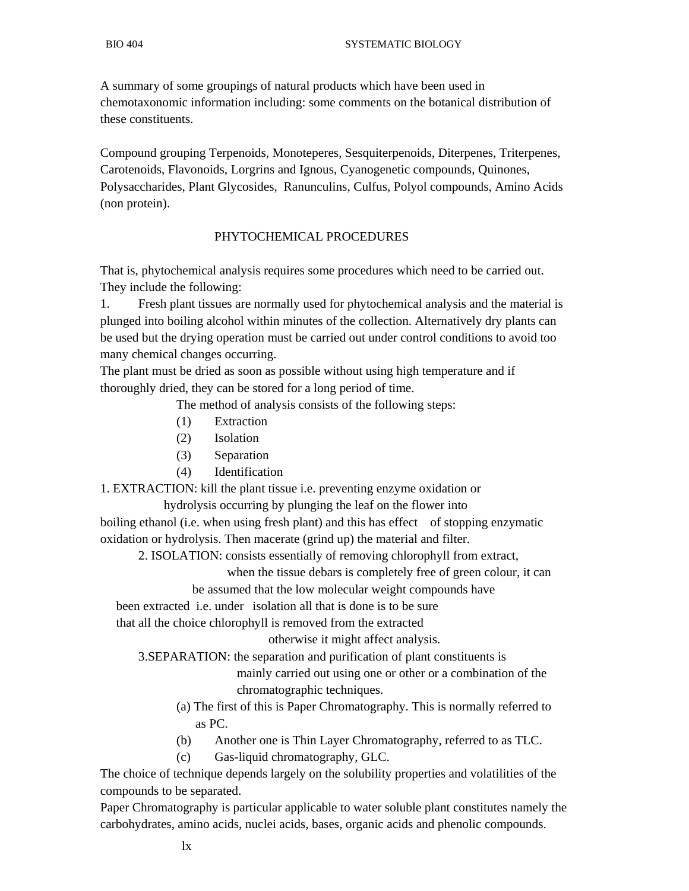A summary of some groupings of natural products which have been used in chemotaxonomic information including: some comments on the botanical distribution of these constituents.

Compound grouping Terpenoids, Monoteperes, Sesquiterpenoids, Diterpenes, Triterpenes, Carotenoids, Flavonoids, Lorgrins and Ignous, Cyanogenetic compounds, Quinones, Polysaccharides, Plant Glycosides, Ranunculins, Culfus, Polyol compounds, Amino Acids (non protein).

## PHYTOCHEMICAL PROCEDURES

That is, phytochemical analysis requires some procedures which need to be carried out. They include the following:

1. Fresh plant tissues are normally used for phytochemical analysis and the material is plunged into boiling alcohol within minutes of the collection. Alternatively dry plants can be used but the drying operation must be carried out under control conditions to avoid too many chemical changes occurring.

The plant must be dried as soon as possible without using high temperature and if thoroughly dried, they can be stored for a long period of time.

The method of analysis consists of the following steps:

(1) Extraction
(2) Isolation
(3) Separation
(4) Identification

1. EXTRACTION: kill the plant tissue i.e. preventing enzyme oxidation or hydrolysis occurring by plunging the leaf on the flower into boiling ethanol (i.e. when using fresh plant) and this has effect of stopping enzymatic oxidation or hydrolysis. Then macerate (grind up) the material and filter.

2. ISOLATION: consists essentially of removing chlorophyll from extract, when the tissue debars is completely free of green colour, it can be assumed that the low molecular weight compounds have been extracted i.e. under isolation all that is done is to be sure that all the choice chlorophyll is removed from the extracted otherwise it might affect analysis.

3. SEPARATION: the separation and purification of plant constituents is mainly carried out using one or other or a combination of the chromatographic techniques.

(a) The first of this is Paper Chromatography. This is normally referred to as PC.
(b) Another one is Thin Layer Chromatography, referred to as TLC.
(c) Gas-liquid chromatography, GLC.

The choice of technique depends largely on the solubility properties and volatilities of the compounds to be separated.

Paper Chromatography is particular applicable to water soluble plant constitutes namely the carbohydrates, amino acids, nuclei acids, bases, organic acids and phenolic compounds.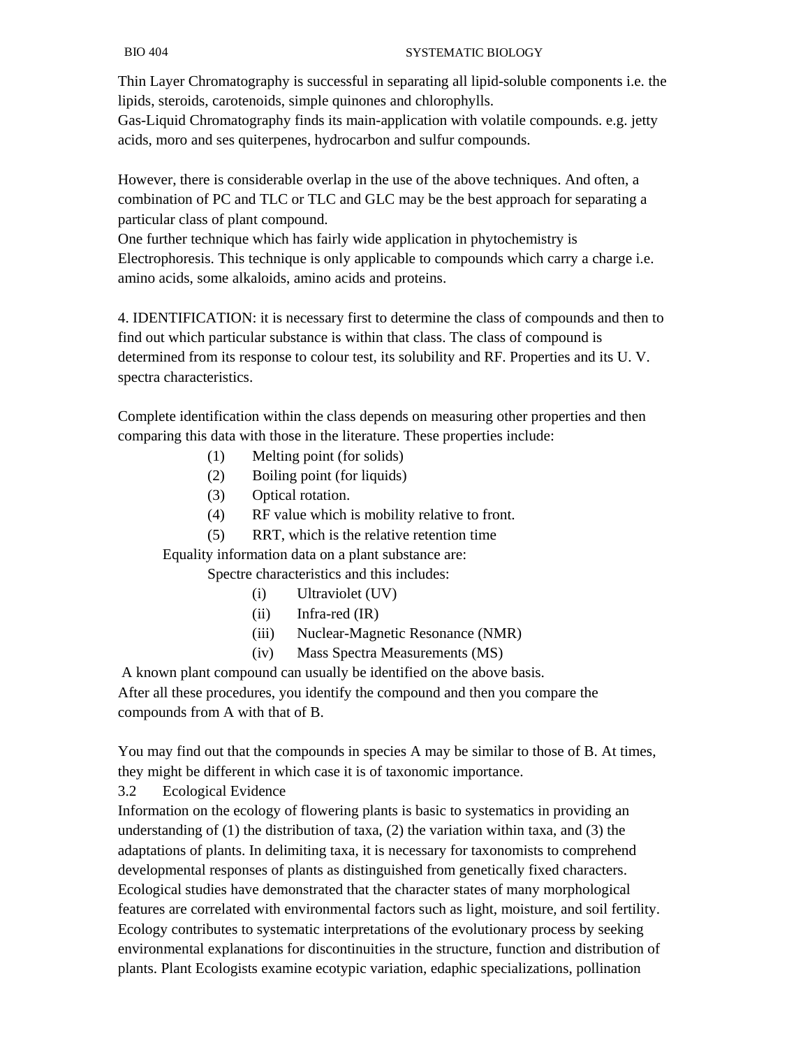Thin Layer Chromatography is successful in separating all lipid-soluble components i.e. the lipids, steroids, carotenoids, simple quinones and chlorophylls.
Gas-Liquid Chromatography finds its main-application with volatile compounds. e.g. jetty acids, moro and ses quiterpenes, hydrocarbon and sulfur compounds.

However, there is considerable overlap in the use of the above techniques. And often, a combination of PC and TLC or TLC and GLC may be the best approach for separating a particular class of plant compound.
One further technique which has fairly wide application in phytochemistry is Electrophoresis. This technique is only applicable to compounds which carry a charge i.e. amino acids, some alkaloids, amino acids and proteins.

4. IDENTIFICATION: it is necessary first to determine the class of compounds and then to find out which particular substance is within that class. The class of compound is determined from its response to colour test, its solubility and RF. Properties and its U. V. spectra characteristics.

Complete identification within the class depends on measuring other properties and then comparing this data with those in the literature. These properties include:

(1) Melting point (for solids)
(2) Boiling point (for liquids)
(3) Optical rotation.
(4) RF value which is mobility relative to front.
(5) RRT, which is the relative retention time

Equality information data on a plant substance are:

Spectre characteristics and this includes:

(i) Ultraviolet (UV)
(ii) Infra-red (IR)
(iii) Nuclear-Magnetic Resonance (NMR)
(iv) Mass Spectra Measurements (MS)

A known plant compound can usually be identified on the above basis.
After all these procedures, you identify the compound and then you compare the compounds from A with that of B.

You may find out that the compounds in species A may be similar to those of B. At times, they might be different in which case it is of taxonomic importance.

## 3.2 Ecological Evidence

Information on the ecology of flowering plants is basic to systematics in providing an understanding of (1) the distribution of taxa, (2) the variation within taxa, and (3) the adaptations of plants. In delimiting taxa, it is necessary for taxonomists to comprehend developmental responses of plants as distinguished from genetically fixed characters. Ecological studies have demonstrated that the character states of many morphological features are correlated with environmental factors such as light, moisture, and soil fertility. Ecology contributes to systematic interpretations of the evolutionary process by seeking environmental explanations for discontinuities in the structure, function and distribution of plants. Plant Ecologists examine ecotypic variation, edaphic specializations, pollination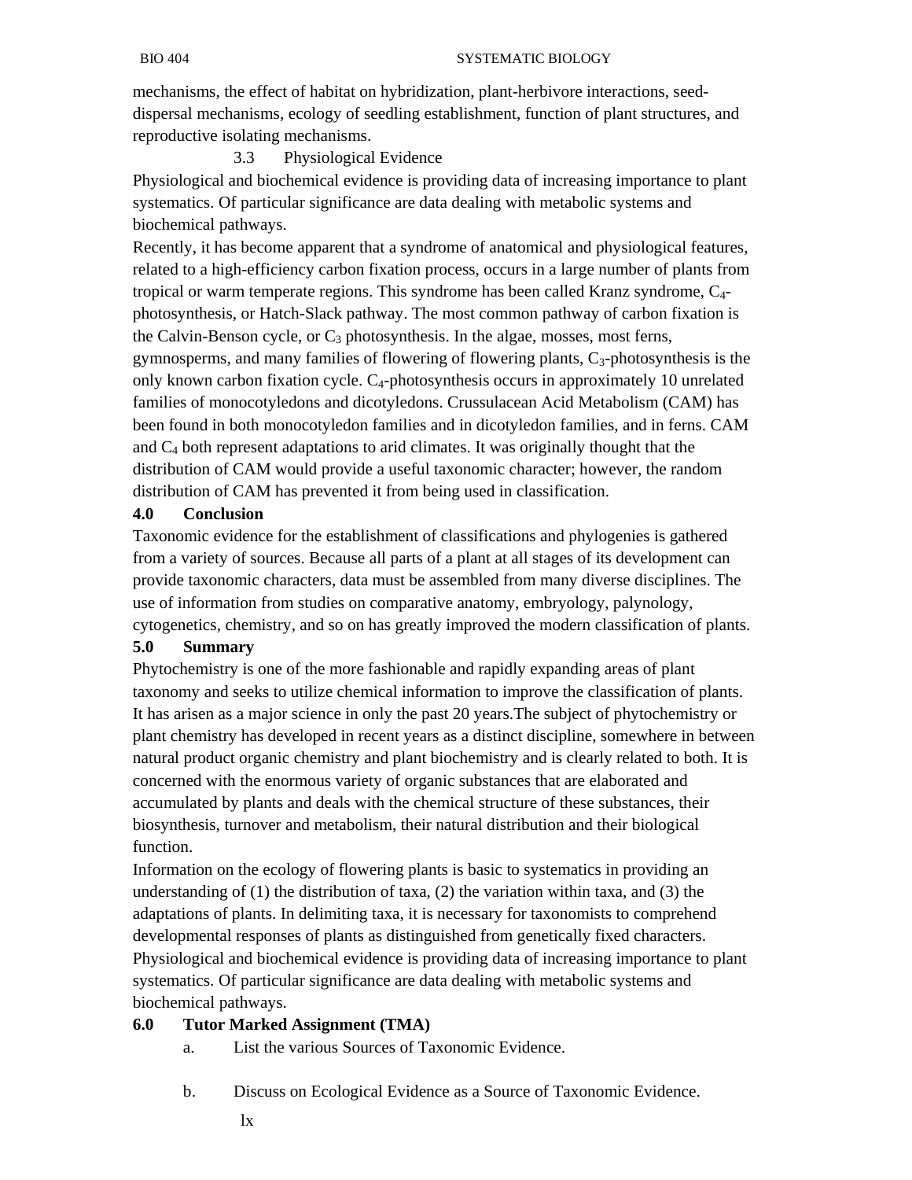mechanisms, the effect of habitat on hybridization, plant-herbivore interactions, seed-dispersal mechanisms, ecology of seedling establishment, function of plant structures, and reproductive isolating mechanisms.

### 3.3 Physiological Evidence

Physiological and biochemical evidence is providing data of increasing importance to plant systematics. Of particular significance are data dealing with metabolic systems and biochemical pathways.

Recently, it has become apparent that a syndrome of anatomical and physiological features, related to a high-efficiency carbon fixation process, occurs in a large number of plants from tropical or warm temperate regions. This syndrome has been called Kranz syndrome, $C_4$-photosynthesis, or Hatch-Slack pathway. The most common pathway of carbon fixation is the Calvin-Benson cycle, or $C_3$ photosynthesis. In the algae, mosses, most ferns, gymnosperms, and many families of flowering of flowering plants, $C_3$-photosynthesis is the only known carbon fixation cycle. $C_4$-photosynthesis occurs in approximately 10 unrelated families of monocotyledons and dicotyledons. Crussulacean Acid Metabolism (CAM) has been found in both monocotyledon families and in dicotyledon families, and in ferns. CAM and $C_4$ both represent adaptations to arid climates. It was originally thought that the distribution of CAM would provide a useful taxonomic character; however, the random distribution of CAM has prevented it from being used in classification.

## 4.0 Conclusion

Taxonomic evidence for the establishment of classifications and phylogenies is gathered from a variety of sources. Because all parts of a plant at all stages of its development can provide taxonomic characters, data must be assembled from many diverse disciplines. The use of information from studies on comparative anatomy, embryology, palynology, cytogenetics, chemistry, and so on has greatly improved the modern classification of plants.

## 5.0 Summary

Phytochemistry is one of the more fashionable and rapidly expanding areas of plant taxonomy and seeks to utilize chemical information to improve the classification of plants. It has arisen as a major science in only the past 20 years.The subject of phytochemistry or plant chemistry has developed in recent years as a distinct discipline, somewhere in between natural product organic chemistry and plant biochemistry and is clearly related to both. It is concerned with the enormous variety of organic substances that are elaborated and accumulated by plants and deals with the chemical structure of these substances, their biosynthesis, turnover and metabolism, their natural distribution and their biological function.

Information on the ecology of flowering plants is basic to systematics in providing an understanding of (1) the distribution of taxa, (2) the variation within taxa, and (3) the adaptations of plants. In delimiting taxa, it is necessary for taxonomists to comprehend developmental responses of plants as distinguished from genetically fixed characters. Physiological and biochemical evidence is providing data of increasing importance to plant systematics. Of particular significance are data dealing with metabolic systems and biochemical pathways.

## 6.0 Tutor Marked Assignment (TMA)

a. List the various Sources of Taxonomic Evidence.

b. Discuss on Ecological Evidence as a Source of Taxonomic Evidence.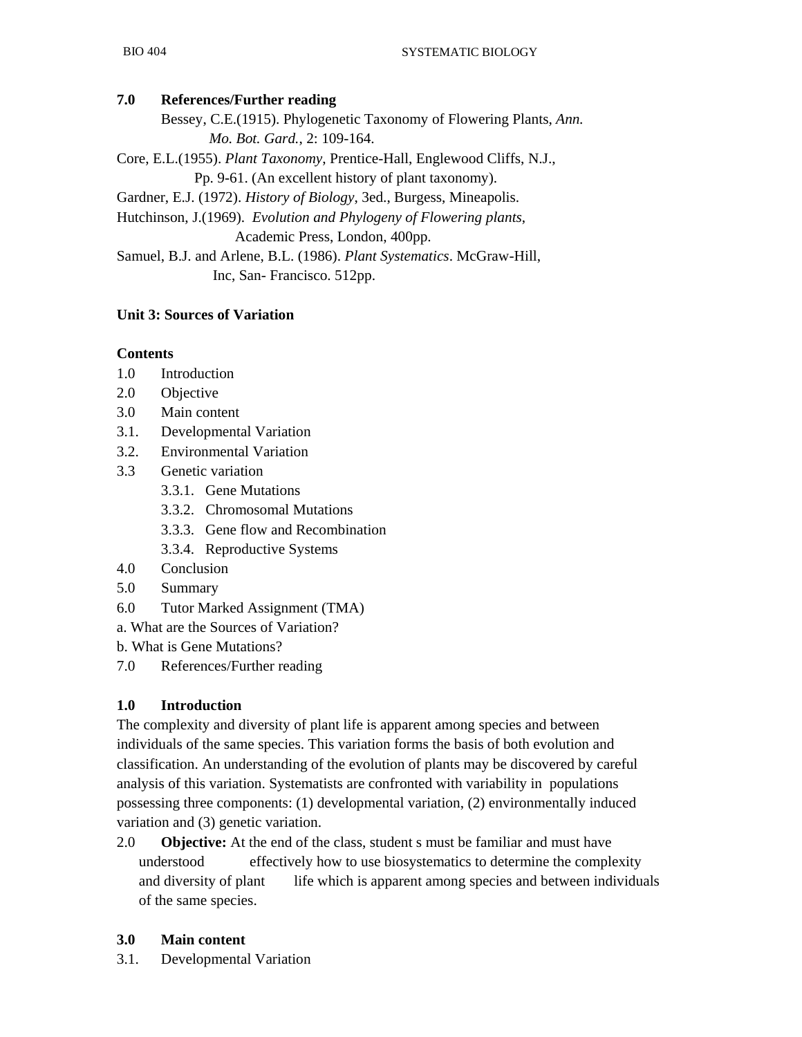## 7.0 References/Further reading

Bessey, C.E.(1915). Phylogenetic Taxonomy of Flowering Plants, *Ann. Mo. Bot. Gard.*, 2: 109-164.

Core, E.L.(1955). *Plant Taxonomy*, Prentice-Hall, Englewood Cliffs, N.J., Pp. 9-61. (An excellent history of plant taxonomy).

Gardner, E.J. (1972). *History of Biology*, 3ed., Burgess, Mineapolis.

Hutchinson, J.(1969). *Evolution and Phylogeny of Flowering plants*, Academic Press, London, 400pp.

Samuel, B.J. and Arlene, B.L. (1986). *Plant Systematics*. McGraw-Hill, Inc, San- Francisco. 512pp.

## Unit 3: Sources of Variation

**Contents**

1.0 Introduction
2.0 Objective
3.0 Main content
3.1. Developmental Variation
3.2. Environmental Variation
3.3 Genetic variation
  3.3.1. Gene Mutations
  3.3.2. Chromosomal Mutations
  3.3.3. Gene flow and Recombination
  3.3.4. Reproductive Systems
4.0 Conclusion
5.0 Summary
6.0 Tutor Marked Assignment (TMA)
a. What are the Sources of Variation?
b. What is Gene Mutations?
7.0 References/Further reading

### 1.0 Introduction

The complexity and diversity of plant life is apparent among species and between individuals of the same species. This variation forms the basis of both evolution and classification. An understanding of the evolution of plants may be discovered by careful analysis of this variation. Systematists are confronted with variability in populations possessing three components: (1) developmental variation, (2) environmentally induced variation and (3) genetic variation.

2.0 **Objective:** At the end of the class, student s must be familiar and must have understood effectively how to use biosystematics to determine the complexity and diversity of plant life which is apparent among species and between individuals of the same species.

### 3.0 Main content

3.1. Developmental Variation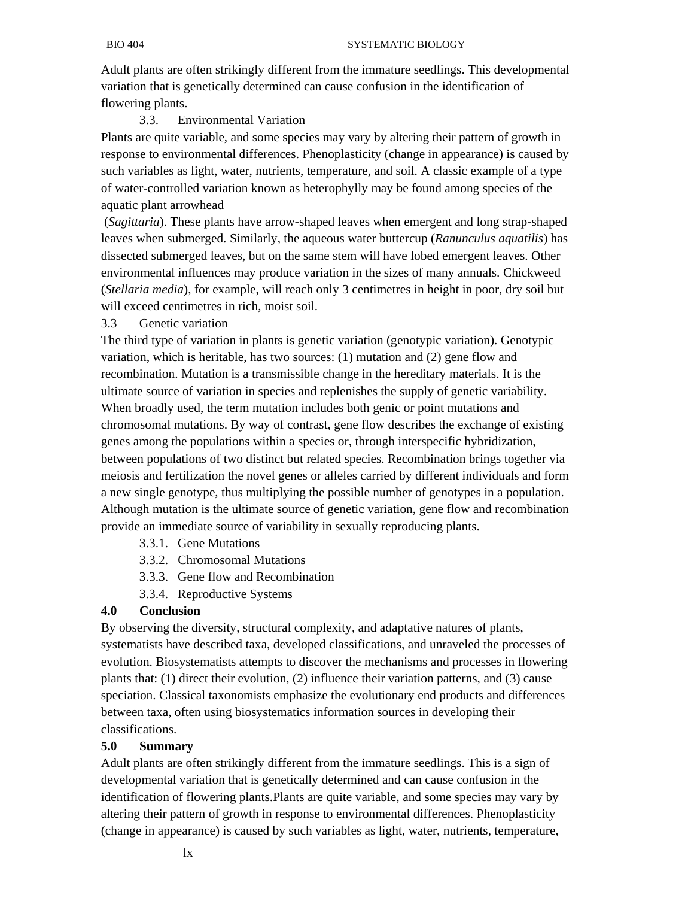Adult plants are often strikingly different from the immature seedlings. This developmental variation that is genetically determined can cause confusion in the identification of flowering plants.

### 3.3. Environmental Variation

Plants are quite variable, and some species may vary by altering their pattern of growth in response to environmental differences. Phenoplasticity (change in appearance) is caused by such variables as light, water, nutrients, temperature, and soil. A classic example of a type of water-controlled variation known as heterophylly may be found among species of the aquatic plant arrowhead (*Sagittaria*). These plants have arrow-shaped leaves when emergent and long strap-shaped leaves when submerged. Similarly, the aqueous water buttercup (*Ranunculus aquatilis*) has dissected submerged leaves, but on the same stem will have lobed emergent leaves. Other environmental influences may produce variation in the sizes of many annuals. Chickweed (*Stellaria media*), for example, will reach only 3 centimetres in height in poor, dry soil but will exceed centimetres in rich, moist soil.

### 3.3 Genetic variation

The third type of variation in plants is genetic variation (genotypic variation). Genotypic variation, which is heritable, has two sources: (1) mutation and (2) gene flow and recombination. Mutation is a transmissible change in the hereditary materials. It is the ultimate source of variation in species and replenishes the supply of genetic variability. When broadly used, the term mutation includes both genic or point mutations and chromosomal mutations. By way of contrast, gene flow describes the exchange of existing genes among the populations within a species or, through interspecific hybridization, between populations of two distinct but related species. Recombination brings together via meiosis and fertilization the novel genes or alleles carried by different individuals and form a new single genotype, thus multiplying the possible number of genotypes in a population. Although mutation is the ultimate source of genetic variation, gene flow and recombination provide an immediate source of variability in sexually reproducing plants.

3.3.1. Gene Mutations
3.3.2. Chromosomal Mutations
3.3.3. Gene flow and Recombination
3.3.4. Reproductive Systems

## 4.0 Conclusion

By observing the diversity, structural complexity, and adaptative natures of plants, systematists have described taxa, developed classifications, and unraveled the processes of evolution. Biosystematists attempts to discover the mechanisms and processes in flowering plants that: (1) direct their evolution, (2) influence their variation patterns, and (3) cause speciation. Classical taxonomists emphasize the evolutionary end products and differences between taxa, often using biosystematics information sources in developing their classifications.

## 5.0 Summary

Adult plants are often strikingly different from the immature seedlings. This is a sign of developmental variation that is genetically determined and can cause confusion in the identification of flowering plants.Plants are quite variable, and some species may vary by altering their pattern of growth in response to environmental differences. Phenoplasticity (change in appearance) is caused by such variables as light, water, nutrients, temperature,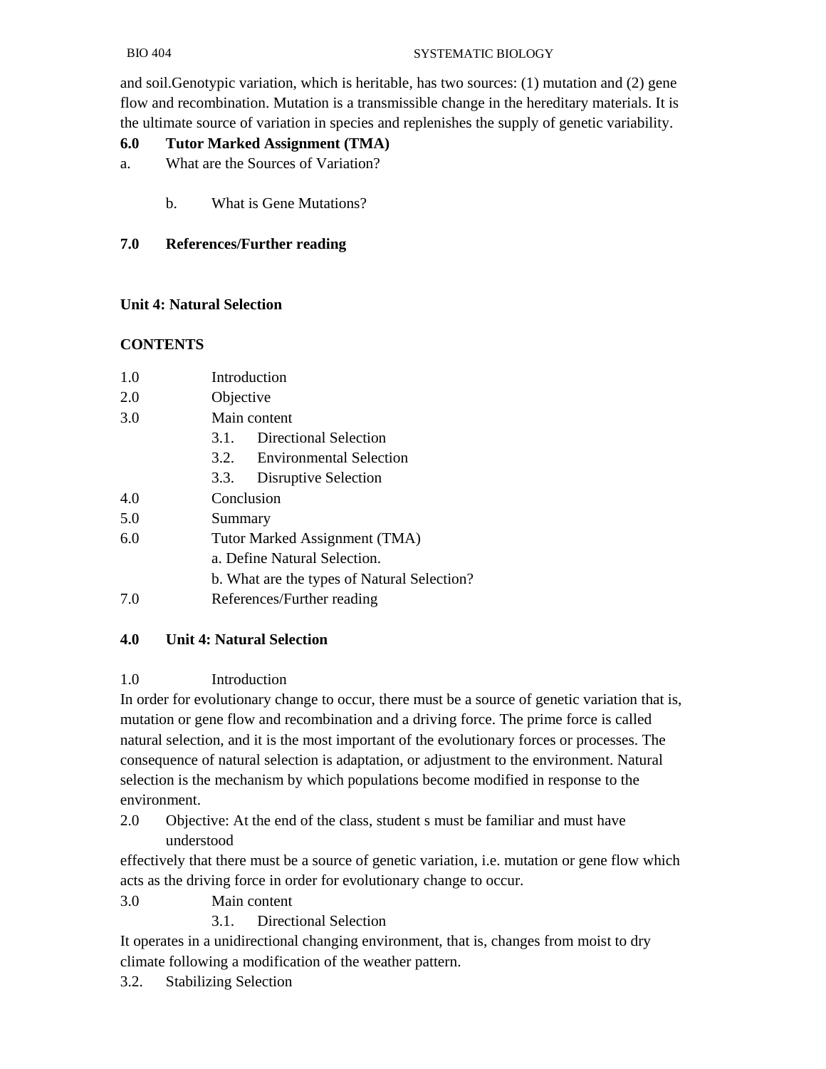and soil.Genotypic variation, which is heritable, has two sources: (1) mutation and (2) gene flow and recombination. Mutation is a transmissible change in the hereditary materials. It is the ultimate source of variation in species and replenishes the supply of genetic variability.

**6.0 Tutor Marked Assignment (TMA)**

a. What are the Sources of Variation?

b. What is Gene Mutations?

**7.0 References/Further reading**

**Unit 4: Natural Selection**

**CONTENTS**

1.0 Introduction
2.0 Objective
3.0 Main content
  3.1. Directional Selection
  3.2. Environmental Selection
  3.3. Disruptive Selection
4.0 Conclusion
5.0 Summary
6.0 Tutor Marked Assignment (TMA)
  a. Define Natural Selection.
  b. What are the types of Natural Selection?
7.0 References/Further reading

## 4.0 Unit 4: Natural Selection

1.0 Introduction

In order for evolutionary change to occur, there must be a source of genetic variation that is, mutation or gene flow and recombination and a driving force. The prime force is called natural selection, and it is the most important of the evolutionary forces or processes. The consequence of natural selection is adaptation, or adjustment to the environment. Natural selection is the mechanism by which populations become modified in response to the environment.

2.0 Objective: At the end of the class, student s must be familiar and must have understood effectively that there must be a source of genetic variation, i.e. mutation or gene flow which acts as the driving force in order for evolutionary change to occur.

3.0 Main content

3.1. Directional Selection

It operates in a unidirectional changing environment, that is, changes from moist to dry climate following a modification of the weather pattern.

3.2. Stabilizing Selection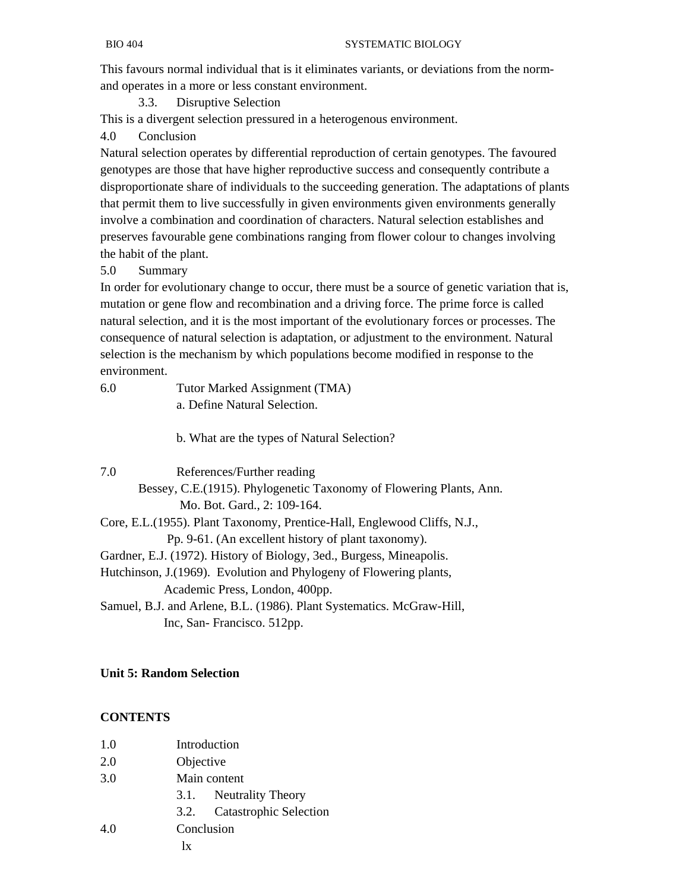This favours normal individual that is it eliminates variants, or deviations from the norm- and operates in a more or less constant environment.

### 3.3. Disruptive Selection

This is a divergent selection pressured in a heterogenous environment.

## 4.0 Conclusion

Natural selection operates by differential reproduction of certain genotypes. The favoured genotypes are those that have higher reproductive success and consequently contribute a disproportionate share of individuals to the succeeding generation. The adaptations of plants that permit them to live successfully in given environments given environments generally involve a combination and coordination of characters. Natural selection establishes and preserves favourable gene combinations ranging from flower colour to changes involving the habit of the plant.

## 5.0 Summary

In order for evolutionary change to occur, there must be a source of genetic variation that is, mutation or gene flow and recombination and a driving force. The prime force is called natural selection, and it is the most important of the evolutionary forces or processes. The consequence of natural selection is adaptation, or adjustment to the environment. Natural selection is the mechanism by which populations become modified in response to the environment.

## 6.0 Tutor Marked Assignment (TMA)

a. Define Natural Selection.

b. What are the types of Natural Selection?

## 7.0 References/Further reading

Bessey, C.E.(1915). Phylogenetic Taxonomy of Flowering Plants, Ann. Mo. Bot. Gard., 2: 109-164.

Core, E.L.(1955). Plant Taxonomy, Prentice-Hall, Englewood Cliffs, N.J., Pp. 9-61. (An excellent history of plant taxonomy).

Gardner, E.J. (1972). History of Biology, 3ed., Burgess, Mineapolis.

Hutchinson, J.(1969). Evolution and Phylogeny of Flowering plants, Academic Press, London, 400pp.

Samuel, B.J. and Arlene, B.L. (1986). Plant Systematics. McGraw-Hill, Inc, San- Francisco. 512pp.

# Unit 5: Random Selection

**CONTENTS**

1.0 Introduction
2.0 Objective
3.0 Main content
  3.1. Neutrality Theory
  3.2. Catastrophic Selection
4.0 Conclusion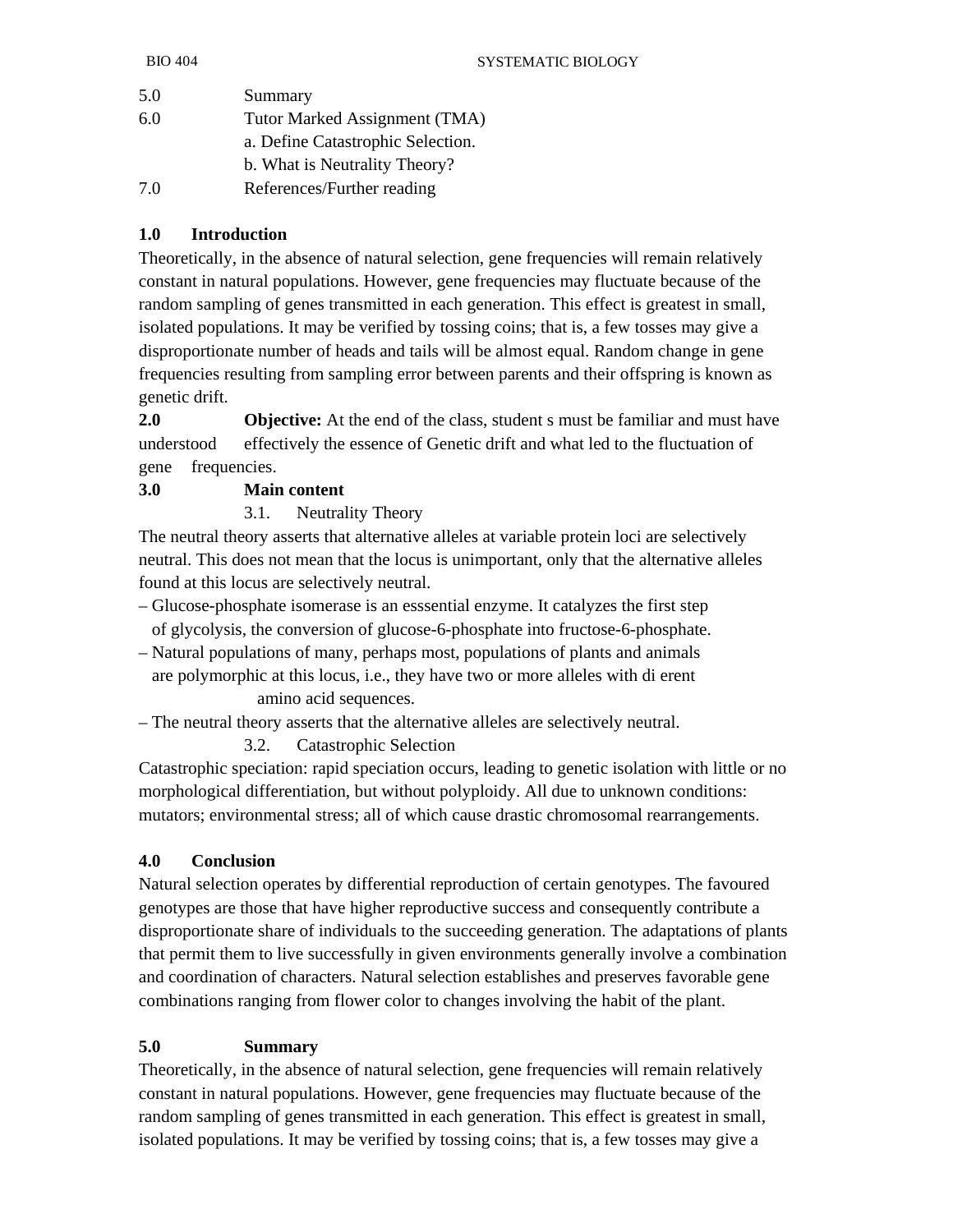5.0 Summary

6.0 Tutor Marked Assignment (TMA)

a. Define Catastrophic Selection.

b. What is Neutrality Theory?

7.0 References/Further reading

## 1.0 Introduction

Theoretically, in the absence of natural selection, gene frequencies will remain relatively constant in natural populations. However, gene frequencies may fluctuate because of the random sampling of genes transmitted in each generation. This effect is greatest in small, isolated populations. It may be verified by tossing coins; that is, a few tosses may give a disproportionate number of heads and tails will be almost equal. Random change in gene frequencies resulting from sampling error between parents and their offspring is known as genetic drift.

**2.0 Objective:** At the end of the class, student s must be familiar and must have understood effectively the essence of Genetic drift and what led to the fluctuation of gene frequencies.

## 3.0 Main content

### 3.1. Neutrality Theory

The neutral theory asserts that alternative alleles at variable protein loci are selectively neutral. This does not mean that the locus is unimportant, only that the alternative alleles found at this locus are selectively neutral.

– Glucose-phosphate isomerase is an esssential enzyme. It catalyzes the first step of glycolysis, the conversion of glucose-6-phosphate into fructose-6-phosphate.

– Natural populations of many, perhaps most, populations of plants and animals are polymorphic at this locus, i.e., they have two or more alleles with di erent amino acid sequences.

– The neutral theory asserts that the alternative alleles are selectively neutral.

### 3.2. Catastrophic Selection

Catastrophic speciation: rapid speciation occurs, leading to genetic isolation with little or no morphological differentiation, but without polyploidy. All due to unknown conditions: mutators; environmental stress; all of which cause drastic chromosomal rearrangements.

## 4.0 Conclusion

Natural selection operates by differential reproduction of certain genotypes. The favoured genotypes are those that have higher reproductive success and consequently contribute a disproportionate share of individuals to the succeeding generation. The adaptations of plants that permit them to live successfully in given environments generally involve a combination and coordination of characters. Natural selection establishes and preserves favorable gene combinations ranging from flower color to changes involving the habit of the plant.

## 5.0 Summary

Theoretically, in the absence of natural selection, gene frequencies will remain relatively constant in natural populations. However, gene frequencies may fluctuate because of the random sampling of genes transmitted in each generation. This effect is greatest in small, isolated populations. It may be verified by tossing coins; that is, a few tosses may give a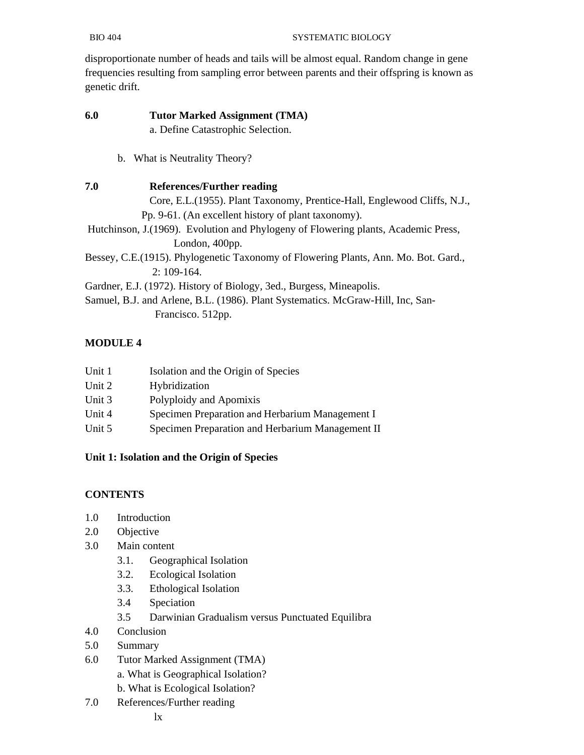disproportionate number of heads and tails will be almost equal. Random change in gene frequencies resulting from sampling error between parents and their offspring is known as genetic drift.

**6.0 Tutor Marked Assignment (TMA)**

a. Define Catastrophic Selection.

b. What is Neutrality Theory?

**7.0 References/Further reading**

Core, E.L.(1955). Plant Taxonomy, Prentice-Hall, Englewood Cliffs, N.J., Pp. 9-61. (An excellent history of plant taxonomy).

Hutchinson, J.(1969). Evolution and Phylogeny of Flowering plants, Academic Press, London, 400pp.

Bessey, C.E.(1915). Phylogenetic Taxonomy of Flowering Plants, Ann. Mo. Bot. Gard., 2: 109-164.

Gardner, E.J. (1972). History of Biology, 3ed., Burgess, Mineapolis.

Samuel, B.J. and Arlene, B.L. (1986). Plant Systematics. McGraw-Hill, Inc, San-Francisco. 512pp.

## MODULE 4

Unit 1 Isolation and the Origin of Species
Unit 2 Hybridization
Unit 3 Polyploidy and Apomixis
Unit 4 Specimen Preparation and Herbarium Management I
Unit 5 Specimen Preparation and Herbarium Management II

### Unit 1: Isolation and the Origin of Species

**CONTENTS**

1.0 Introduction
2.0 Objective
3.0 Main content
   3.1. Geographical Isolation
   3.2. Ecological Isolation
   3.3. Ethological Isolation
   3.4 Speciation
   3.5 Darwinian Gradualism versus Punctuated Equilibra
4.0 Conclusion
5.0 Summary
6.0 Tutor Marked Assignment (TMA)
   a. What is Geographical Isolation?
   b. What is Ecological Isolation?
7.0 References/Further reading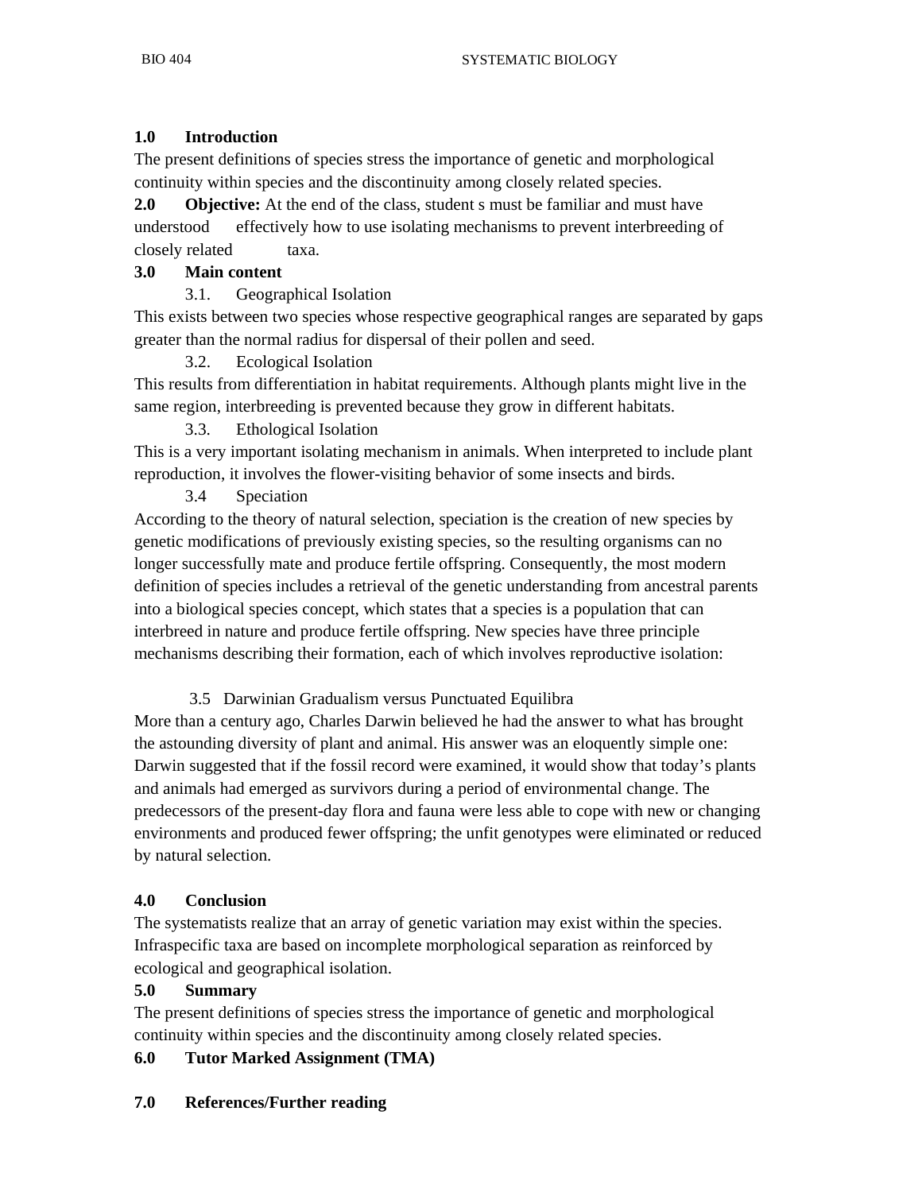## 1.0 Introduction

The present definitions of species stress the importance of genetic and morphological continuity within species and the discontinuity among closely related species.

**2.0 Objective:** At the end of the class, student s must be familiar and must have understood effectively how to use isolating mechanisms to prevent interbreeding of closely related taxa.

## 3.0 Main content

### 3.1. Geographical Isolation

This exists between two species whose respective geographical ranges are separated by gaps greater than the normal radius for dispersal of their pollen and seed.

### 3.2. Ecological Isolation

This results from differentiation in habitat requirements. Although plants might live in the same region, interbreeding is prevented because they grow in different habitats.

### 3.3. Ethological Isolation

This is a very important isolating mechanism in animals. When interpreted to include plant reproduction, it involves the flower-visiting behavior of some insects and birds.

### 3.4 Speciation

According to the theory of natural selection, speciation is the creation of new species by genetic modifications of previously existing species, so the resulting organisms can no longer successfully mate and produce fertile offspring. Consequently, the most modern definition of species includes a retrieval of the genetic understanding from ancestral parents into a biological species concept, which states that a species is a population that can interbreed in nature and produce fertile offspring. New species have three principle mechanisms describing their formation, each of which involves reproductive isolation:

### 3.5 Darwinian Gradualism versus Punctuated Equilibra

More than a century ago, Charles Darwin believed he had the answer to what has brought the astounding diversity of plant and animal. His answer was an eloquently simple one: Darwin suggested that if the fossil record were examined, it would show that today's plants and animals had emerged as survivors during a period of environmental change. The predecessors of the present-day flora and fauna were less able to cope with new or changing environments and produced fewer offspring; the unfit genotypes were eliminated or reduced by natural selection.

## 4.0 Conclusion

The systematists realize that an array of genetic variation may exist within the species. Infraspecific taxa are based on incomplete morphological separation as reinforced by ecological and geographical isolation.

## 5.0 Summary

The present definitions of species stress the importance of genetic and morphological continuity within species and the discontinuity among closely related species.

## 6.0 Tutor Marked Assignment (TMA)

## 7.0 References/Further reading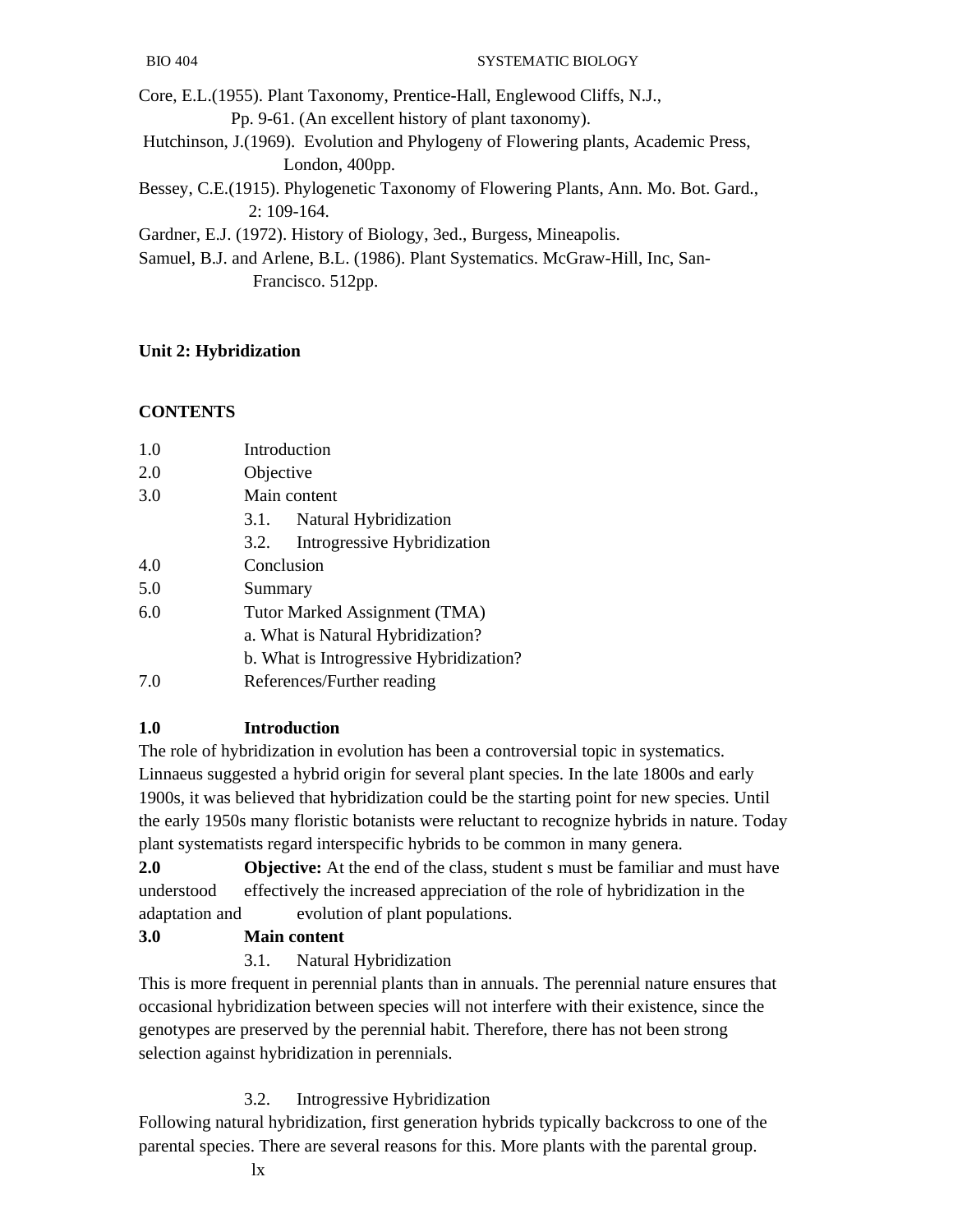Core, E.L.(1955). Plant Taxonomy, Prentice-Hall, Englewood Cliffs, N.J., Pp. 9-61. (An excellent history of plant taxonomy).

Hutchinson, J.(1969). Evolution and Phylogeny of Flowering plants, Academic Press, London, 400pp.

Bessey, C.E.(1915). Phylogenetic Taxonomy of Flowering Plants, Ann. Mo. Bot. Gard., 2: 109-164.

Gardner, E.J. (1972). History of Biology, 3ed., Burgess, Mineapolis.

Samuel, B.J. and Arlene, B.L. (1986). Plant Systematics. McGraw-Hill, Inc, San-Francisco. 512pp.

## Unit 2: Hybridization

**CONTENTS**

1.0 Introduction
2.0 Objective
3.0 Main content
  3.1. Natural Hybridization
  3.2. Introgressive Hybridization
4.0 Conclusion
5.0 Summary
6.0 Tutor Marked Assignment (TMA)
  a. What is Natural Hybridization?
  b. What is Introgressive Hybridization?
7.0 References/Further reading

### 1.0 Introduction

The role of hybridization in evolution has been a controversial topic in systematics. Linnaeus suggested a hybrid origin for several plant species. In the late 1800s and early 1900s, it was believed that hybridization could be the starting point for new species. Until the early 1950s many floristic botanists were reluctant to recognize hybrids in nature. Today plant systematists regard interspecific hybrids to be common in many genera.

**2.0 Objective:** At the end of the class, student s must be familiar and must have understood effectively the increased appreciation of the role of hybridization in the adaptation and evolution of plant populations.

### 3.0 Main content

3.1. Natural Hybridization

This is more frequent in perennial plants than in annuals. The perennial nature ensures that occasional hybridization between species will not interfere with their existence, since the genotypes are preserved by the perennial habit. Therefore, there has not been strong selection against hybridization in perennials.

3.2. Introgressive Hybridization

Following natural hybridization, first generation hybrids typically backcross to one of the parental species. There are several reasons for this. More plants with the parental group.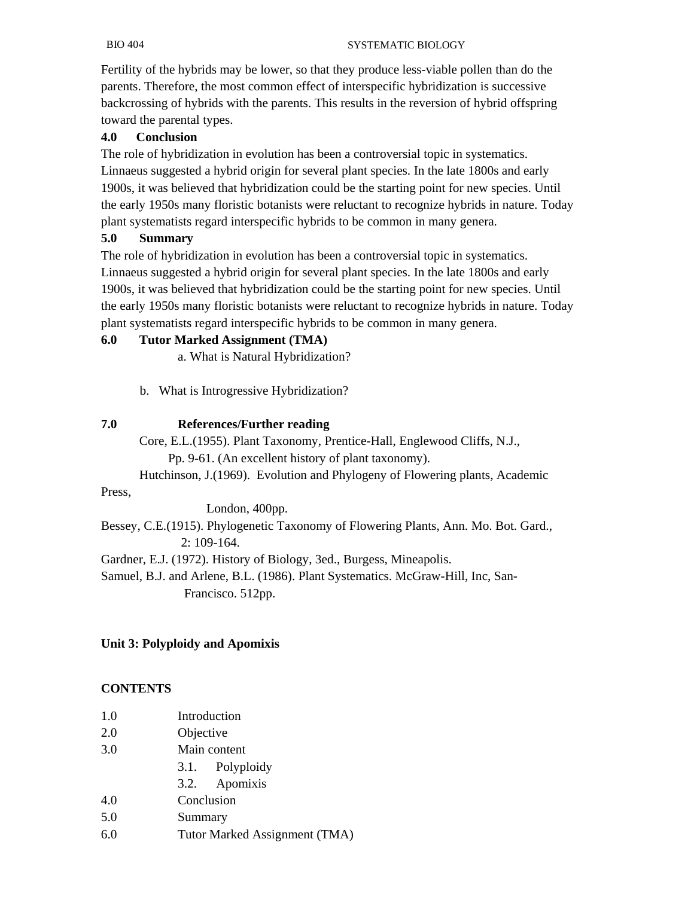Fertility of the hybrids may be lower, so that they produce less-viable pollen than do the parents. Therefore, the most common effect of interspecific hybridization is successive backcrossing of hybrids with the parents. This results in the reversion of hybrid offspring toward the parental types.

**4.0 Conclusion**

The role of hybridization in evolution has been a controversial topic in systematics. Linnaeus suggested a hybrid origin for several plant species. In the late 1800s and early 1900s, it was believed that hybridization could be the starting point for new species. Until the early 1950s many floristic botanists were reluctant to recognize hybrids in nature. Today plant systematists regard interspecific hybrids to be common in many genera.

**5.0 Summary**

The role of hybridization in evolution has been a controversial topic in systematics. Linnaeus suggested a hybrid origin for several plant species. In the late 1800s and early 1900s, it was believed that hybridization could be the starting point for new species. Until the early 1950s many floristic botanists were reluctant to recognize hybrids in nature. Today plant systematists regard interspecific hybrids to be common in many genera.

**6.0 Tutor Marked Assignment (TMA)**

a. What is Natural Hybridization?

b. What is Introgressive Hybridization?

**7.0 References/Further reading**

Core, E.L.(1955). Plant Taxonomy, Prentice-Hall, Englewood Cliffs, N.J., Pp. 9-61. (An excellent history of plant taxonomy).

Hutchinson, J.(1969). Evolution and Phylogeny of Flowering plants, Academic Press, London, 400pp.

Bessey, C.E.(1915). Phylogenetic Taxonomy of Flowering Plants, Ann. Mo. Bot. Gard., 2: 109-164.

Gardner, E.J. (1972). History of Biology, 3ed., Burgess, Mineapolis.

Samuel, B.J. and Arlene, B.L. (1986). Plant Systematics. McGraw-Hill, Inc, San-Francisco. 512pp.

## Unit 3: Polyploidy and Apomixis

**CONTENTS**

1.0 Introduction
2.0 Objective
3.0 Main content
  3.1. Polyploidy
  3.2. Apomixis
4.0 Conclusion
5.0 Summary
6.0 Tutor Marked Assignment (TMA)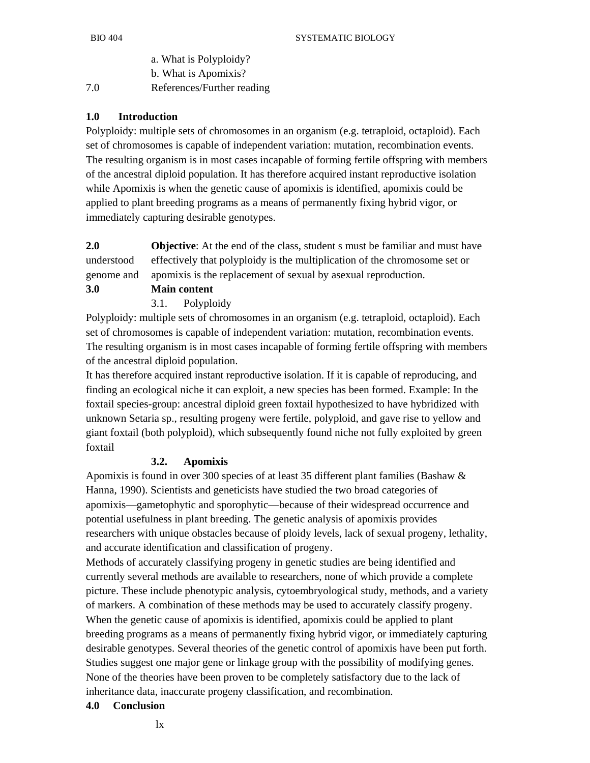a. What is Polyploidy?

b. What is Apomixis?

7.0 References/Further reading

## 1.0 Introduction

Polyploidy: multiple sets of chromosomes in an organism (e.g. tetraploid, octaploid). Each set of chromosomes is capable of independent variation: mutation, recombination events. The resulting organism is in most cases incapable of forming fertile offspring with members of the ancestral diploid population. It has therefore acquired instant reproductive isolation while Apomixis is when the genetic cause of apomixis is identified, apomixis could be applied to plant breeding programs as a means of permanently fixing hybrid vigor, or immediately capturing desirable genotypes.

## 2.0 Objective

**Objective**: At the end of the class, student s must be familiar and must have understood effectively that polyploidy is the multiplication of the chromosome set or genome and apomixis is the replacement of sexual by asexual reproduction.

## 3.0 Main content

### 3.1. Polyploidy

Polyploidy: multiple sets of chromosomes in an organism (e.g. tetraploid, octaploid). Each set of chromosomes is capable of independent variation: mutation, recombination events. The resulting organism is in most cases incapable of forming fertile offspring with members of the ancestral diploid population.

It has therefore acquired instant reproductive isolation. If it is capable of reproducing, and finding an ecological niche it can exploit, a new species has been formed. Example: In the foxtail species-group: ancestral diploid green foxtail hypothesized to have hybridized with unknown Setaria sp., resulting progeny were fertile, polyploid, and gave rise to yellow and giant foxtail (both polyploid), which subsequently found niche not fully exploited by green foxtail

### 3.2. Apomixis

Apomixis is found in over 300 species of at least 35 different plant families (Bashaw & Hanna, 1990). Scientists and geneticists have studied the two broad categories of apomixis—gametophytic and sporophytic—because of their widespread occurrence and potential usefulness in plant breeding. The genetic analysis of apomixis provides researchers with unique obstacles because of ploidy levels, lack of sexual progeny, lethality, and accurate identification and classification of progeny.

Methods of accurately classifying progeny in genetic studies are being identified and currently several methods are available to researchers, none of which provide a complete picture. These include phenotypic analysis, cytoembryological study, methods, and a variety of markers. A combination of these methods may be used to accurately classify progeny. When the genetic cause of apomixis is identified, apomixis could be applied to plant breeding programs as a means of permanently fixing hybrid vigor, or immediately capturing desirable genotypes. Several theories of the genetic control of apomixis have been put forth. Studies suggest one major gene or linkage group with the possibility of modifying genes. None of the theories have been proven to be completely satisfactory due to the lack of inheritance data, inaccurate progeny classification, and recombination.

## 4.0 Conclusion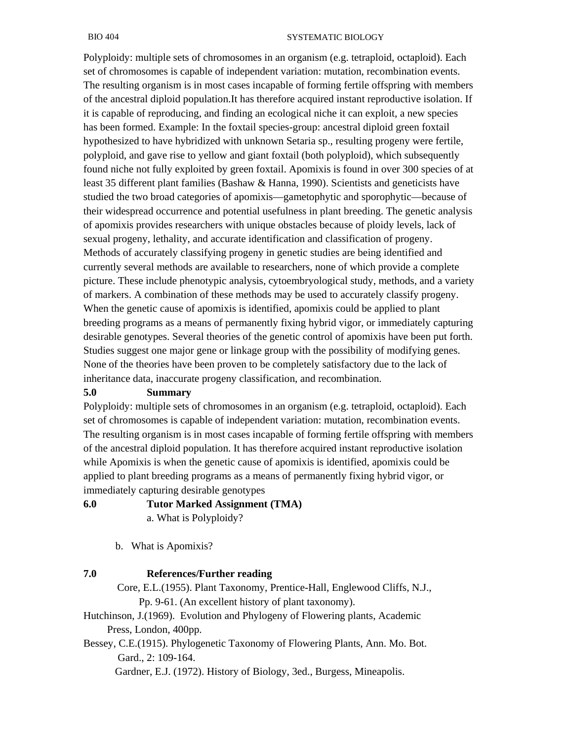Polyploidy: multiple sets of chromosomes in an organism (e.g. tetraploid, octaploid). Each set of chromosomes is capable of independent variation: mutation, recombination events. The resulting organism is in most cases incapable of forming fertile offspring with members of the ancestral diploid population.It has therefore acquired instant reproductive isolation. If it is capable of reproducing, and finding an ecological niche it can exploit, a new species has been formed. Example: In the foxtail species-group: ancestral diploid green foxtail hypothesized to have hybridized with unknown Setaria sp., resulting progeny were fertile, polyploid, and gave rise to yellow and giant foxtail (both polyploid), which subsequently found niche not fully exploited by green foxtail. Apomixis is found in over 300 species of at least 35 different plant families (Bashaw & Hanna, 1990). Scientists and geneticists have studied the two broad categories of apomixis—gametophytic and sporophytic—because of their widespread occurrence and potential usefulness in plant breeding. The genetic analysis of apomixis provides researchers with unique obstacles because of ploidy levels, lack of sexual progeny, lethality, and accurate identification and classification of progeny. Methods of accurately classifying progeny in genetic studies are being identified and currently several methods are available to researchers, none of which provide a complete picture. These include phenotypic analysis, cytoembryological study, methods, and a variety of markers. A combination of these methods may be used to accurately classify progeny. When the genetic cause of apomixis is identified, apomixis could be applied to plant breeding programs as a means of permanently fixing hybrid vigor, or immediately capturing desirable genotypes. Several theories of the genetic control of apomixis have been put forth. Studies suggest one major gene or linkage group with the possibility of modifying genes. None of the theories have been proven to be completely satisfactory due to the lack of inheritance data, inaccurate progeny classification, and recombination.

## 5.0 Summary

Polyploidy: multiple sets of chromosomes in an organism (e.g. tetraploid, octaploid). Each set of chromosomes is capable of independent variation: mutation, recombination events. The resulting organism is in most cases incapable of forming fertile offspring with members of the ancestral diploid population. It has therefore acquired instant reproductive isolation while Apomixis is when the genetic cause of apomixis is identified, apomixis could be applied to plant breeding programs as a means of permanently fixing hybrid vigor, or immediately capturing desirable genotypes

## 6.0 Tutor Marked Assignment (TMA)

a. What is Polyploidy?

b. What is Apomixis?

## 7.0 References/Further reading

Core, E.L.(1955). Plant Taxonomy, Prentice-Hall, Englewood Cliffs, N.J., Pp. 9-61. (An excellent history of plant taxonomy).

Hutchinson, J.(1969). Evolution and Phylogeny of Flowering plants, Academic Press, London, 400pp.

Bessey, C.E.(1915). Phylogenetic Taxonomy of Flowering Plants, Ann. Mo. Bot. Gard., 2: 109-164.

Gardner, E.J. (1972). History of Biology, 3ed., Burgess, Mineapolis.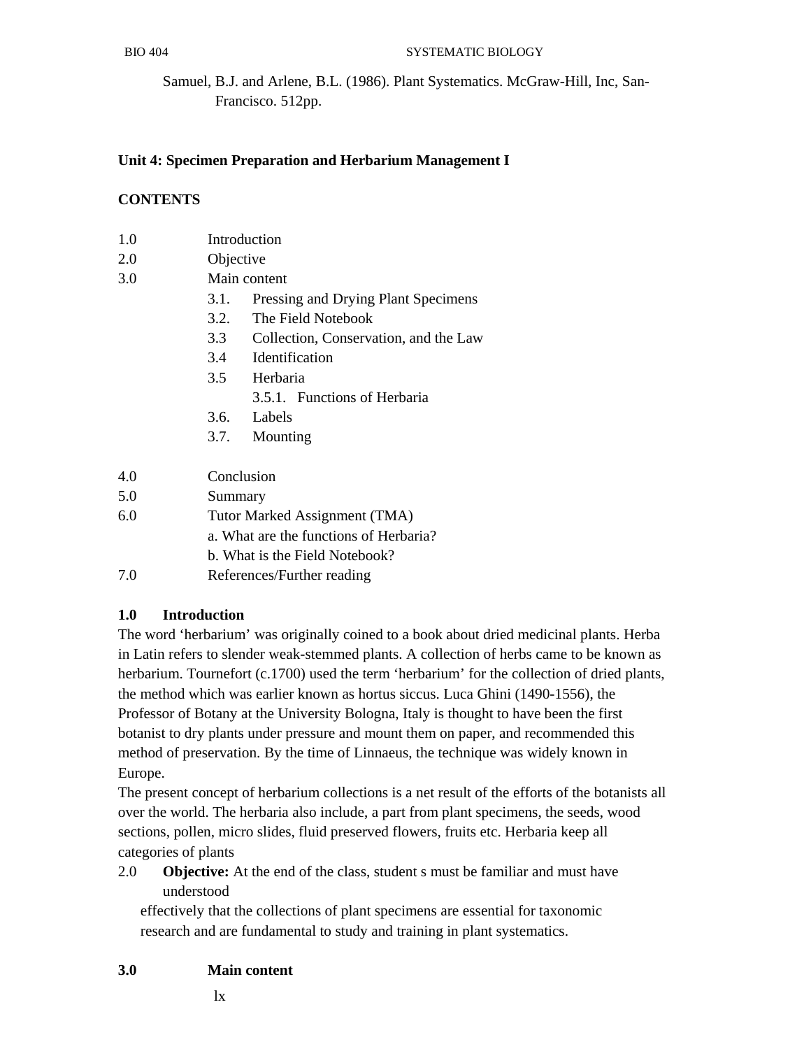Samuel, B.J. and Arlene, B.L. (1986). Plant Systematics. McGraw-Hill, Inc, San-Francisco. 512pp.

## Unit 4: Specimen Preparation and Herbarium Management I

**CONTENTS**

- 1.0 Introduction
- 2.0 Objective
- 3.0 Main content
  - 3.1. Pressing and Drying Plant Specimens
  - 3.2. The Field Notebook
  - 3.3 Collection, Conservation, and the Law
  - 3.4 Identification
  - 3.5 Herbaria
    - 3.5.1. Functions of Herbaria
  - 3.6. Labels
  - 3.7. Mounting
- 4.0 Conclusion
- 5.0 Summary
- 6.0 Tutor Marked Assignment (TMA)
  - a. What are the functions of Herbaria?
  - b. What is the Field Notebook?
- 7.0 References/Further reading

### 1.0 Introduction

The word 'herbarium' was originally coined to a book about dried medicinal plants. Herba in Latin refers to slender weak-stemmed plants. A collection of herbs came to be known as herbarium. Tournefort (c.1700) used the term 'herbarium' for the collection of dried plants, the method which was earlier known as hortus siccus. Luca Ghini (1490-1556), the Professor of Botany at the University Bologna, Italy is thought to have been the first botanist to dry plants under pressure and mount them on paper, and recommended this method of preservation. By the time of Linnaeus, the technique was widely known in Europe.

The present concept of herbarium collections is a net result of the efforts of the botanists all over the world. The herbaria also include, a part from plant specimens, the seeds, wood sections, pollen, micro slides, fluid preserved flowers, fruits etc. Herbaria keep all categories of plants

2.0 **Objective:** At the end of the class, student s must be familiar and must have understood effectively that the collections of plant specimens are essential for taxonomic research and are fundamental to study and training in plant systematics.

### 3.0 Main content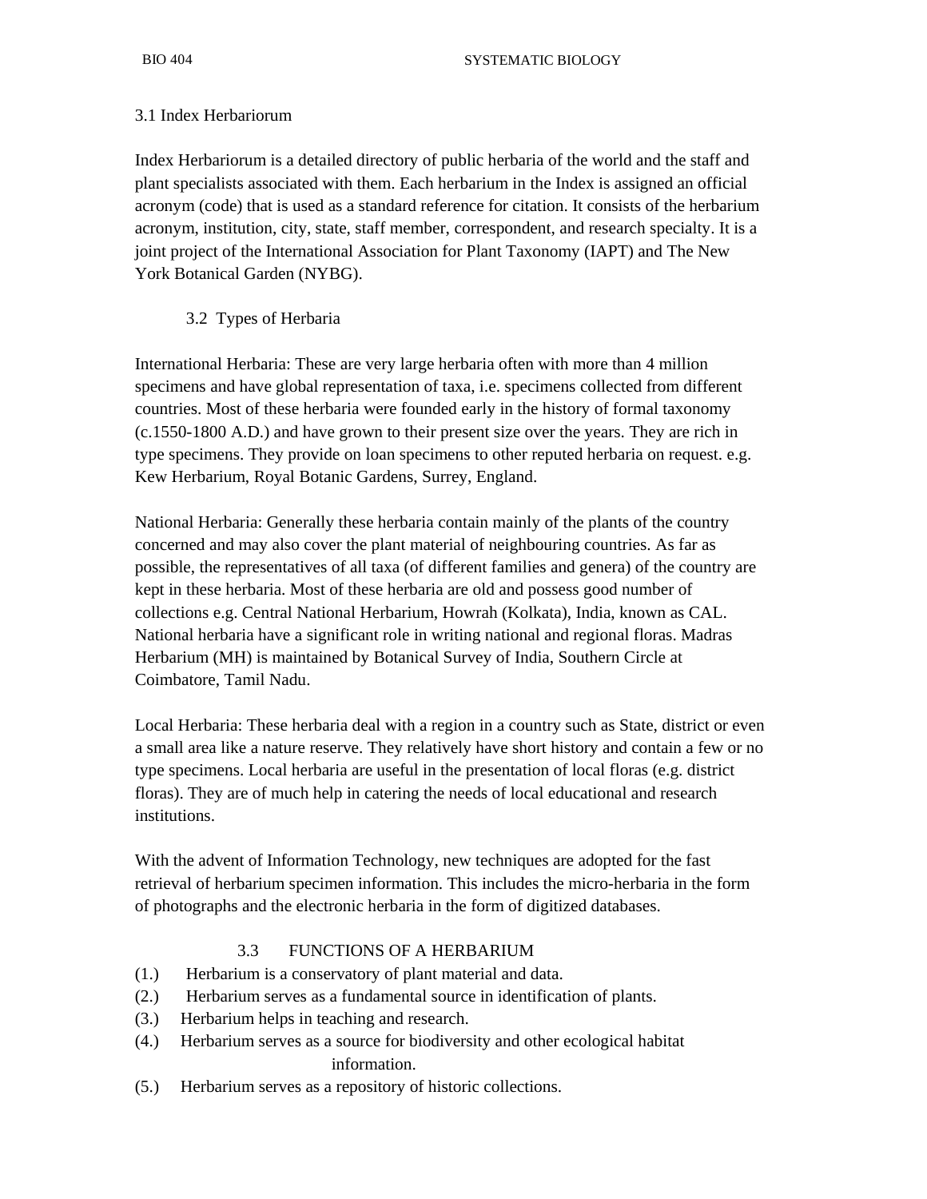### 3.1 Index Herbariorum

Index Herbariorum is a detailed directory of public herbaria of the world and the staff and plant specialists associated with them. Each herbarium in the Index is assigned an official acronym (code) that is used as a standard reference for citation. It consists of the herbarium acronym, institution, city, state, staff member, correspondent, and research specialty. It is a joint project of the International Association for Plant Taxonomy (IAPT) and The New York Botanical Garden (NYBG).

### 3.2 Types of Herbaria

International Herbaria: These are very large herbaria often with more than 4 million specimens and have global representation of taxa, i.e. specimens collected from different countries. Most of these herbaria were founded early in the history of formal taxonomy (c.1550-1800 A.D.) and have grown to their present size over the years. They are rich in type specimens. They provide on loan specimens to other reputed herbaria on request. e.g. Kew Herbarium, Royal Botanic Gardens, Surrey, England.

National Herbaria: Generally these herbaria contain mainly of the plants of the country concerned and may also cover the plant material of neighbouring countries. As far as possible, the representatives of all taxa (of different families and genera) of the country are kept in these herbaria. Most of these herbaria are old and possess good number of collections e.g. Central National Herbarium, Howrah (Kolkata), India, known as CAL. National herbaria have a significant role in writing national and regional floras. Madras Herbarium (MH) is maintained by Botanical Survey of India, Southern Circle at Coimbatore, Tamil Nadu.

Local Herbaria: These herbaria deal with a region in a country such as State, district or even a small area like a nature reserve. They relatively have short history and contain a few or no type specimens. Local herbaria are useful in the presentation of local floras (e.g. district floras). They are of much help in catering the needs of local educational and research institutions.

With the advent of Information Technology, new techniques are adopted for the fast retrieval of herbarium specimen information. This includes the micro-herbaria in the form of photographs and the electronic herbaria in the form of digitized databases.

### 3.3 FUNCTIONS OF A HERBARIUM

(1.) Herbarium is a conservatory of plant material and data.
(2.) Herbarium serves as a fundamental source in identification of plants.
(3.) Herbarium helps in teaching and research.
(4.) Herbarium serves as a source for biodiversity and other ecological habitat information.
(5.) Herbarium serves as a repository of historic collections.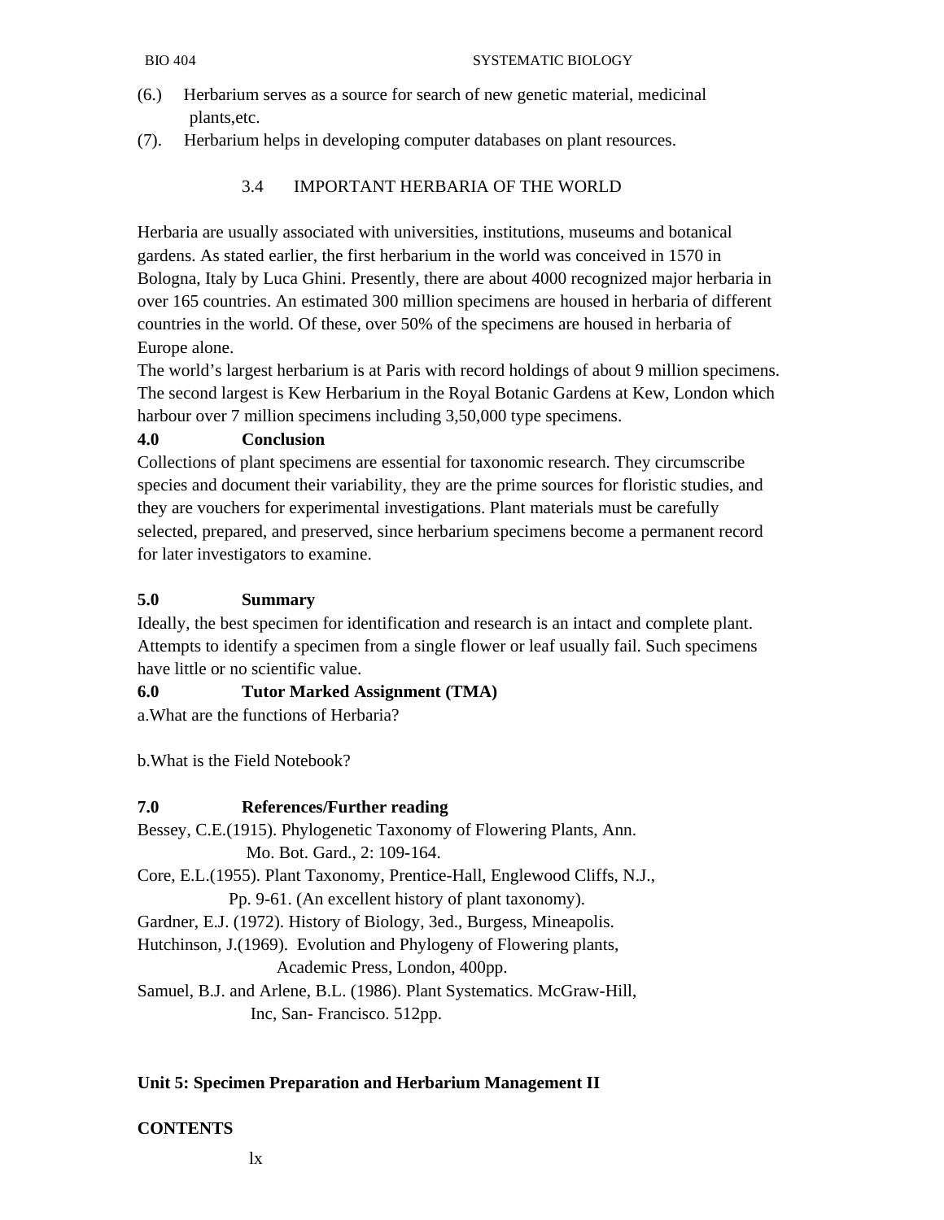(6.) Herbarium serves as a source for search of new genetic material, medicinal plants,etc.

(7). Herbarium helps in developing computer databases on plant resources.

### 3.4 IMPORTANT HERBARIA OF THE WORLD

Herbaria are usually associated with universities, institutions, museums and botanical gardens. As stated earlier, the first herbarium in the world was conceived in 1570 in Bologna, Italy by Luca Ghini. Presently, there are about 4000 recognized major herbaria in over 165 countries. An estimated 300 million specimens are housed in herbaria of different countries in the world. Of these, over 50% of the specimens are housed in herbaria of Europe alone.

The world's largest herbarium is at Paris with record holdings of about 9 million specimens. The second largest is Kew Herbarium in the Royal Botanic Gardens at Kew, London which harbour over 7 million specimens including 3,50,000 type specimens.

## 4.0 Conclusion

Collections of plant specimens are essential for taxonomic research. They circumscribe species and document their variability, they are the prime sources for floristic studies, and they are vouchers for experimental investigations. Plant materials must be carefully selected, prepared, and preserved, since herbarium specimens become a permanent record for later investigators to examine.

## 5.0 Summary

Ideally, the best specimen for identification and research is an intact and complete plant. Attempts to identify a specimen from a single flower or leaf usually fail. Such specimens have little or no scientific value.

## 6.0 Tutor Marked Assignment (TMA)

a.What are the functions of Herbaria?

b.What is the Field Notebook?

## 7.0 References/Further reading

Bessey, C.E.(1915). Phylogenetic Taxonomy of Flowering Plants, Ann. Mo. Bot. Gard., 2: 109-164.

Core, E.L.(1955). Plant Taxonomy, Prentice-Hall, Englewood Cliffs, N.J., Pp. 9-61. (An excellent history of plant taxonomy).

Gardner, E.J. (1972). History of Biology, 3ed., Burgess, Mineapolis.

Hutchinson, J.(1969). Evolution and Phylogeny of Flowering plants, Academic Press, London, 400pp.

Samuel, B.J. and Arlene, B.L. (1986). Plant Systematics. McGraw-Hill, Inc, San- Francisco. 512pp.

# Unit 5: Specimen Preparation and Herbarium Management II

**CONTENTS**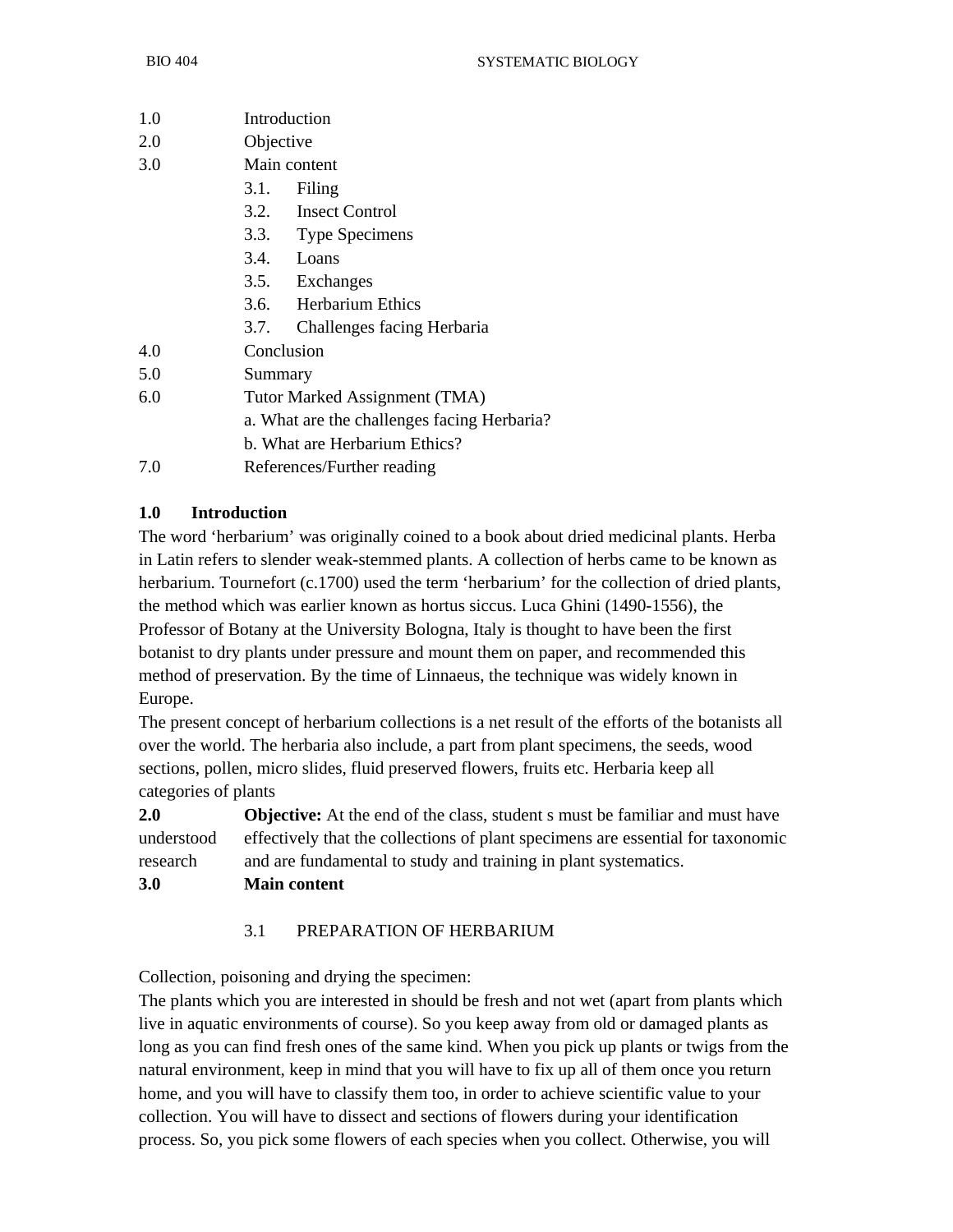1.0 Introduction
2.0 Objective
3.0 Main content
- 3.1. Filing
- 3.2. Insect Control
- 3.3. Type Specimens
- 3.4. Loans
- 3.5. Exchanges
- 3.6. Herbarium Ethics
- 3.7. Challenges facing Herbaria

4.0 Conclusion
5.0 Summary
6.0 Tutor Marked Assignment (TMA)
- a. What are the challenges facing Herbaria?
- b. What are Herbarium Ethics?

7.0 References/Further reading

## 1.0 Introduction

The word 'herbarium' was originally coined to a book about dried medicinal plants. Herba in Latin refers to slender weak-stemmed plants. A collection of herbs came to be known as herbarium. Tournefort (c.1700) used the term 'herbarium' for the collection of dried plants, the method which was earlier known as hortus siccus. Luca Ghini (1490-1556), the Professor of Botany at the University Bologna, Italy is thought to have been the first botanist to dry plants under pressure and mount them on paper, and recommended this method of preservation. By the time of Linnaeus, the technique was widely known in Europe.

The present concept of herbarium collections is a net result of the efforts of the botanists all over the world. The herbaria also include, a part from plant specimens, the seeds, wood sections, pollen, micro slides, fluid preserved flowers, fruits etc. Herbaria keep all categories of plants

**2.0 Objective:** At the end of the class, student s must be familiar and must have understood effectively that the collections of plant specimens are essential for taxonomic research and are fundamental to study and training in plant systematics.

## 3.0 Main content

### 3.1 PREPARATION OF HERBARIUM

Collection, poisoning and drying the specimen:

The plants which you are interested in should be fresh and not wet (apart from plants which live in aquatic environments of course). So you keep away from old or damaged plants as long as you can find fresh ones of the same kind. When you pick up plants or twigs from the natural environment, keep in mind that you will have to fix up all of them once you return home, and you will have to classify them too, in order to achieve scientific value to your collection. You will have to dissect and sections of flowers during your identification process. So, you pick some flowers of each species when you collect. Otherwise, you will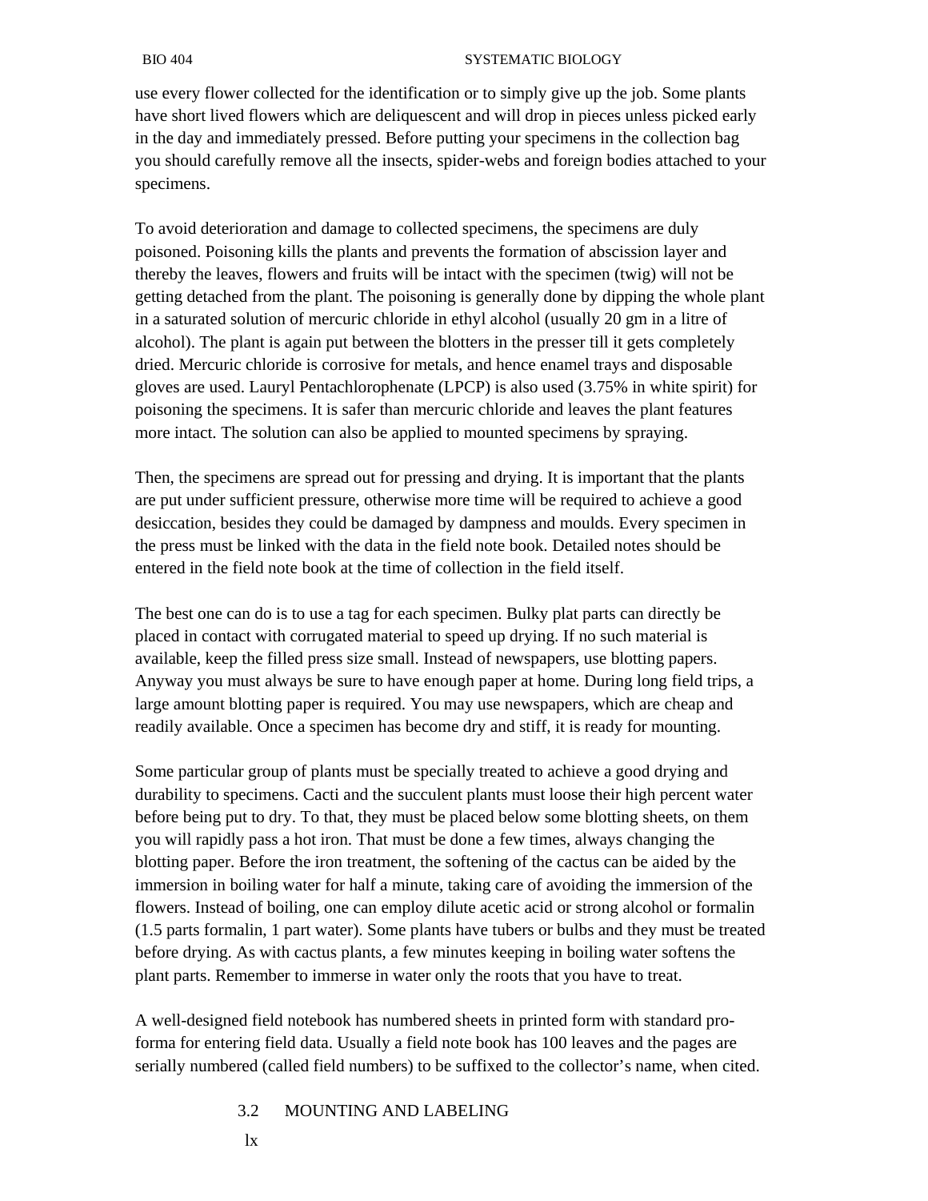use every flower collected for the identification or to simply give up the job. Some plants have short lived flowers which are deliquescent and will drop in pieces unless picked early in the day and immediately pressed. Before putting your specimens in the collection bag you should carefully remove all the insects, spider-webs and foreign bodies attached to your specimens.

To avoid deterioration and damage to collected specimens, the specimens are duly poisoned. Poisoning kills the plants and prevents the formation of abscission layer and thereby the leaves, flowers and fruits will be intact with the specimen (twig) will not be getting detached from the plant. The poisoning is generally done by dipping the whole plant in a saturated solution of mercuric chloride in ethyl alcohol (usually 20 gm in a litre of alcohol). The plant is again put between the blotters in the presser till it gets completely dried. Mercuric chloride is corrosive for metals, and hence enamel trays and disposable gloves are used. Lauryl Pentachlorophenate (LPCP) is also used (3.75% in white spirit) for poisoning the specimens. It is safer than mercuric chloride and leaves the plant features more intact. The solution can also be applied to mounted specimens by spraying.

Then, the specimens are spread out for pressing and drying. It is important that the plants are put under sufficient pressure, otherwise more time will be required to achieve a good desiccation, besides they could be damaged by dampness and moulds. Every specimen in the press must be linked with the data in the field note book. Detailed notes should be entered in the field note book at the time of collection in the field itself.

The best one can do is to use a tag for each specimen. Bulky plat parts can directly be placed in contact with corrugated material to speed up drying. If no such material is available, keep the filled press size small. Instead of newspapers, use blotting papers. Anyway you must always be sure to have enough paper at home. During long field trips, a large amount blotting paper is required. You may use newspapers, which are cheap and readily available. Once a specimen has become dry and stiff, it is ready for mounting.

Some particular group of plants must be specially treated to achieve a good drying and durability to specimens. Cacti and the succulent plants must loose their high percent water before being put to dry. To that, they must be placed below some blotting sheets, on them you will rapidly pass a hot iron. That must be done a few times, always changing the blotting paper. Before the iron treatment, the softening of the cactus can be aided by the immersion in boiling water for half a minute, taking care of avoiding the immersion of the flowers. Instead of boiling, one can employ dilute acetic acid or strong alcohol or formalin (1.5 parts formalin, 1 part water). Some plants have tubers or bulbs and they must be treated before drying. As with cactus plants, a few minutes keeping in boiling water softens the plant parts. Remember to immerse in water only the roots that you have to treat.

A well-designed field notebook has numbered sheets in printed form with standard pro-forma for entering field data. Usually a field note book has 100 leaves and the pages are serially numbered (called field numbers) to be suffixed to the collector's name, when cited.

## 3.2 MOUNTING AND LABELING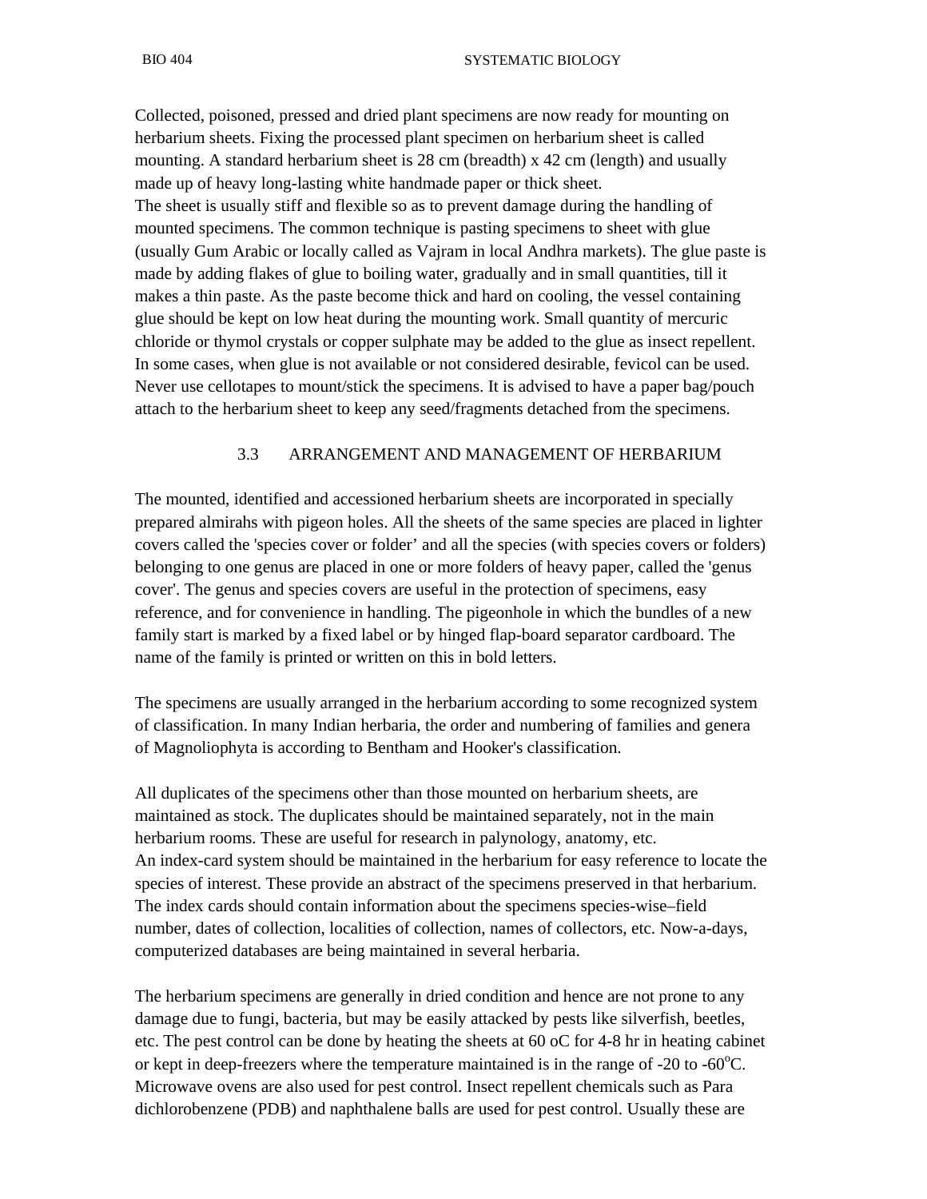Collected, poisoned, pressed and dried plant specimens are now ready for mounting on herbarium sheets. Fixing the processed plant specimen on herbarium sheet is called mounting. A standard herbarium sheet is 28 cm (breadth) x 42 cm (length) and usually made up of heavy long-lasting white handmade paper or thick sheet.
The sheet is usually stiff and flexible so as to prevent damage during the handling of mounted specimens. The common technique is pasting specimens to sheet with glue (usually Gum Arabic or locally called as Vajram in local Andhra markets). The glue paste is made by adding flakes of glue to boiling water, gradually and in small quantities, till it makes a thin paste. As the paste become thick and hard on cooling, the vessel containing glue should be kept on low heat during the mounting work. Small quantity of mercuric chloride or thymol crystals or copper sulphate may be added to the glue as insect repellent. In some cases, when glue is not available or not considered desirable, fevicol can be used. Never use cellotapes to mount/stick the specimens. It is advised to have a paper bag/pouch attach to the herbarium sheet to keep any seed/fragments detached from the specimens.

## 3.3 ARRANGEMENT AND MANAGEMENT OF HERBARIUM

The mounted, identified and accessioned herbarium sheets are incorporated in specially prepared almirahs with pigeon holes. All the sheets of the same species are placed in lighter covers called the 'species cover or folder' and all the species (with species covers or folders) belonging to one genus are placed in one or more folders of heavy paper, called the 'genus cover'. The genus and species covers are useful in the protection of specimens, easy reference, and for convenience in handling. The pigeonhole in which the bundles of a new family start is marked by a fixed label or by hinged flap-board separator cardboard. The name of the family is printed or written on this in bold letters.

The specimens are usually arranged in the herbarium according to some recognized system of classification. In many Indian herbaria, the order and numbering of families and genera of Magnoliophyta is according to Bentham and Hooker's classification.

All duplicates of the specimens other than those mounted on herbarium sheets, are maintained as stock. The duplicates should be maintained separately, not in the main herbarium rooms. These are useful for research in palynology, anatomy, etc.
An index-card system should be maintained in the herbarium for easy reference to locate the species of interest. These provide an abstract of the specimens preserved in that herbarium. The index cards should contain information about the specimens species-wise–field number, dates of collection, localities of collection, names of collectors, etc. Now-a-days, computerized databases are being maintained in several herbaria.

The herbarium specimens are generally in dried condition and hence are not prone to any damage due to fungi, bacteria, but may be easily attacked by pests like silverfish, beetles, etc. The pest control can be done by heating the sheets at 60 oC for 4-8 hr in heating cabinet or kept in deep-freezers where the temperature maintained is in the range of -20 to -60$^{o}$C. Microwave ovens are also used for pest control. Insect repellent chemicals such as Para dichlorobenzene (PDB) and naphthalene balls are used for pest control. Usually these are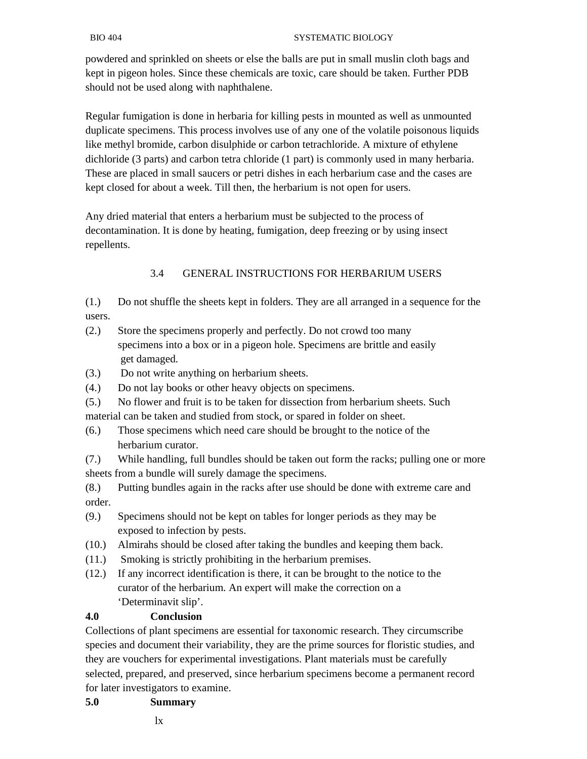powdered and sprinkled on sheets or else the balls are put in small muslin cloth bags and kept in pigeon holes. Since these chemicals are toxic, care should be taken. Further PDB should not be used along with naphthalene.

Regular fumigation is done in herbaria for killing pests in mounted as well as unmounted duplicate specimens. This process involves use of any one of the volatile poisonous liquids like methyl bromide, carbon disulphide or carbon tetrachloride. A mixture of ethylene dichloride (3 parts) and carbon tetra chloride (1 part) is commonly used in many herbaria. These are placed in small saucers or petri dishes in each herbarium case and the cases are kept closed for about a week. Till then, the herbarium is not open for users.

Any dried material that enters a herbarium must be subjected to the process of decontamination. It is done by heating, fumigation, deep freezing or by using insect repellents.

### 3.4 GENERAL INSTRUCTIONS FOR HERBARIUM USERS

(1.) Do not shuffle the sheets kept in folders. They are all arranged in a sequence for the users.

(2.) Store the specimens properly and perfectly. Do not crowd too many specimens into a box or in a pigeon hole. Specimens are brittle and easily get damaged.

(3.) Do not write anything on herbarium sheets.

(4.) Do not lay books or other heavy objects on specimens.

(5.) No flower and fruit is to be taken for dissection from herbarium sheets. Such material can be taken and studied from stock, or spared in folder on sheet.

(6.) Those specimens which need care should be brought to the notice of the herbarium curator.

(7.) While handling, full bundles should be taken out form the racks; pulling one or more sheets from a bundle will surely damage the specimens.

(8.) Putting bundles again in the racks after use should be done with extreme care and order.

(9.) Specimens should not be kept on tables for longer periods as they may be exposed to infection by pests.

(10.) Almirahs should be closed after taking the bundles and keeping them back.

(11.) Smoking is strictly prohibiting in the herbarium premises.

(12.) If any incorrect identification is there, it can be brought to the notice to the curator of the herbarium. An expert will make the correction on a 'Determinavit slip'.

## 4.0 Conclusion

Collections of plant specimens are essential for taxonomic research. They circumscribe species and document their variability, they are the prime sources for floristic studies, and they are vouchers for experimental investigations. Plant materials must be carefully selected, prepared, and preserved, since herbarium specimens become a permanent record for later investigators to examine.

## 5.0 Summary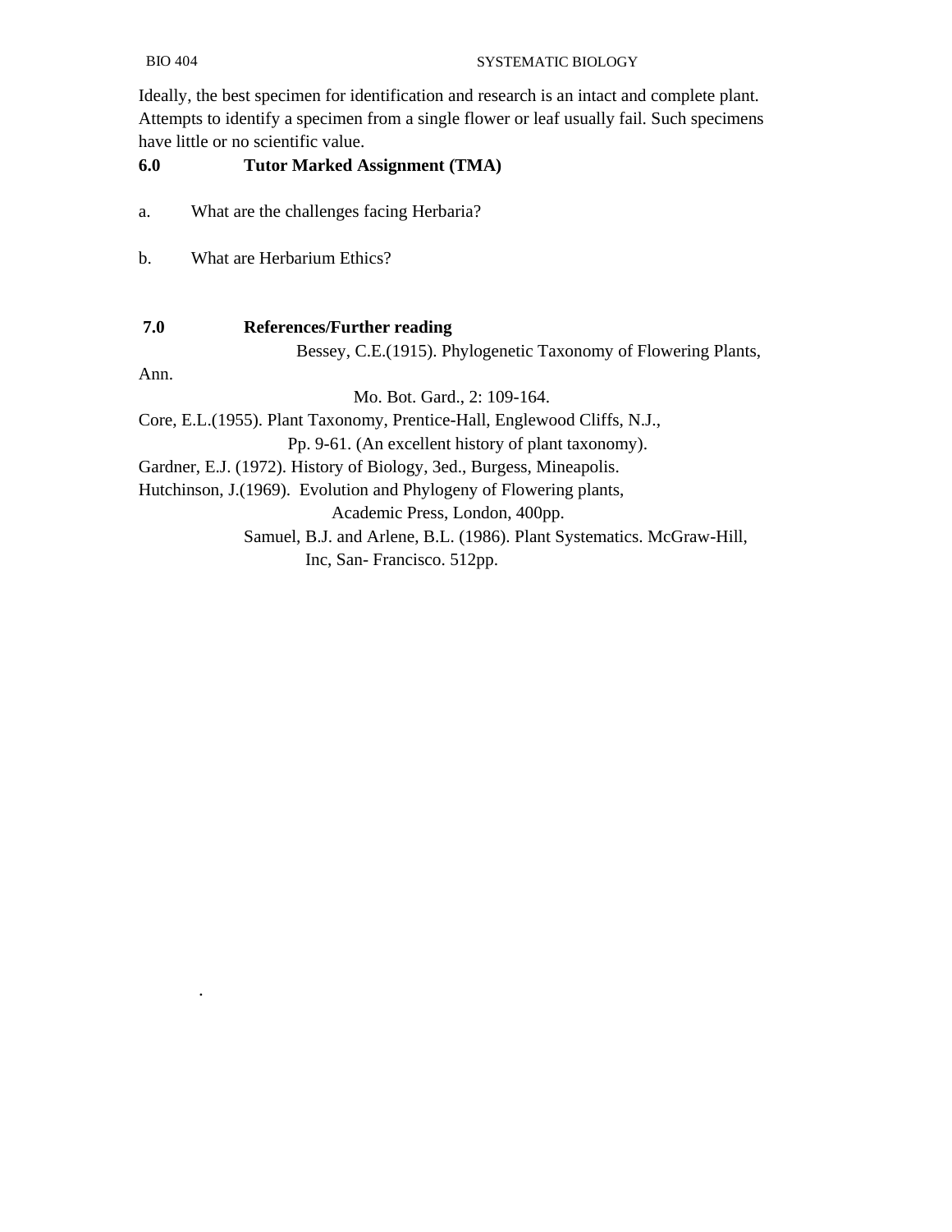Ideally, the best specimen for identification and research is an intact and complete plant. Attempts to identify a specimen from a single flower or leaf usually fail. Such specimens have little or no scientific value.

## 6.0 Tutor Marked Assignment (TMA)

a. What are the challenges facing Herbaria?

b. What are Herbarium Ethics?

## 7.0 References/Further reading

Bessey, C.E.(1915). Phylogenetic Taxonomy of Flowering Plants, Ann. Mo. Bot. Gard., 2: 109-164.

Core, E.L.(1955). Plant Taxonomy, Prentice-Hall, Englewood Cliffs, N.J., Pp. 9-61. (An excellent history of plant taxonomy).

Gardner, E.J. (1972). History of Biology, 3ed., Burgess, Mineapolis.

Hutchinson, J.(1969). Evolution and Phylogeny of Flowering plants, Academic Press, London, 400pp.

Samuel, B.J. and Arlene, B.L. (1986). Plant Systematics. McGraw-Hill, Inc, San- Francisco. 512pp.